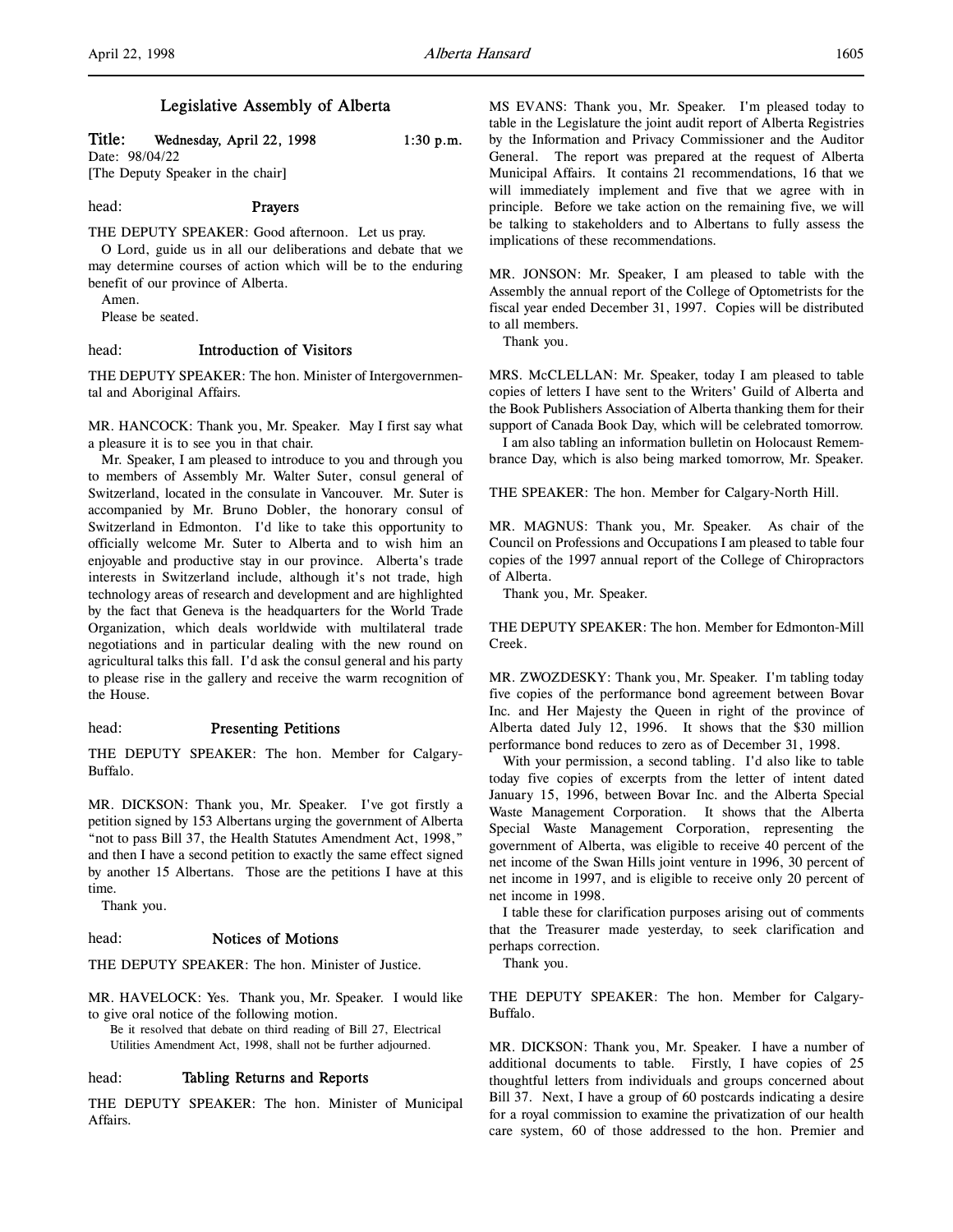# Legislative Assembly of Alberta

**Title: Wednesday, April 22, 1998 1:30 p.m.**

Date: 98/04/22

[The Deputy Speaker in the chair]

head: **Prayers**

THE DEPUTY SPEAKER: Good afternoon. Let us pray.

O Lord, guide us in all our deliberations and debate that we may determine courses of action which will be to the enduring benefit of our province of Alberta.

Amen.

Please be seated.

head: **Introduction of Visitors**

THE DEPUTY SPEAKER: The hon. Minister of Intergovernmental and Aboriginal Affairs.

MR. HANCOCK: Thank you, Mr. Speaker. May I first say what a pleasure it is to see you in that chair.

Mr. Speaker, I am pleased to introduce to you and through you to members of Assembly Mr. Walter Suter, consul general of Switzerland, located in the consulate in Vancouver. Mr. Suter is accompanied by Mr. Bruno Dobler, the honorary consul of Switzerland in Edmonton. I'd like to take this opportunity to officially welcome Mr. Suter to Alberta and to wish him an enjoyable and productive stay in our province. Alberta's trade interests in Switzerland include, although it's not trade, high technology areas of research and development and are highlighted by the fact that Geneva is the headquarters for the World Trade Organization, which deals worldwide with multilateral trade negotiations and in particular dealing with the new round on agricultural talks this fall. I'd ask the consul general and his party to please rise in the gallery and receive the warm recognition of the House.

head: **Presenting Petitions**

THE DEPUTY SPEAKER: The hon. Member for Calgary-Buffalo.

MR. DICKSON: Thank you, Mr. Speaker. I've got firstly a petition signed by 153 Albertans urging the government of Alberta "not to pass Bill 37, the Health Statutes Amendment Act, 1998," and then I have a second petition to exactly the same effect signed by another 15 Albertans. Those are the petitions I have at this time.

Thank you.

head: **Notices of Motions**

THE DEPUTY SPEAKER: The hon. Minister of Justice.

MR. HAVELOCK: Yes. Thank you, Mr. Speaker. I would like to give oral notice of the following motion.

> Be it resolved that debate on third reading of Bill 27, Electrical Utilities Amendment Act, 1998, shall not be further adjourned.

head: **Tabling Returns and Reports**

THE DEPUTY SPEAKER: The hon. Minister of Municipal Affairs.

MS EVANS: Thank you, Mr. Speaker. I'm pleased today to table in the Legislature the joint audit report of Alberta Registries by the Information and Privacy Commissioner and the Auditor General. The report was prepared at the request of Alberta Municipal Affairs. It contains 21 recommendations, 16 that we will immediately implement and five that we agree with in principle. Before we take action on the remaining five, we will be talking to stakeholders and to Albertans to fully assess the implications of these recommendations.

MR. JONSON: Mr. Speaker, I am pleased to table with the Assembly the annual report of the College of Optometrists for the fiscal year ended December 31, 1997. Copies will be distributed to all members.

Thank you.

MRS. McCLELLAN: Mr. Speaker, today I am pleased to table copies of letters I have sent to the Writers' Guild of Alberta and the Book Publishers Association of Alberta thanking them for their support of Canada Book Day, which will be celebrated tomorrow.

I am also tabling an information bulletin on Holocaust Remembrance Day, which is also being marked tomorrow, Mr. Speaker.

THE SPEAKER: The hon. Member for Calgary-North Hill.

MR. MAGNUS: Thank you, Mr. Speaker. As chair of the Council on Professions and Occupations I am pleased to table four copies of the 1997 annual report of the College of Chiropractors of Alberta.

Thank you, Mr. Speaker.

THE DEPUTY SPEAKER: The hon. Member for Edmonton-Mill Creek.

MR. ZWOZDESKY: Thank you, Mr. Speaker. I'm tabling today five copies of the performance bond agreement between Bovar Inc. and Her Majesty the Queen in right of the province of Alberta dated July 12, 1996. It shows that the $30 million performance bond reduces to zero as of December 31, 1998.

With your permission, a second tabling. I'd also like to table today five copies of excerpts from the letter of intent dated January 15, 1996, between Bovar Inc. and the Alberta Special Waste Management Corporation. It shows that the Alberta Special Waste Management Corporation, representing the government of Alberta, was eligible to receive 40 percent of the net income of the Swan Hills joint venture in 1996, 30 percent of net income in 1997, and is eligible to receive only 20 percent of net income in 1998.

I table these for clarification purposes arising out of comments that the Treasurer made yesterday, to seek clarification and perhaps correction.

Thank you.

THE DEPUTY SPEAKER: The hon. Member for Calgary-Buffalo.

MR. DICKSON: Thank you, Mr. Speaker. I have a number of additional documents to table. Firstly, I have copies of 25 thoughtful letters from individuals and groups concerned about Bill 37. Next, I have a group of 60 postcards indicating a desire for a royal commission to examine the privatization of our health care system, 60 of those addressed to the hon. Premier and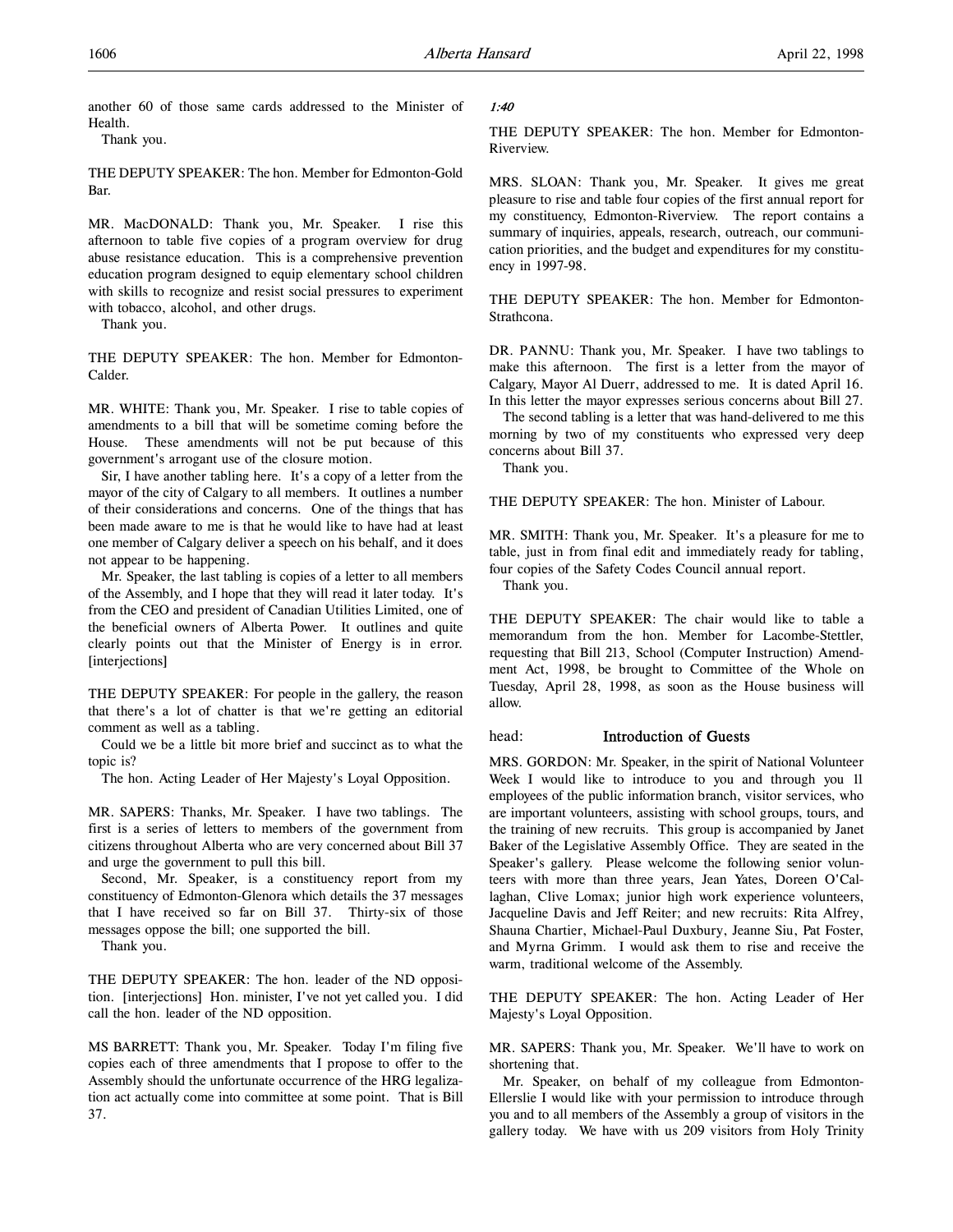another 60 of those same cards addressed to the Minister of Health.

Thank you.

THE DEPUTY SPEAKER: The hon. Member for Edmonton-Gold Bar.

MR. MacDONALD: Thank you, Mr. Speaker. I rise this afternoon to table five copies of a program overview for drug abuse resistance education. This is a comprehensive prevention education program designed to equip elementary school children with skills to recognize and resist social pressures to experiment with tobacco, alcohol, and other drugs.

Thank you.

THE DEPUTY SPEAKER: The hon. Member for Edmonton-Calder.

MR. WHITE: Thank you, Mr. Speaker. I rise to table copies of amendments to a bill that will be sometime coming before the House. These amendments will not be put because of this government's arrogant use of the closure motion.

Sir, I have another tabling here. It's a copy of a letter from the mayor of the city of Calgary to all members. It outlines a number of their considerations and concerns. One of the things that has been made aware to me is that he would like to have had at least one member of Calgary deliver a speech on his behalf, and it does not appear to be happening.

Mr. Speaker, the last tabling is copies of a letter to all members of the Assembly, and I hope that they will read it later today. It's from the CEO and president of Canadian Utilities Limited, one of the beneficial owners of Alberta Power. It outlines and quite clearly points out that the Minister of Energy is in error. [interjections]

THE DEPUTY SPEAKER: For people in the gallery, the reason that there's a lot of chatter is that we're getting an editorial comment as well as a tabling.

Could we be a little bit more brief and succinct as to what the topic is?

The hon. Acting Leader of Her Majesty's Loyal Opposition.

MR. SAPERS: Thanks, Mr. Speaker. I have two tablings. The first is a series of letters to members of the government from citizens throughout Alberta who are very concerned about Bill 37 and urge the government to pull this bill.

Second, Mr. Speaker, is a constituency report from my constituency of Edmonton-Glenora which details the 37 messages that I have received so far on Bill 37. Thirty-six of those messages oppose the bill; one supported the bill.

Thank you.

THE DEPUTY SPEAKER: The hon. leader of the ND opposition. [interjections] Hon. minister, I've not yet called you. I did call the hon. leader of the ND opposition.

MS BARRETT: Thank you, Mr. Speaker. Today I'm filing five copies each of three amendments that I propose to offer to the Assembly should the unfortunate occurrence of the HRG legalization act actually come into committee at some point. That is Bill 37.

*1:40*

THE DEPUTY SPEAKER: The hon. Member for Edmonton-Riverview.

MRS. SLOAN: Thank you, Mr. Speaker. It gives me great pleasure to rise and table four copies of the first annual report for my constituency, Edmonton-Riverview. The report contains a summary of inquiries, appeals, research, outreach, our communication priorities, and the budget and expenditures for my constituency in 1997-98.

THE DEPUTY SPEAKER: The hon. Member for Edmonton-Strathcona.

DR. PANNU: Thank you, Mr. Speaker. I have two tablings to make this afternoon. The first is a letter from the mayor of Calgary, Mayor Al Duerr, addressed to me. It is dated April 16. In this letter the mayor expresses serious concerns about Bill 27.

The second tabling is a letter that was hand-delivered to me this morning by two of my constituents who expressed very deep concerns about Bill 37.

Thank you.

THE DEPUTY SPEAKER: The hon. Minister of Labour.

MR. SMITH: Thank you, Mr. Speaker. It's a pleasure for me to table, just in from final edit and immediately ready for tabling, four copies of the Safety Codes Council annual report.

Thank you.

THE DEPUTY SPEAKER: The chair would like to table a memorandum from the hon. Member for Lacombe-Stettler, requesting that Bill 213, School (Computer Instruction) Amendment Act, 1998, be brought to Committee of the Whole on Tuesday, April 28, 1998, as soon as the House business will allow.

head: **Introduction of Guests**

MRS. GORDON: Mr. Speaker, in the spirit of National Volunteer Week I would like to introduce to you and through you 11 employees of the public information branch, visitor services, who are important volunteers, assisting with school groups, tours, and the training of new recruits. This group is accompanied by Janet Baker of the Legislative Assembly Office. They are seated in the Speaker's gallery. Please welcome the following senior volunteers with more than three years, Jean Yates, Doreen O'Callaghan, Clive Lomax; junior high work experience volunteers, Jacqueline Davis and Jeff Reiter; and new recruits: Rita Alfrey, Shauna Chartier, Michael-Paul Duxbury, Jeanne Siu, Pat Foster, and Myrna Grimm. I would ask them to rise and receive the warm, traditional welcome of the Assembly.

THE DEPUTY SPEAKER: The hon. Acting Leader of Her Majesty's Loyal Opposition.

MR. SAPERS: Thank you, Mr. Speaker. We'll have to work on shortening that.

Mr. Speaker, on behalf of my colleague from Edmonton-Ellerslie I would like with your permission to introduce through you and to all members of the Assembly a group of visitors in the gallery today. We have with us 209 visitors from Holy Trinity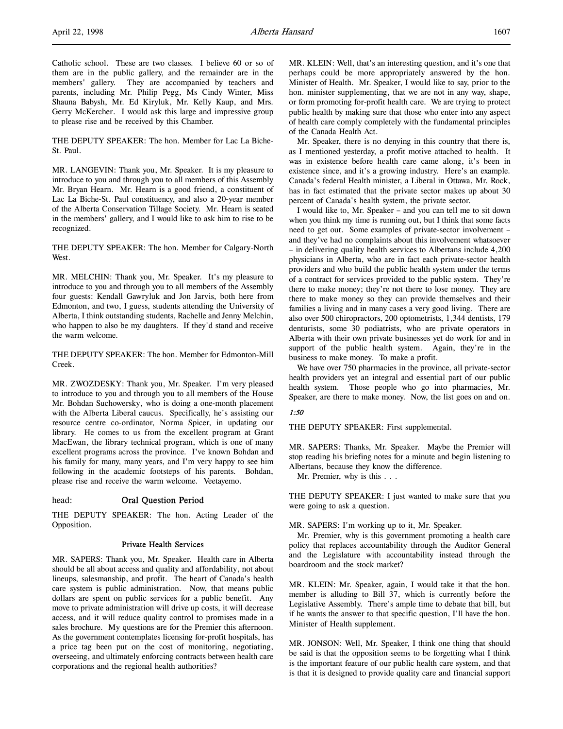Catholic school. These are two classes. I believe 60 or so of them are in the public gallery, and the remainder are in the members' gallery. They are accompanied by teachers and parents, including Mr. Philip Pegg, Ms Cindy Winter, Miss Shauna Babysh, Mr. Ed Kiryluk, Mr. Kelly Kaup, and Mrs. Gerry McKercher. I would ask this large and impressive group to please rise and be received by this Chamber.

THE DEPUTY SPEAKER: The hon. Member for Lac La Biche-St. Paul.

MR. LANGEVIN: Thank you, Mr. Speaker. It is my pleasure to introduce to you and through you to all members of this Assembly Mr. Bryan Hearn. Mr. Hearn is a good friend, a constituent of Lac La Biche-St. Paul constituency, and also a 20-year member of the Alberta Conservation Tillage Society. Mr. Hearn is seated in the members' gallery, and I would like to ask him to rise to be recognized.

THE DEPUTY SPEAKER: The hon. Member for Calgary-North West.

MR. MELCHIN: Thank you, Mr. Speaker. It's my pleasure to introduce to you and through you to all members of the Assembly four guests: Kendall Gawryluk and Jon Jarvis, both here from Edmonton, and two, I guess, students attending the University of Alberta, I think outstanding students, Rachelle and Jenny Melchin, who happen to also be my daughters. If they'd stand and receive the warm welcome.

THE DEPUTY SPEAKER: The hon. Member for Edmonton-Mill Creek.

MR. ZWOZDESKY: Thank you, Mr. Speaker. I'm very pleased to introduce to you and through you to all members of the House Mr. Bohdan Suchowersky, who is doing a one-month placement with the Alberta Liberal caucus. Specifically, he's assisting our resource centre co-ordinator, Norma Spicer, in updating our library. He comes to us from the excellent program at Grant MacEwan, the library technical program, which is one of many excellent programs across the province. I've known Bohdan and his family for many, many years, and I'm very happy to see him following in the academic footsteps of his parents. Bohdan, please rise and receive the warm welcome. Veetayemo.

head: **Oral Question Period**

THE DEPUTY SPEAKER: The hon. Acting Leader of the Opposition.

### Private Health Services

MR. SAPERS: Thank you, Mr. Speaker. Health care in Alberta should be all about access and quality and affordability, not about lineups, salesmanship, and profit. The heart of Canada's health care system is public administration. Now, that means public dollars are spent on public services for a public benefit. Any move to private administration will drive up costs, it will decrease access, and it will reduce quality control to promises made in a sales brochure. My questions are for the Premier this afternoon. As the government contemplates licensing for-profit hospitals, has a price tag been put on the cost of monitoring, negotiating, overseeing, and ultimately enforcing contracts between health care corporations and the regional health authorities?

MR. KLEIN: Well, that's an interesting question, and it's one that perhaps could be more appropriately answered by the hon. Minister of Health. Mr. Speaker, I would like to say, prior to the hon. minister supplementing, that we are not in any way, shape, or form promoting for-profit health care. We are trying to protect public health by making sure that those who enter into any aspect of health care comply completely with the fundamental principles of the Canada Health Act.

Mr. Speaker, there is no denying in this country that there is, as I mentioned yesterday, a profit motive attached to health. It was in existence before health care came along, it's been in existence since, and it's a growing industry. Here's an example. Canada's federal Health minister, a Liberal in Ottawa, Mr. Rock, has in fact estimated that the private sector makes up about 30 percent of Canada's health system, the private sector.

I would like to, Mr. Speaker – and you can tell me to sit down when you think my time is running out, but I think that some facts need to get out. Some examples of private-sector involvement – and they've had no complaints about this involvement whatsoever – in delivering quality health services to Albertans include 4,200 physicians in Alberta, who are in fact each private-sector health providers and who build the public health system under the terms of a contract for services provided to the public system. They're there to make money; they're not there to lose money. They are there to make money so they can provide themselves and their families a living and in many cases a very good living. There are also over 500 chiropractors, 200 optometrists, 1,344 dentists, 179 denturists, some 30 podiatrists, who are private operators in Alberta with their own private businesses yet do work for and in support of the public health system. Again, they're in the business to make money. To make a profit.

We have over 750 pharmacies in the province, all private-sector health providers yet an integral and essential part of our public health system. Those people who go into pharmacies, Mr. Speaker, are there to make money. Now, the list goes on and on.

*1:50*

THE DEPUTY SPEAKER: First supplemental.

MR. SAPERS: Thanks, Mr. Speaker. Maybe the Premier will stop reading his briefing notes for a minute and begin listening to Albertans, because they know the difference.

Mr. Premier, why is this . . .

THE DEPUTY SPEAKER: I just wanted to make sure that you were going to ask a question.

MR. SAPERS: I'm working up to it, Mr. Speaker.

Mr. Premier, why is this government promoting a health care policy that replaces accountability through the Auditor General and the Legislature with accountability instead through the boardroom and the stock market?

MR. KLEIN: Mr. Speaker, again, I would take it that the hon. member is alluding to Bill 37, which is currently before the Legislative Assembly. There's ample time to debate that bill, but if he wants the answer to that specific question, I'll have the hon. Minister of Health supplement.

MR. JONSON: Well, Mr. Speaker, I think one thing that should be said is that the opposition seems to be forgetting what I think is the important feature of our public health care system, and that is that it is designed to provide quality care and financial support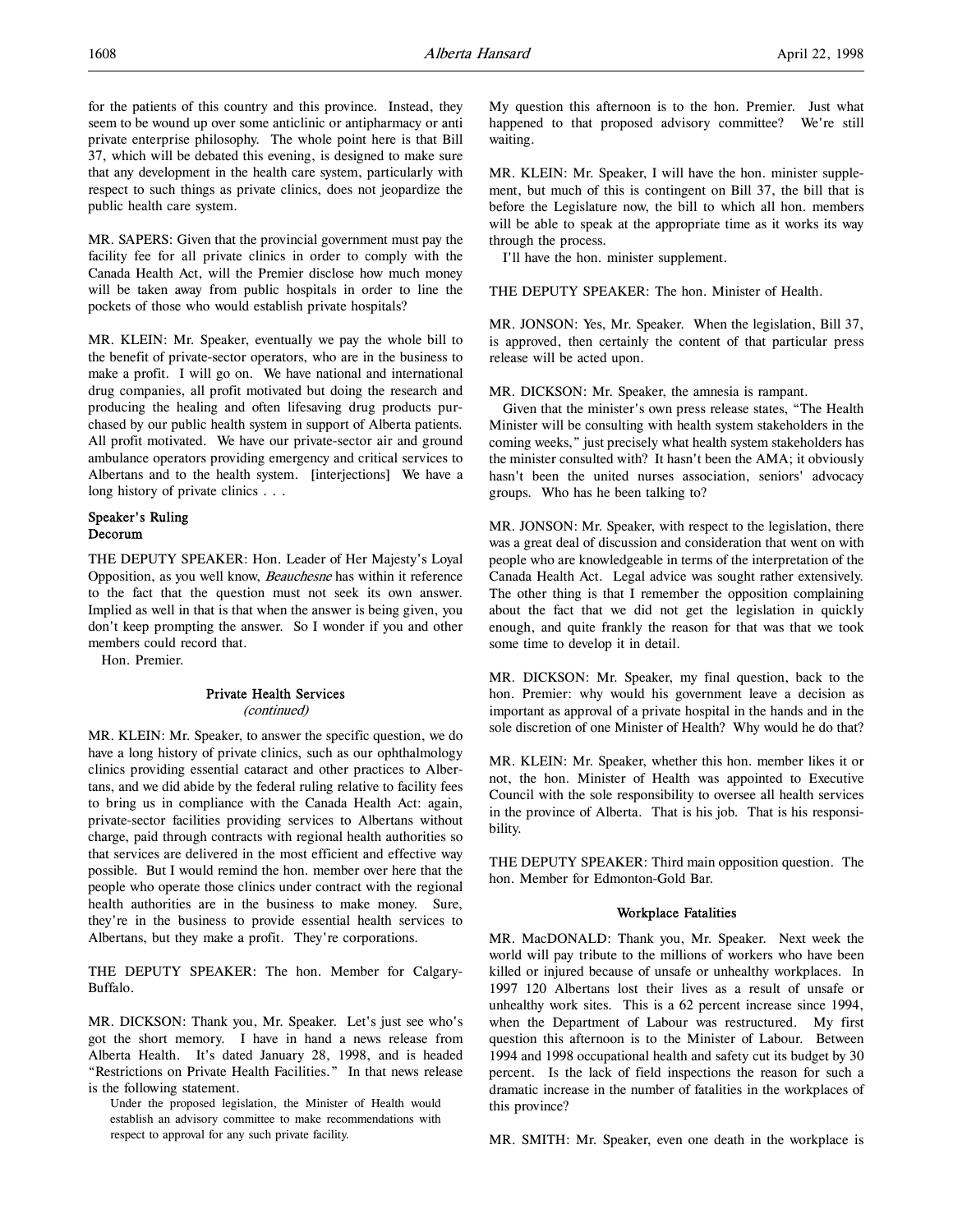for the patients of this country and this province. Instead, they seem to be wound up over some anticlinic or antipharmacy or anti private enterprise philosophy. The whole point here is that Bill 37, which will be debated this evening, is designed to make sure that any development in the health care system, particularly with respect to such things as private clinics, does not jeopardize the public health care system.

MR. SAPERS: Given that the provincial government must pay the facility fee for all private clinics in order to comply with the Canada Health Act, will the Premier disclose how much money will be taken away from public hospitals in order to line the pockets of those who would establish private hospitals?

MR. KLEIN: Mr. Speaker, eventually we pay the whole bill to the benefit of private-sector operators, who are in the business to make a profit. I will go on. We have national and international drug companies, all profit motivated but doing the research and producing the healing and often lifesaving drug products purchased by our public health system in support of Alberta patients. All profit motivated. We have our private-sector air and ground ambulance operators providing emergency and critical services to Albertans and to the health system. [interjections] We have a long history of private clinics . . .

### Speaker's Ruling
### Decorum

THE DEPUTY SPEAKER: Hon. Leader of Her Majesty's Loyal Opposition, as you well know, *Beauchesne* has within it reference to the fact that the question must not seek its own answer. Implied as well in that is that when the answer is being given, you don't keep prompting the answer. So I wonder if you and other members could record that.

Hon. Premier.

## Private Health Services
*(continued)*

MR. KLEIN: Mr. Speaker, to answer the specific question, we do have a long history of private clinics, such as our ophthalmology clinics providing essential cataract and other practices to Albertans, and we did abide by the federal ruling relative to facility fees to bring us in compliance with the Canada Health Act: again, private-sector facilities providing services to Albertans without charge, paid through contracts with regional health authorities so that services are delivered in the most efficient and effective way possible. But I would remind the hon. member over here that the people who operate those clinics under contract with the regional health authorities are in the business to make money. Sure, they're in the business to provide essential health services to Albertans, but they make a profit. They're corporations.

THE DEPUTY SPEAKER: The hon. Member for Calgary-Buffalo.

MR. DICKSON: Thank you, Mr. Speaker. Let's just see who's got the short memory. I have in hand a news release from Alberta Health. It's dated January 28, 1998, and is headed "Restrictions on Private Health Facilities." In that news release is the following statement.

> Under the proposed legislation, the Minister of Health would establish an advisory committee to make recommendations with respect to approval for any such private facility.

My question this afternoon is to the hon. Premier. Just what happened to that proposed advisory committee? We're still waiting.

MR. KLEIN: Mr. Speaker, I will have the hon. minister supplement, but much of this is contingent on Bill 37, the bill that is before the Legislature now, the bill to which all hon. members will be able to speak at the appropriate time as it works its way through the process.

I'll have the hon. minister supplement.

THE DEPUTY SPEAKER: The hon. Minister of Health.

MR. JONSON: Yes, Mr. Speaker. When the legislation, Bill 37, is approved, then certainly the content of that particular press release will be acted upon.

MR. DICKSON: Mr. Speaker, the amnesia is rampant.

Given that the minister's own press release states, "The Health Minister will be consulting with health system stakeholders in the coming weeks," just precisely what health system stakeholders has the minister consulted with? It hasn't been the AMA; it obviously hasn't been the united nurses association, seniors' advocacy groups. Who has he been talking to?

MR. JONSON: Mr. Speaker, with respect to the legislation, there was a great deal of discussion and consideration that went on with people who are knowledgeable in terms of the interpretation of the Canada Health Act. Legal advice was sought rather extensively. The other thing is that I remember the opposition complaining about the fact that we did not get the legislation in quickly enough, and quite frankly the reason for that was that we took some time to develop it in detail.

MR. DICKSON: Mr. Speaker, my final question, back to the hon. Premier: why would his government leave a decision as important as approval of a private hospital in the hands and in the sole discretion of one Minister of Health? Why would he do that?

MR. KLEIN: Mr. Speaker, whether this hon. member likes it or not, the hon. Minister of Health was appointed to Executive Council with the sole responsibility to oversee all health services in the province of Alberta. That is his job. That is his responsibility.

THE DEPUTY SPEAKER: Third main opposition question. The hon. Member for Edmonton-Gold Bar.

## Workplace Fatalities

MR. MacDONALD: Thank you, Mr. Speaker. Next week the world will pay tribute to the millions of workers who have been killed or injured because of unsafe or unhealthy workplaces. In 1997 120 Albertans lost their lives as a result of unsafe or unhealthy work sites. This is a 62 percent increase since 1994, when the Department of Labour was restructured. My first question this afternoon is to the Minister of Labour. Between 1994 and 1998 occupational health and safety cut its budget by 30 percent. Is the lack of field inspections the reason for such a dramatic increase in the number of fatalities in the workplaces of this province?

MR. SMITH: Mr. Speaker, even one death in the workplace is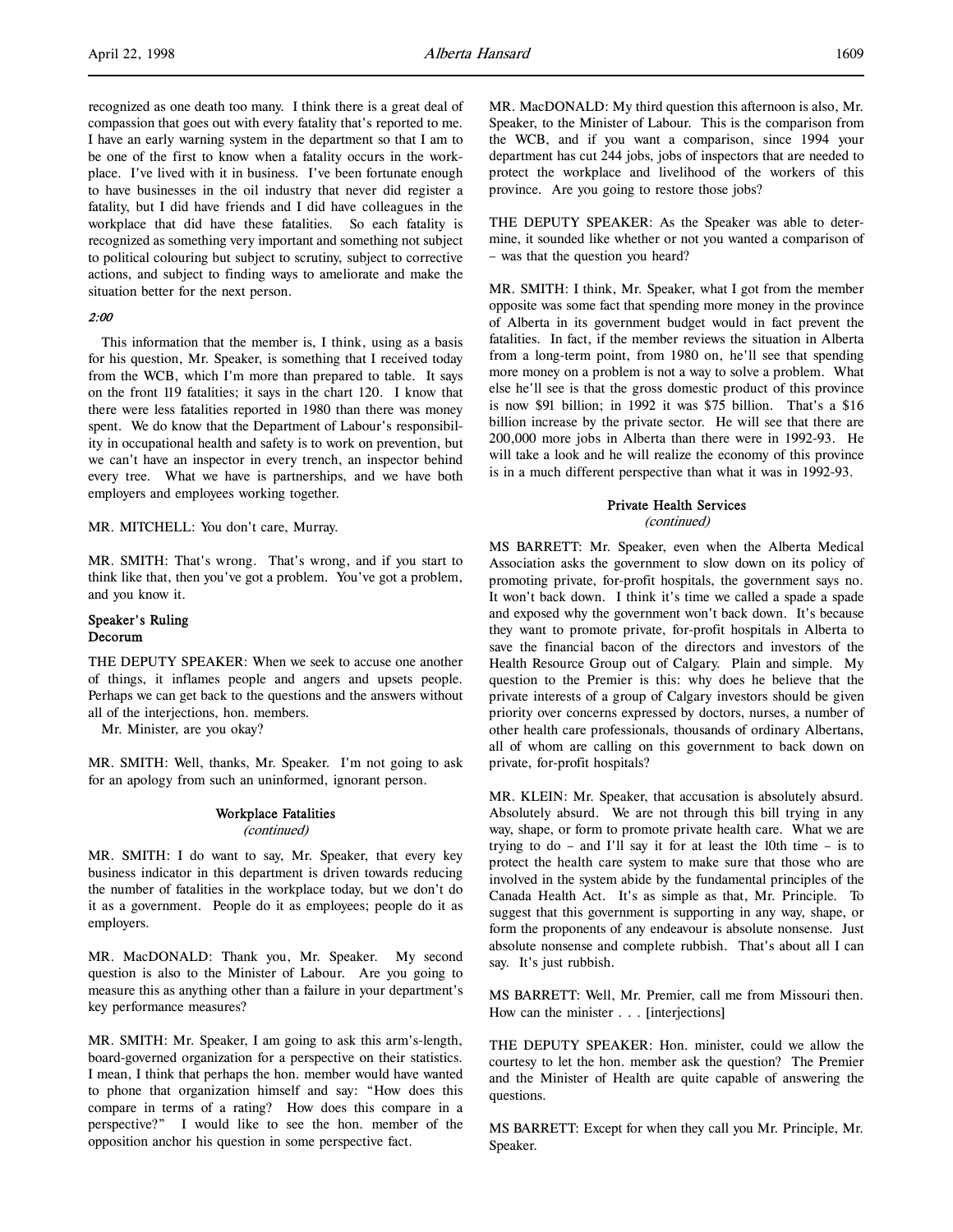recognized as one death too many. I think there is a great deal of compassion that goes out with every fatality that's reported to me. I have an early warning system in the department so that I am to be one of the first to know when a fatality occurs in the workplace. I've lived with it in business. I've been fortunate enough to have businesses in the oil industry that never did register a fatality, but I did have friends and I did have colleagues in the workplace that did have these fatalities. So each fatality is recognized as something very important and something not subject to political colouring but subject to scrutiny, subject to corrective actions, and subject to finding ways to ameliorate and make the situation better for the next person.

*2:00*

This information that the member is, I think, using as a basis for his question, Mr. Speaker, is something that I received today from the WCB, which I'm more than prepared to table. It says on the front 119 fatalities; it says in the chart 120. I know that there were less fatalities reported in 1980 than there was money spent. We do know that the Department of Labour's responsibility in occupational health and safety is to work on prevention, but we can't have an inspector in every trench, an inspector behind every tree. What we have is partnerships, and we have both employers and employees working together.

MR. MITCHELL: You don't care, Murray.

MR. SMITH: That's wrong. That's wrong, and if you start to think like that, then you've got a problem. You've got a problem, and you know it.

**Speaker's Ruling**
**Decorum**

THE DEPUTY SPEAKER: When we seek to accuse one another of things, it inflames people and angers and upsets people. Perhaps we can get back to the questions and the answers without all of the interjections, hon. members.

Mr. Minister, are you okay?

MR. SMITH: Well, thanks, Mr. Speaker. I'm not going to ask for an apology from such an uninformed, ignorant person.

**Workplace Fatalities**
*(continued)*

MR. SMITH: I do want to say, Mr. Speaker, that every key business indicator in this department is driven towards reducing the number of fatalities in the workplace today, but we don't do it as a government. People do it as employees; people do it as employers.

MR. MacDONALD: Thank you, Mr. Speaker. My second question is also to the Minister of Labour. Are you going to measure this as anything other than a failure in your department's key performance measures?

MR. SMITH: Mr. Speaker, I am going to ask this arm's-length, board-governed organization for a perspective on their statistics. I mean, I think that perhaps the hon. member would have wanted to phone that organization himself and say: "How does this compare in terms of a rating? How does this compare in a perspective?" I would like to see the hon. member of the opposition anchor his question in some perspective fact.

MR. MacDONALD: My third question this afternoon is also, Mr. Speaker, to the Minister of Labour. This is the comparison from the WCB, and if you want a comparison, since 1994 your department has cut 244 jobs, jobs of inspectors that are needed to protect the workplace and livelihood of the workers of this province. Are you going to restore those jobs?

THE DEPUTY SPEAKER: As the Speaker was able to determine, it sounded like whether or not you wanted a comparison of – was that the question you heard?

MR. SMITH: I think, Mr. Speaker, what I got from the member opposite was some fact that spending more money in the province of Alberta in its government budget would in fact prevent the fatalities. In fact, if the member reviews the situation in Alberta from a long-term point, from 1980 on, he'll see that spending more money on a problem is not a way to solve a problem. What else he'll see is that the gross domestic product of this province is now $91 billion; in 1992 it was $75 billion. That's a $16 billion increase by the private sector. He will see that there are 200,000 more jobs in Alberta than there were in 1992-93. He will take a look and he will realize the economy of this province is in a much different perspective than what it was in 1992-93.

**Private Health Services**
*(continued)*

MS BARRETT: Mr. Speaker, even when the Alberta Medical Association asks the government to slow down on its policy of promoting private, for-profit hospitals, the government says no. It won't back down. I think it's time we called a spade a spade and exposed why the government won't back down. It's because they want to promote private, for-profit hospitals in Alberta to save the financial bacon of the directors and investors of the Health Resource Group out of Calgary. Plain and simple. My question to the Premier is this: why does he believe that the private interests of a group of Calgary investors should be given priority over concerns expressed by doctors, nurses, a number of other health care professionals, thousands of ordinary Albertans, all of whom are calling on this government to back down on private, for-profit hospitals?

MR. KLEIN: Mr. Speaker, that accusation is absolutely absurd. Absolutely absurd. We are not through this bill trying in any way, shape, or form to promote private health care. What we are trying to do – and I'll say it for at least the 10th time – is to protect the health care system to make sure that those who are involved in the system abide by the fundamental principles of the Canada Health Act. It's as simple as that, Mr. Principle. To suggest that this government is supporting in any way, shape, or form the proponents of any endeavour is absolute nonsense. Just absolute nonsense and complete rubbish. That's about all I can say. It's just rubbish.

MS BARRETT: Well, Mr. Premier, call me from Missouri then. How can the minister . . . [interjections]

THE DEPUTY SPEAKER: Hon. minister, could we allow the courtesy to let the hon. member ask the question? The Premier and the Minister of Health are quite capable of answering the questions.

MS BARRETT: Except for when they call you Mr. Principle, Mr. Speaker.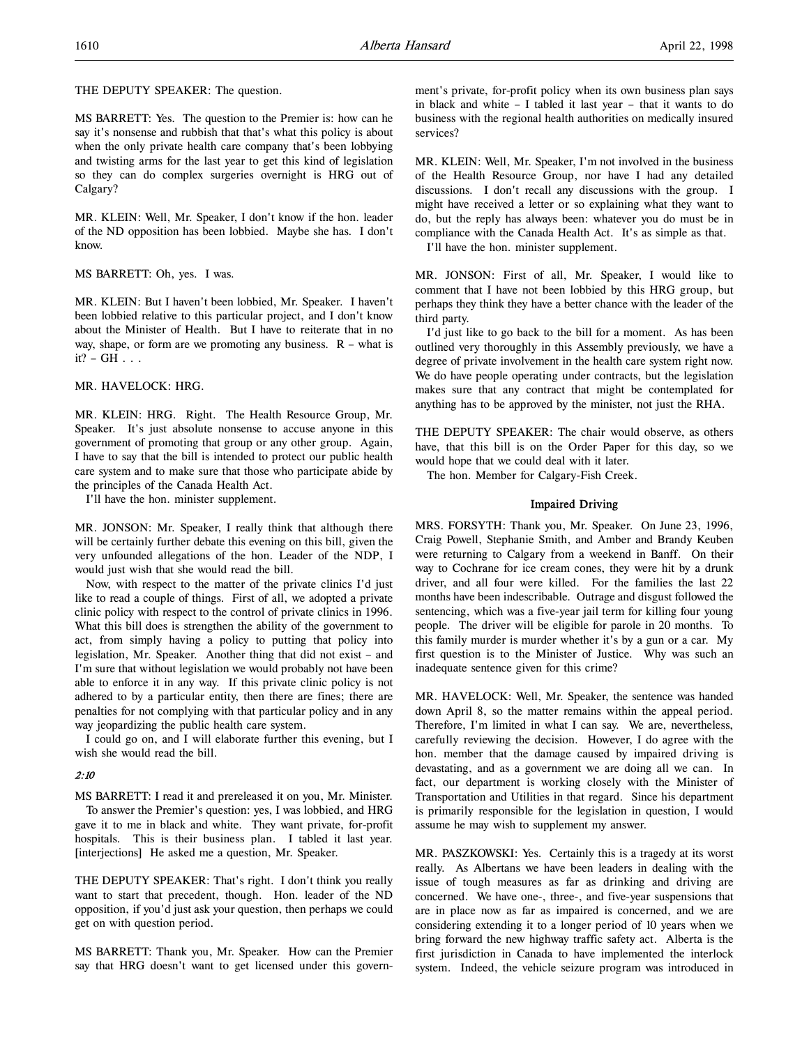THE DEPUTY SPEAKER: The question.

MS BARRETT: Yes. The question to the Premier is: how can he say it's nonsense and rubbish that that's what this policy is about when the only private health care company that's been lobbying and twisting arms for the last year to get this kind of legislation so they can do complex surgeries overnight is HRG out of Calgary?

MR. KLEIN: Well, Mr. Speaker, I don't know if the hon. leader of the ND opposition has been lobbied. Maybe she has. I don't know.

MS BARRETT: Oh, yes. I was.

MR. KLEIN: But I haven't been lobbied, Mr. Speaker. I haven't been lobbied relative to this particular project, and I don't know about the Minister of Health. But I have to reiterate that in no way, shape, or form are we promoting any business. R – what is it? – GH . . .

MR. HAVELOCK: HRG.

MR. KLEIN: HRG. Right. The Health Resource Group, Mr. Speaker. It's just absolute nonsense to accuse anyone in this government of promoting that group or any other group. Again, I have to say that the bill is intended to protect our public health care system and to make sure that those who participate abide by the principles of the Canada Health Act.

I'll have the hon. minister supplement.

MR. JONSON: Mr. Speaker, I really think that although there will be certainly further debate this evening on this bill, given the very unfounded allegations of the hon. Leader of the NDP, I would just wish that she would read the bill.

Now, with respect to the matter of the private clinics I'd just like to read a couple of things. First of all, we adopted a private clinic policy with respect to the control of private clinics in 1996. What this bill does is strengthen the ability of the government to act, from simply having a policy to putting that policy into legislation, Mr. Speaker. Another thing that did not exist – and I'm sure that without legislation we would probably not have been able to enforce it in any way. If this private clinic policy is not adhered to by a particular entity, then there are fines; there are penalties for not complying with that particular policy and in any way jeopardizing the public health care system.

I could go on, and I will elaborate further this evening, but I wish she would read the bill.

*2:10*

MS BARRETT: I read it and prereleased it on you, Mr. Minister.

To answer the Premier's question: yes, I was lobbied, and HRG gave it to me in black and white. They want private, for-profit hospitals. This is their business plan. I tabled it last year. [interjections] He asked me a question, Mr. Speaker.

THE DEPUTY SPEAKER: That's right. I don't think you really want to start that precedent, though. Hon. leader of the ND opposition, if you'd just ask your question, then perhaps we could get on with question period.

MS BARRETT: Thank you, Mr. Speaker. How can the Premier say that HRG doesn't want to get licensed under this government's private, for-profit policy when its own business plan says in black and white – I tabled it last year – that it wants to do business with the regional health authorities on medically insured services?

MR. KLEIN: Well, Mr. Speaker, I'm not involved in the business of the Health Resource Group, nor have I had any detailed discussions. I don't recall any discussions with the group. I might have received a letter or so explaining what they want to do, but the reply has always been: whatever you do must be in compliance with the Canada Health Act. It's as simple as that.

I'll have the hon. minister supplement.

MR. JONSON: First of all, Mr. Speaker, I would like to comment that I have not been lobbied by this HRG group, but perhaps they think they have a better chance with the leader of the third party.

I'd just like to go back to the bill for a moment. As has been outlined very thoroughly in this Assembly previously, we have a degree of private involvement in the health care system right now. We do have people operating under contracts, but the legislation makes sure that any contract that might be contemplated for anything has to be approved by the minister, not just the RHA.

THE DEPUTY SPEAKER: The chair would observe, as others have, that this bill is on the Order Paper for this day, so we would hope that we could deal with it later.

The hon. Member for Calgary-Fish Creek.

## Impaired Driving

MRS. FORSYTH: Thank you, Mr. Speaker. On June 23, 1996, Craig Powell, Stephanie Smith, and Amber and Brandy Keuben were returning to Calgary from a weekend in Banff. On their way to Cochrane for ice cream cones, they were hit by a drunk driver, and all four were killed. For the families the last 22 months have been indescribable. Outrage and disgust followed the sentencing, which was a five-year jail term for killing four young people. The driver will be eligible for parole in 20 months. To this family murder is murder whether it's by a gun or a car. My first question is to the Minister of Justice. Why was such an inadequate sentence given for this crime?

MR. HAVELOCK: Well, Mr. Speaker, the sentence was handed down April 8, so the matter remains within the appeal period. Therefore, I'm limited in what I can say. We are, nevertheless, carefully reviewing the decision. However, I do agree with the hon. member that the damage caused by impaired driving is devastating, and as a government we are doing all we can. In fact, our department is working closely with the Minister of Transportation and Utilities in that regard. Since his department is primarily responsible for the legislation in question, I would assume he may wish to supplement my answer.

MR. PASZKOWSKI: Yes. Certainly this is a tragedy at its worst really. As Albertans we have been leaders in dealing with the issue of tough measures as far as drinking and driving are concerned. We have one-, three-, and five-year suspensions that are in place now as far as impaired is concerned, and we are considering extending it to a longer period of 10 years when we bring forward the new highway traffic safety act. Alberta is the first jurisdiction in Canada to have implemented the interlock system. Indeed, the vehicle seizure program was introduced in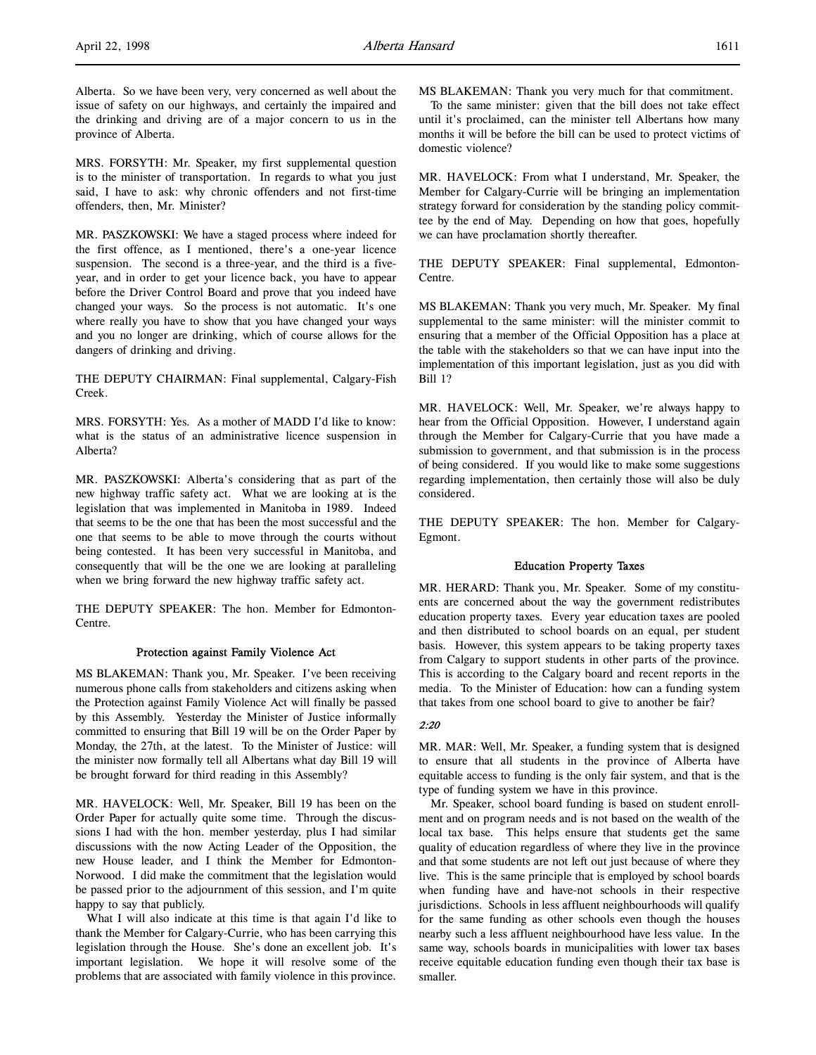Alberta. So we have been very, very concerned as well about the issue of safety on our highways, and certainly the impaired and the drinking and driving are of a major concern to us in the province of Alberta.

MRS. FORSYTH: Mr. Speaker, my first supplemental question is to the minister of transportation. In regards to what you just said, I have to ask: why chronic offenders and not first-time offenders, then, Mr. Minister?

MR. PASZKOWSKI: We have a staged process where indeed for the first offence, as I mentioned, there's a one-year licence suspension. The second is a three-year, and the third is a five-year, and in order to get your licence back, you have to appear before the Driver Control Board and prove that you indeed have changed your ways. So the process is not automatic. It's one where really you have to show that you have changed your ways and you no longer are drinking, which of course allows for the dangers of drinking and driving.

THE DEPUTY CHAIRMAN: Final supplemental, Calgary-Fish Creek.

MRS. FORSYTH: Yes. As a mother of MADD I'd like to know: what is the status of an administrative licence suspension in Alberta?

MR. PASZKOWSKI: Alberta's considering that as part of the new highway traffic safety act. What we are looking at is the legislation that was implemented in Manitoba in 1989. Indeed that seems to be the one that has been the most successful and the one that seems to be able to move through the courts without being contested. It has been very successful in Manitoba, and consequently that will be the one we are looking at paralleling when we bring forward the new highway traffic safety act.

THE DEPUTY SPEAKER: The hon. Member for Edmonton-Centre.

### Protection against Family Violence Act

MS BLAKEMAN: Thank you, Mr. Speaker. I've been receiving numerous phone calls from stakeholders and citizens asking when the Protection against Family Violence Act will finally be passed by this Assembly. Yesterday the Minister of Justice informally committed to ensuring that Bill 19 will be on the Order Paper by Monday, the 27th, at the latest. To the Minister of Justice: will the minister now formally tell all Albertans what day Bill 19 will be brought forward for third reading in this Assembly?

MR. HAVELOCK: Well, Mr. Speaker, Bill 19 has been on the Order Paper for actually quite some time. Through the discussions I had with the hon. member yesterday, plus I had similar discussions with the now Acting Leader of the Opposition, the new House leader, and I think the Member for Edmonton-Norwood. I did make the commitment that the legislation would be passed prior to the adjournment of this session, and I'm quite happy to say that publicly.

What I will also indicate at this time is that again I'd like to thank the Member for Calgary-Currie, who has been carrying this legislation through the House. She's done an excellent job. It's important legislation. We hope it will resolve some of the problems that are associated with family violence in this province.

MS BLAKEMAN: Thank you very much for that commitment.

To the same minister: given that the bill does not take effect until it's proclaimed, can the minister tell Albertans how many months it will be before the bill can be used to protect victims of domestic violence?

MR. HAVELOCK: From what I understand, Mr. Speaker, the Member for Calgary-Currie will be bringing an implementation strategy forward for consideration by the standing policy committee by the end of May. Depending on how that goes, hopefully we can have proclamation shortly thereafter.

THE DEPUTY SPEAKER: Final supplemental, Edmonton-Centre.

MS BLAKEMAN: Thank you very much, Mr. Speaker. My final supplemental to the same minister: will the minister commit to ensuring that a member of the Official Opposition has a place at the table with the stakeholders so that we can have input into the implementation of this important legislation, just as you did with Bill 1?

MR. HAVELOCK: Well, Mr. Speaker, we're always happy to hear from the Official Opposition. However, I understand again through the Member for Calgary-Currie that you have made a submission to government, and that submission is in the process of being considered. If you would like to make some suggestions regarding implementation, then certainly those will also be duly considered.

THE DEPUTY SPEAKER: The hon. Member for Calgary-Egmont.

### Education Property Taxes

MR. HERARD: Thank you, Mr. Speaker. Some of my constituents are concerned about the way the government redistributes education property taxes. Every year education taxes are pooled and then distributed to school boards on an equal, per student basis. However, this system appears to be taking property taxes from Calgary to support students in other parts of the province. This is according to the Calgary board and recent reports in the media. To the Minister of Education: how can a funding system that takes from one school board to give to another be fair?

*2:20*

MR. MAR: Well, Mr. Speaker, a funding system that is designed to ensure that all students in the province of Alberta have equitable access to funding is the only fair system, and that is the type of funding system we have in this province.

Mr. Speaker, school board funding is based on student enrollment and on program needs and is not based on the wealth of the local tax base. This helps ensure that students get the same quality of education regardless of where they live in the province and that some students are not left out just because of where they live. This is the same principle that is employed by school boards when funding have and have-not schools in their respective jurisdictions. Schools in less affluent neighbourhoods will qualify for the same funding as other schools even though the houses nearby such a less affluent neighbourhood have less value. In the same way, schools boards in municipalities with lower tax bases receive equitable education funding even though their tax base is smaller.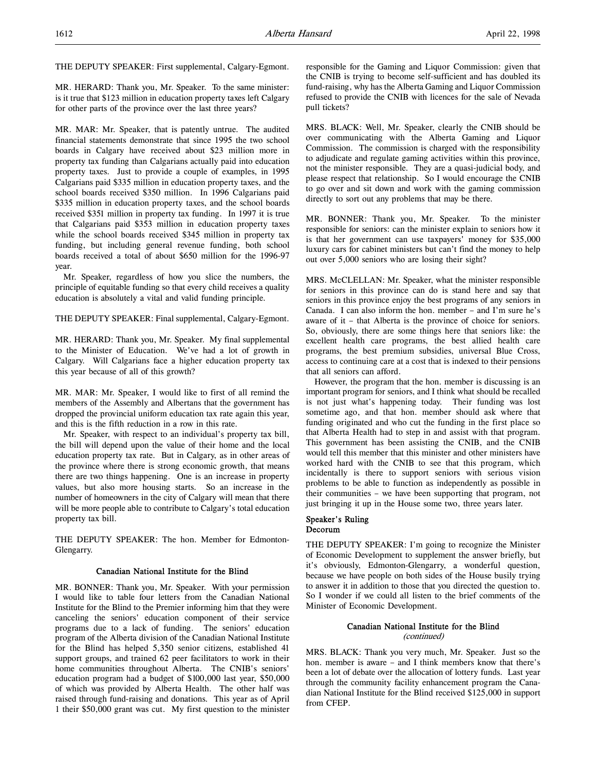THE DEPUTY SPEAKER: First supplemental, Calgary-Egmont.

MR. HERARD: Thank you, Mr. Speaker. To the same minister: is it true that $123 million in education property taxes left Calgary for other parts of the province over the last three years?

MR. MAR: Mr. Speaker, that is patently untrue. The audited financial statements demonstrate that since 1995 the two school boards in Calgary have received about $23 million more in property tax funding than Calgarians actually paid into education property taxes. Just to provide a couple of examples, in 1995 Calgarians paid $335 million in education property taxes, and the school boards received $350 million. In 1996 Calgarians paid $335 million in education property taxes, and the school boards received $351 million in property tax funding. In 1997 it is true that Calgarians paid $353 million in education property taxes while the school boards received $345 million in property tax funding, but including general revenue funding, both school boards received a total of about $650 million for the 1996-97 year.

Mr. Speaker, regardless of how you slice the numbers, the principle of equitable funding so that every child receives a quality education is absolutely a vital and valid funding principle.

THE DEPUTY SPEAKER: Final supplemental, Calgary-Egmont.

MR. HERARD: Thank you, Mr. Speaker. My final supplemental to the Minister of Education. We've had a lot of growth in Calgary. Will Calgarians face a higher education property tax this year because of all of this growth?

MR. MAR: Mr. Speaker, I would like to first of all remind the members of the Assembly and Albertans that the government has dropped the provincial uniform education tax rate again this year, and this is the fifth reduction in a row in this rate.

Mr. Speaker, with respect to an individual's property tax bill, the bill will depend upon the value of their home and the local education property tax rate. But in Calgary, as in other areas of the province where there is strong economic growth, that means there are two things happening. One is an increase in property values, but also more housing starts. So an increase in the number of homeowners in the city of Calgary will mean that there will be more people able to contribute to Calgary's total education property tax bill.

THE DEPUTY SPEAKER: The hon. Member for Edmonton-Glengarry.

### Canadian National Institute for the Blind

MR. BONNER: Thank you, Mr. Speaker. With your permission I would like to table four letters from the Canadian National Institute for the Blind to the Premier informing him that they were canceling the seniors' education component of their service programs due to a lack of funding. The seniors' education program of the Alberta division of the Canadian National Institute for the Blind has helped 5,350 senior citizens, established 41 support groups, and trained 62 peer facilitators to work in their home communities throughout Alberta. The CNIB's seniors' education program had a budget of $100,000 last year, $50,000 of which was provided by Alberta Health. The other half was raised through fund-raising and donations. This year as of April 1 their $50,000 grant was cut. My first question to the minister responsible for the Gaming and Liquor Commission: given that the CNIB is trying to become self-sufficient and has doubled its fund-raising, why has the Alberta Gaming and Liquor Commission refused to provide the CNIB with licences for the sale of Nevada pull tickets?

MRS. BLACK: Well, Mr. Speaker, clearly the CNIB should be over communicating with the Alberta Gaming and Liquor Commission. The commission is charged with the responsibility to adjudicate and regulate gaming activities within this province, not the minister responsible. They are a quasi-judicial body, and please respect that relationship. So I would encourage the CNIB to go over and sit down and work with the gaming commission directly to sort out any problems that may be there.

MR. BONNER: Thank you, Mr. Speaker. To the minister responsible for seniors: can the minister explain to seniors how it is that her government can use taxpayers' money for $35,000 luxury cars for cabinet ministers but can't find the money to help out over 5,000 seniors who are losing their sight?

MRS. McCLELLAN: Mr. Speaker, what the minister responsible for seniors in this province can do is stand here and say that seniors in this province enjoy the best programs of any seniors in Canada. I can also inform the hon. member – and I'm sure he's aware of it – that Alberta is the province of choice for seniors. So, obviously, there are some things here that seniors like: the excellent health care programs, the best allied health care programs, the best premium subsidies, universal Blue Cross, access to continuing care at a cost that is indexed to their pensions that all seniors can afford.

However, the program that the hon. member is discussing is an important program for seniors, and I think what should be recalled is not just what's happening today. Their funding was lost sometime ago, and that hon. member should ask where that funding originated and who cut the funding in the first place so that Alberta Health had to step in and assist with that program. This government has been assisting the CNIB, and the CNIB would tell this member that this minister and other ministers have worked hard with the CNIB to see that this program, which incidentally is there to support seniors with serious vision problems to be able to function as independently as possible in their communities – we have been supporting that program, not just bringing it up in the House some two, three years later.

### Speaker's Ruling
### Decorum

THE DEPUTY SPEAKER: I'm going to recognize the Minister of Economic Development to supplement the answer briefly, but it's obviously, Edmonton-Glengarry, a wonderful question, because we have people on both sides of the House busily trying to answer it in addition to those that you directed the question to. So I wonder if we could all listen to the brief comments of the Minister of Economic Development.

### Canadian National Institute for the Blind
*(continued)*

MRS. BLACK: Thank you very much, Mr. Speaker. Just so the hon. member is aware – and I think members know that there's been a lot of debate over the allocation of lottery funds. Last year through the community facility enhancement program the Canadian National Institute for the Blind received $125,000 in support from CFEP.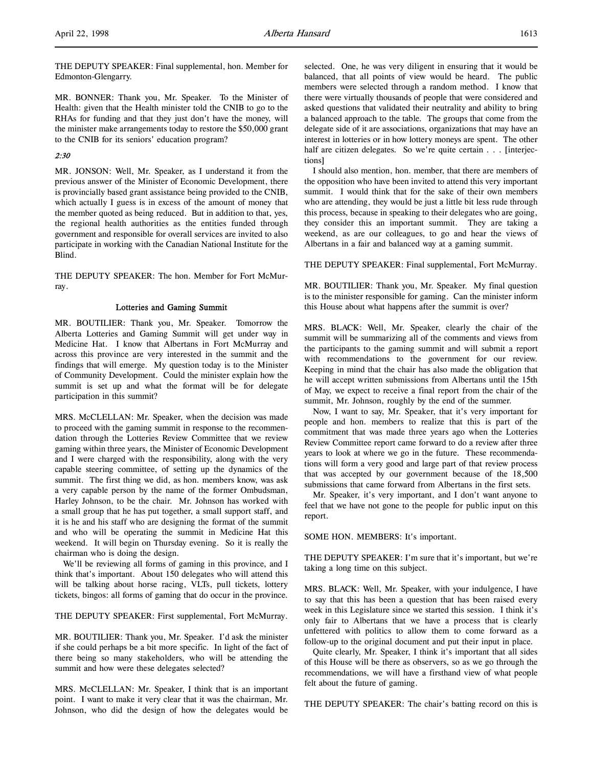THE DEPUTY SPEAKER: Final supplemental, hon. Member for Edmonton-Glengarry.

MR. BONNER: Thank you, Mr. Speaker. To the Minister of Health: given that the Health minister told the CNIB to go to the RHAs for funding and that they just don't have the money, will the minister make arrangements today to restore the $50,000 grant to the CNIB for its seniors' education program?

*2:30*

MR. JONSON: Well, Mr. Speaker, as I understand it from the previous answer of the Minister of Economic Development, there is provincially based grant assistance being provided to the CNIB, which actually I guess is in excess of the amount of money that the member quoted as being reduced. But in addition to that, yes, the regional health authorities as the entities funded through government and responsible for overall services are invited to also participate in working with the Canadian National Institute for the Blind.

THE DEPUTY SPEAKER: The hon. Member for Fort McMurray.

### Lotteries and Gaming Summit

MR. BOUTILIER: Thank you, Mr. Speaker. Tomorrow the Alberta Lotteries and Gaming Summit will get under way in Medicine Hat. I know that Albertans in Fort McMurray and across this province are very interested in the summit and the findings that will emerge. My question today is to the Minister of Community Development. Could the minister explain how the summit is set up and what the format will be for delegate participation in this summit?

MRS. McCLELLAN: Mr. Speaker, when the decision was made to proceed with the gaming summit in response to the recommendation through the Lotteries Review Committee that we review gaming within three years, the Minister of Economic Development and I were charged with the responsibility, along with the very capable steering committee, of setting up the dynamics of the summit. The first thing we did, as hon. members know, was ask a very capable person by the name of the former Ombudsman, Harley Johnson, to be the chair. Mr. Johnson has worked with a small group that he has put together, a small support staff, and it is he and his staff who are designing the format of the summit and who will be operating the summit in Medicine Hat this weekend. It will begin on Thursday evening. So it is really the chairman who is doing the design.

We'll be reviewing all forms of gaming in this province, and I think that's important. About 150 delegates who will attend this will be talking about horse racing, VLTs, pull tickets, lottery tickets, bingos: all forms of gaming that do occur in the province.

THE DEPUTY SPEAKER: First supplemental, Fort McMurray.

MR. BOUTILIER: Thank you, Mr. Speaker. I'd ask the minister if she could perhaps be a bit more specific. In light of the fact of there being so many stakeholders, who will be attending the summit and how were these delegates selected?

MRS. McCLELLAN: Mr. Speaker, I think that is an important point. I want to make it very clear that it was the chairman, Mr. Johnson, who did the design of how the delegates would be selected. One, he was very diligent in ensuring that it would be balanced, that all points of view would be heard. The public members were selected through a random method. I know that there were virtually thousands of people that were considered and asked questions that validated their neutrality and ability to bring a balanced approach to the table. The groups that come from the delegate side of it are associations, organizations that may have an interest in lotteries or in how lottery moneys are spent. The other half are citizen delegates. So we're quite certain . . . [interjections]

I should also mention, hon. member, that there are members of the opposition who have been invited to attend this very important summit. I would think that for the sake of their own members who are attending, they would be just a little bit less rude through this process, because in speaking to their delegates who are going, they consider this an important summit. They are taking a weekend, as are our colleagues, to go and hear the views of Albertans in a fair and balanced way at a gaming summit.

THE DEPUTY SPEAKER: Final supplemental, Fort McMurray.

MR. BOUTILIER: Thank you, Mr. Speaker. My final question is to the minister responsible for gaming. Can the minister inform this House about what happens after the summit is over?

MRS. BLACK: Well, Mr. Speaker, clearly the chair of the summit will be summarizing all of the comments and views from the participants to the gaming summit and will submit a report with recommendations to the government for our review. Keeping in mind that the chair has also made the obligation that he will accept written submissions from Albertans until the 15th of May, we expect to receive a final report from the chair of the summit, Mr. Johnson, roughly by the end of the summer.

Now, I want to say, Mr. Speaker, that it's very important for people and hon. members to realize that this is part of the commitment that was made three years ago when the Lotteries Review Committee report came forward to do a review after three years to look at where we go in the future. These recommendations will form a very good and large part of that review process that was accepted by our government because of the 18,500 submissions that came forward from Albertans in the first sets.

Mr. Speaker, it's very important, and I don't want anyone to feel that we have not gone to the people for public input on this report.

SOME HON. MEMBERS: It's important.

THE DEPUTY SPEAKER: I'm sure that it's important, but we're taking a long time on this subject.

MRS. BLACK: Well, Mr. Speaker, with your indulgence, I have to say that this has been a question that has been raised every week in this Legislature since we started this session. I think it's only fair to Albertans that we have a process that is clearly unfettered with politics to allow them to come forward as a follow-up to the original document and put their input in place.

Quite clearly, Mr. Speaker, I think it's important that all sides of this House will be there as observers, so as we go through the recommendations, we will have a firsthand view of what people felt about the future of gaming.

THE DEPUTY SPEAKER: The chair's batting record on this is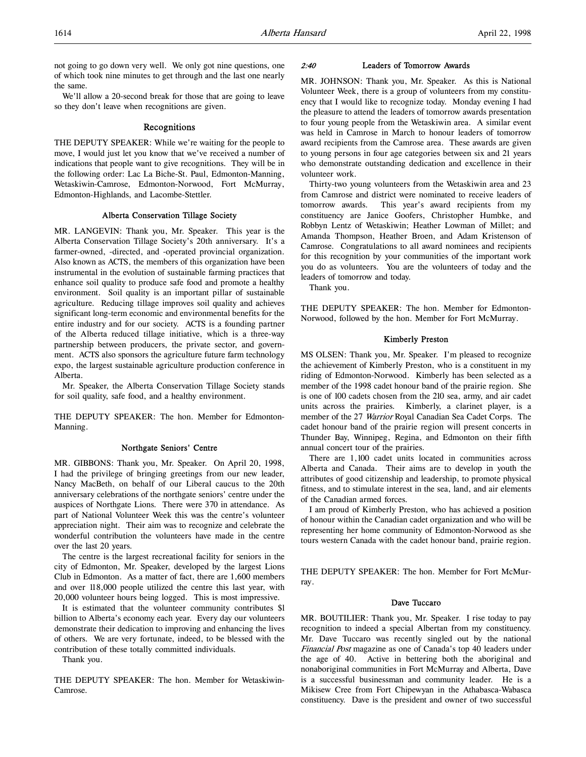not going to go down very well. We only got nine questions, one of which took nine minutes to get through and the last one nearly the same.

We'll allow a 20-second break for those that are going to leave so they don't leave when recognitions are given.

## Recognitions

THE DEPUTY SPEAKER: While we're waiting for the people to move, I would just let you know that we've received a number of indications that people want to give recognitions. They will be in the following order: Lac La Biche-St. Paul, Edmonton-Manning, Wetaskiwin-Camrose, Edmonton-Norwood, Fort McMurray, Edmonton-Highlands, and Lacombe-Stettler.

### Alberta Conservation Tillage Society

MR. LANGEVIN: Thank you, Mr. Speaker. This year is the Alberta Conservation Tillage Society's 20th anniversary. It's a farmer-owned, -directed, and -operated provincial organization. Also known as ACTS, the members of this organization have been instrumental in the evolution of sustainable farming practices that enhance soil quality to produce safe food and promote a healthy environment. Soil quality is an important pillar of sustainable agriculture. Reducing tillage improves soil quality and achieves significant long-term economic and environmental benefits for the entire industry and for our society. ACTS is a founding partner of the Alberta reduced tillage initiative, which is a three-way partnership between producers, the private sector, and government. ACTS also sponsors the agriculture future farm technology expo, the largest sustainable agriculture production conference in Alberta.

Mr. Speaker, the Alberta Conservation Tillage Society stands for soil quality, safe food, and a healthy environment.

THE DEPUTY SPEAKER: The hon. Member for Edmonton-Manning.

### Northgate Seniors' Centre

MR. GIBBONS: Thank you, Mr. Speaker. On April 20, 1998, I had the privilege of bringing greetings from our new leader, Nancy MacBeth, on behalf of our Liberal caucus to the 20th anniversary celebrations of the northgate seniors' centre under the auspices of Northgate Lions. There were 370 in attendance. As part of National Volunteer Week this was the centre's volunteer appreciation night. Their aim was to recognize and celebrate the wonderful contribution the volunteers have made in the centre over the last 20 years.

The centre is the largest recreational facility for seniors in the city of Edmonton, Mr. Speaker, developed by the largest Lions Club in Edmonton. As a matter of fact, there are 1,600 members and over 118,000 people utilized the centre this last year, with 20,000 volunteer hours being logged. This is most impressive.

It is estimated that the volunteer community contributes $1 billion to Alberta's economy each year. Every day our volunteers demonstrate their dedication to improving and enhancing the lives of others. We are very fortunate, indeed, to be blessed with the contribution of these totally committed individuals.

Thank you.

THE DEPUTY SPEAKER: The hon. Member for Wetaskiwin-Camrose.

### *2:40* Leaders of Tomorrow Awards

MR. JOHNSON: Thank you, Mr. Speaker. As this is National Volunteer Week, there is a group of volunteers from my constituency that I would like to recognize today. Monday evening I had the pleasure to attend the leaders of tomorrow awards presentation to four young people from the Wetaskiwin area. A similar event was held in Camrose in March to honour leaders of tomorrow award recipients from the Camrose area. These awards are given to young persons in four age categories between six and 21 years who demonstrate outstanding dedication and excellence in their volunteer work.

Thirty-two young volunteers from the Wetaskiwin area and 23 from Camrose and district were nominated to receive leaders of tomorrow awards. This year's award recipients from my constituency are Janice Goofers, Christopher Humbke, and Robbyn Lentz of Wetaskiwin; Heather Lowman of Millet; and Amanda Thompson, Heather Broen, and Adam Kristenson of Camrose. Congratulations to all award nominees and recipients for this recognition by your communities of the important work you do as volunteers. You are the volunteers of today and the leaders of tomorrow and today.

Thank you.

THE DEPUTY SPEAKER: The hon. Member for Edmonton-Norwood, followed by the hon. Member for Fort McMurray.

### Kimberly Preston

MS OLSEN: Thank you, Mr. Speaker. I'm pleased to recognize the achievement of Kimberly Preston, who is a constituent in my riding of Edmonton-Norwood. Kimberly has been selected as a member of the 1998 cadet honour band of the prairie region. She is one of 100 cadets chosen from the 210 sea, army, and air cadet units across the prairies. Kimberly, a clarinet player, is a member of the 27 *Warrior* Royal Canadian Sea Cadet Corps. The cadet honour band of the prairie region will present concerts in Thunder Bay, Winnipeg, Regina, and Edmonton on their fifth annual concert tour of the prairies.

There are 1,100 cadet units located in communities across Alberta and Canada. Their aims are to develop in youth the attributes of good citizenship and leadership, to promote physical fitness, and to stimulate interest in the sea, land, and air elements of the Canadian armed forces.

I am proud of Kimberly Preston, who has achieved a position of honour within the Canadian cadet organization and who will be representing her home community of Edmonton-Norwood as she tours western Canada with the cadet honour band, prairie region.

THE DEPUTY SPEAKER: The hon. Member for Fort McMurray.

### Dave Tuccaro

MR. BOUTILIER: Thank you, Mr. Speaker. I rise today to pay recognition to indeed a special Albertan from my constituency. Mr. Dave Tuccaro was recently singled out by the national *Financial Post* magazine as one of Canada's top 40 leaders under the age of 40. Active in bettering both the aboriginal and nonaboriginal communities in Fort McMurray and Alberta, Dave is a successful businessman and community leader. He is a Mikisew Cree from Fort Chipewyan in the Athabasca-Wabasca constituency. Dave is the president and owner of two successful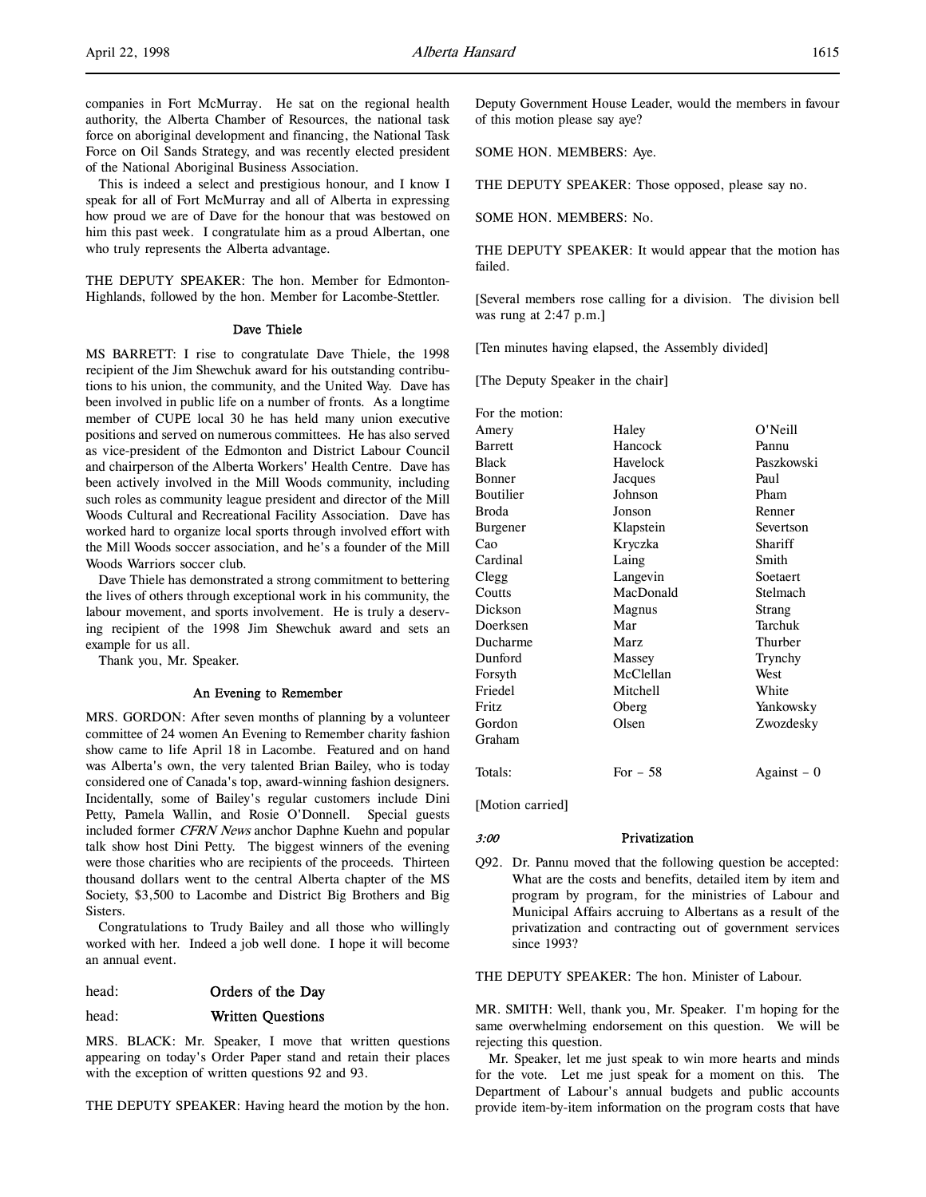companies in Fort McMurray. He sat on the regional health authority, the Alberta Chamber of Resources, the national task force on aboriginal development and financing, the National Task Force on Oil Sands Strategy, and was recently elected president of the National Aboriginal Business Association.

This is indeed a select and prestigious honour, and I know I speak for all of Fort McMurray and all of Alberta in expressing how proud we are of Dave for the honour that was bestowed on him this past week. I congratulate him as a proud Albertan, one who truly represents the Alberta advantage.

THE DEPUTY SPEAKER: The hon. Member for Edmonton-Highlands, followed by the hon. Member for Lacombe-Stettler.

### Dave Thiele

MS BARRETT: I rise to congratulate Dave Thiele, the 1998 recipient of the Jim Shewchuk award for his outstanding contributions to his union, the community, and the United Way. Dave has been involved in public life on a number of fronts. As a longtime member of CUPE local 30 he has held many union executive positions and served on numerous committees. He has also served as vice-president of the Edmonton and District Labour Council and chairperson of the Alberta Workers' Health Centre. Dave has been actively involved in the Mill Woods community, including such roles as community league president and director of the Mill Woods Cultural and Recreational Facility Association. Dave has worked hard to organize local sports through involved effort with the Mill Woods soccer association, and he's a founder of the Mill Woods Warriors soccer club.

Dave Thiele has demonstrated a strong commitment to bettering the lives of others through exceptional work in his community, the labour movement, and sports involvement. He is truly a deserving recipient of the 1998 Jim Shewchuk award and sets an example for us all.

Thank you, Mr. Speaker.

### An Evening to Remember

MRS. GORDON: After seven months of planning by a volunteer committee of 24 women An Evening to Remember charity fashion show came to life April 18 in Lacombe. Featured and on hand was Alberta's own, the very talented Brian Bailey, who is today considered one of Canada's top, award-winning fashion designers. Incidentally, some of Bailey's regular customers include Dini Petty, Pamela Wallin, and Rosie O'Donnell. Special guests included former *CFRN News* anchor Daphne Kuehn and popular talk show host Dini Petty. The biggest winners of the evening were those charities who are recipients of the proceeds. Thirteen thousand dollars went to the central Alberta chapter of the MS Society, $3,500 to Lacombe and District Big Brothers and Big Sisters.

Congratulations to Trudy Bailey and all those who willingly worked with her. Indeed a job well done. I hope it will become an annual event.

head: **Orders of the Day**

head: **Written Questions**

MRS. BLACK: Mr. Speaker, I move that written questions appearing on today's Order Paper stand and retain their places with the exception of written questions 92 and 93.

THE DEPUTY SPEAKER: Having heard the motion by the hon. Deputy Government House Leader, would the members in favour of this motion please say aye?

SOME HON. MEMBERS: Aye.

THE DEPUTY SPEAKER: Those opposed, please say no.

SOME HON. MEMBERS: No.

THE DEPUTY SPEAKER: It would appear that the motion has failed.

[Several members rose calling for a division. The division bell was rung at 2:47 p.m.]

[Ten minutes having elapsed, the Assembly divided]

[The Deputy Speaker in the chair]

For the motion:

| | | |
|---|---|---|
| Amery | Haley | O'Neill |
| Barrett | Hancock | Pannu |
| Black | Havelock | Paszkowski |
| Bonner | Jacques | Paul |
| Boutilier | Johnson | Pham |
| Broda | Jonson | Renner |
| Burgener | Klapstein | Severtson |
| Cao | Kryczka | Shariff |
| Cardinal | Laing | Smith |
| Clegg | Langevin | Soetaert |
| Coutts | MacDonald | Stelmach |
| Dickson | Magnus | Strang |
| Doerksen | Mar | Tarchuk |
| Ducharme | Marz | Thurber |
| Dunford | Massey | Trynchy |
| Forsyth | McClellan | West |
| Friedel | Mitchell | White |
| Fritz | Oberg | Yankowsky |
| Gordon | Olsen | Zwozdesky |
| Graham | | |
| Totals: | For – 58 | Against – 0 |

[Motion carried]

*3:00* **Privatization**

Q92. Dr. Pannu moved that the following question be accepted: What are the costs and benefits, detailed item by item and program by program, for the ministries of Labour and Municipal Affairs accruing to Albertans as a result of the privatization and contracting out of government services since 1993?

THE DEPUTY SPEAKER: The hon. Minister of Labour.

MR. SMITH: Well, thank you, Mr. Speaker. I'm hoping for the same overwhelming endorsement on this question. We will be rejecting this question.

Mr. Speaker, let me just speak to win more hearts and minds for the vote. Let me just speak for a moment on this. The Department of Labour's annual budgets and public accounts provide item-by-item information on the program costs that have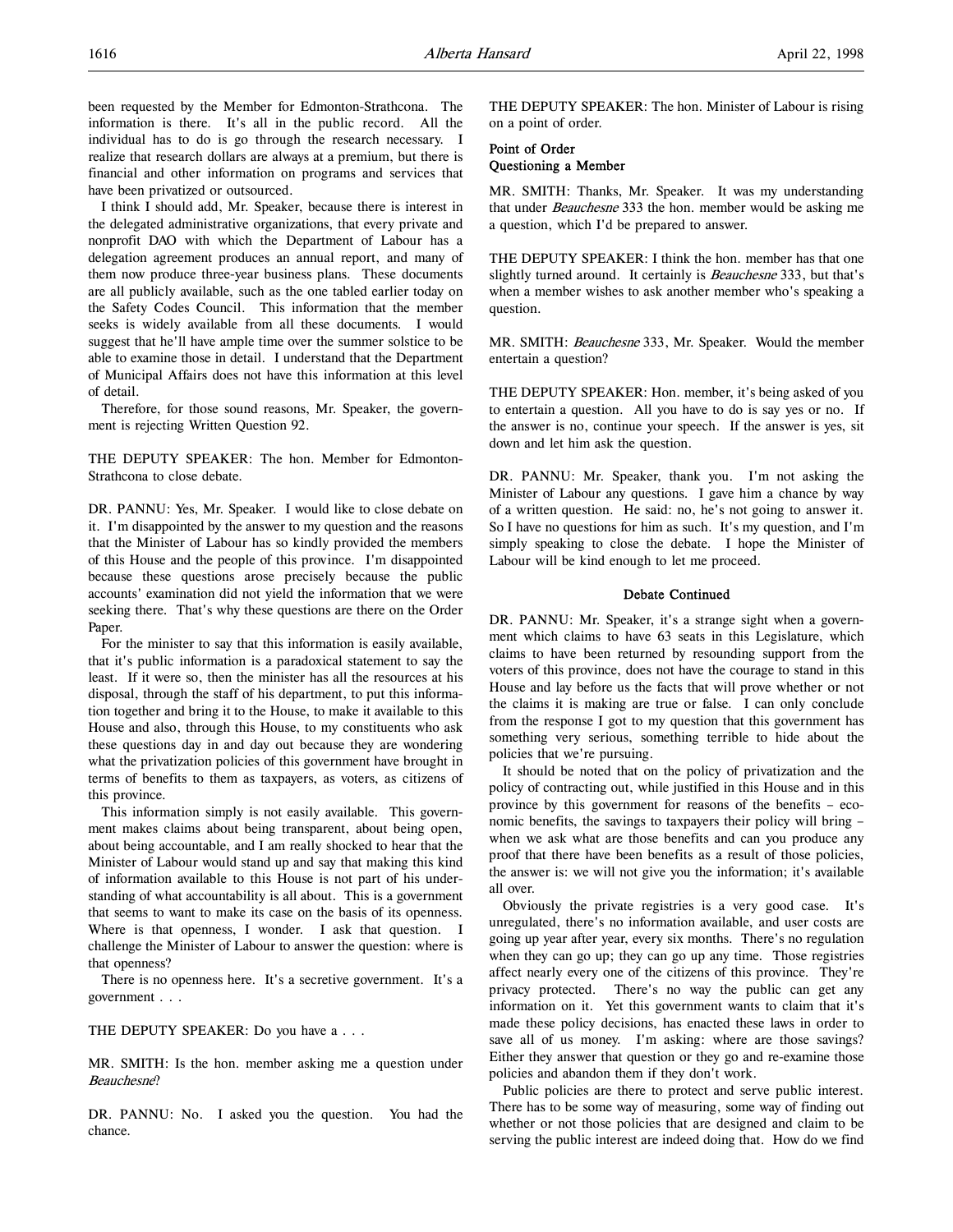been requested by the Member for Edmonton-Strathcona. The information is there. It's all in the public record. All the individual has to do is go through the research necessary. I realize that research dollars are always at a premium, but there is financial and other information on programs and services that have been privatized or outsourced.

I think I should add, Mr. Speaker, because there is interest in the delegated administrative organizations, that every private and nonprofit DAO with which the Department of Labour has a delegation agreement produces an annual report, and many of them now produce three-year business plans. These documents are all publicly available, such as the one tabled earlier today on the Safety Codes Council. This information that the member seeks is widely available from all these documents. I would suggest that he'll have ample time over the summer solstice to be able to examine those in detail. I understand that the Department of Municipal Affairs does not have this information at this level of detail.

Therefore, for those sound reasons, Mr. Speaker, the government is rejecting Written Question 92.

THE DEPUTY SPEAKER: The hon. Member for Edmonton-Strathcona to close debate.

DR. PANNU: Yes, Mr. Speaker. I would like to close debate on it. I'm disappointed by the answer to my question and the reasons that the Minister of Labour has so kindly provided the members of this House and the people of this province. I'm disappointed because these questions arose precisely because the public accounts' examination did not yield the information that we were seeking there. That's why these questions are there on the Order Paper.

For the minister to say that this information is easily available, that it's public information is a paradoxical statement to say the least. If it were so, then the minister has all the resources at his disposal, through the staff of his department, to put this information together and bring it to the House, to make it available to this House and also, through this House, to my constituents who ask these questions day in and day out because they are wondering what the privatization policies of this government have brought in terms of benefits to them as taxpayers, as voters, as citizens of this province.

This information simply is not easily available. This government makes claims about being transparent, about being open, about being accountable, and I am really shocked to hear that the Minister of Labour would stand up and say that making this kind of information available to this House is not part of his understanding of what accountability is all about. This is a government that seems to want to make its case on the basis of its openness. Where is that openness, I wonder. I ask that question. I challenge the Minister of Labour to answer the question: where is that openness?

There is no openness here. It's a secretive government. It's a government . . .

THE DEPUTY SPEAKER: Do you have a . . .

MR. SMITH: Is the hon. member asking me a question under *Beauchesne*?

DR. PANNU: No. I asked you the question. You had the chance.

THE DEPUTY SPEAKER: The hon. Minister of Labour is rising on a point of order.

### Point of Order
### Questioning a Member

MR. SMITH: Thanks, Mr. Speaker. It was my understanding that under *Beauchesne* 333 the hon. member would be asking me a question, which I'd be prepared to answer.

THE DEPUTY SPEAKER: I think the hon. member has that one slightly turned around. It certainly is *Beauchesne* 333, but that's when a member wishes to ask another member who's speaking a question.

MR. SMITH: *Beauchesne* 333, Mr. Speaker. Would the member entertain a question?

THE DEPUTY SPEAKER: Hon. member, it's being asked of you to entertain a question. All you have to do is say yes or no. If the answer is no, continue your speech. If the answer is yes, sit down and let him ask the question.

DR. PANNU: Mr. Speaker, thank you. I'm not asking the Minister of Labour any questions. I gave him a chance by way of a written question. He said: no, he's not going to answer it. So I have no questions for him as such. It's my question, and I'm simply speaking to close the debate. I hope the Minister of Labour will be kind enough to let me proceed.

### Debate Continued

DR. PANNU: Mr. Speaker, it's a strange sight when a government which claims to have 63 seats in this Legislature, which claims to have been returned by resounding support from the voters of this province, does not have the courage to stand in this House and lay before us the facts that will prove whether or not the claims it is making are true or false. I can only conclude from the response I got to my question that this government has something very serious, something terrible to hide about the policies that we're pursuing.

It should be noted that on the policy of privatization and the policy of contracting out, while justified in this House and in this province by this government for reasons of the benefits – economic benefits, the savings to taxpayers their policy will bring – when we ask what are those benefits and can you produce any proof that there have been benefits as a result of those policies, the answer is: we will not give you the information; it's available all over.

Obviously the private registries is a very good case. It's unregulated, there's no information available, and user costs are going up year after year, every six months. There's no regulation when they can go up; they can go up any time. Those registries affect nearly every one of the citizens of this province. They're privacy protected. There's no way the public can get any information on it. Yet this government wants to claim that it's made these policy decisions, has enacted these laws in order to save all of us money. I'm asking: where are those savings? Either they answer that question or they go and re-examine those policies and abandon them if they don't work.

Public policies are there to protect and serve public interest. There has to be some way of measuring, some way of finding out whether or not those policies that are designed and claim to be serving the public interest are indeed doing that. How do we find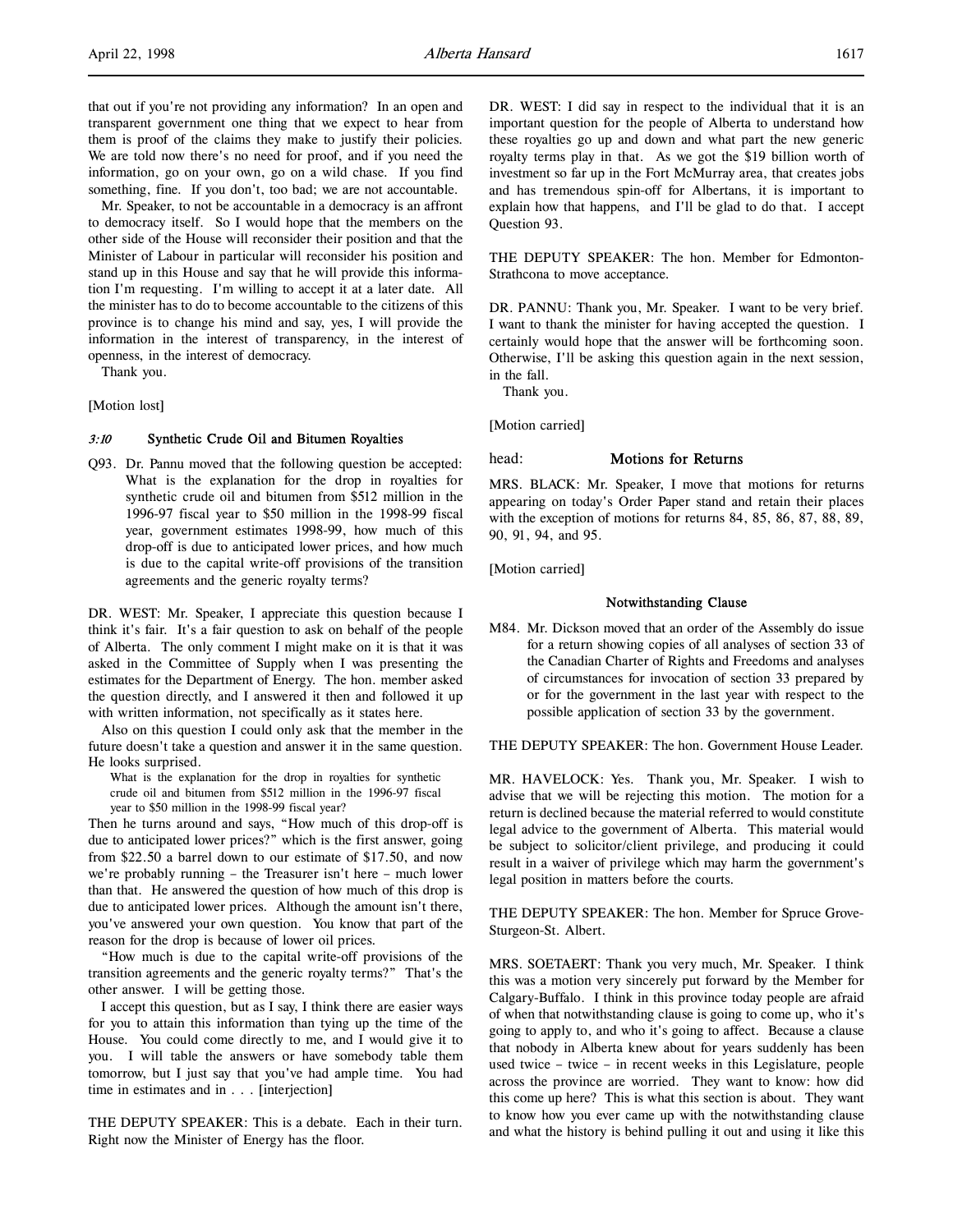that out if you're not providing any information? In an open and transparent government one thing that we expect to hear from them is proof of the claims they make to justify their policies. We are told now there's no need for proof, and if you need the information, go on your own, go on a wild chase. If you find something, fine. If you don't, too bad; we are not accountable.

Mr. Speaker, to not be accountable in a democracy is an affront to democracy itself. So I would hope that the members on the other side of the House will reconsider their position and that the Minister of Labour in particular will reconsider his position and stand up in this House and say that he will provide this information I'm requesting. I'm willing to accept it at a later date. All the minister has to do to become accountable to the citizens of this province is to change his mind and say, yes, I will provide the information in the interest of transparency, in the interest of openness, in the interest of democracy.

Thank you.

[Motion lost]

### *3:10* Synthetic Crude Oil and Bitumen Royalties

Q93. Dr. Pannu moved that the following question be accepted: What is the explanation for the drop in royalties for synthetic crude oil and bitumen from $512 million in the 1996-97 fiscal year to $50 million in the 1998-99 fiscal year, government estimates 1998-99, how much of this drop-off is due to anticipated lower prices, and how much is due to the capital write-off provisions of the transition agreements and the generic royalty terms?

DR. WEST: Mr. Speaker, I appreciate this question because I think it's fair. It's a fair question to ask on behalf of the people of Alberta. The only comment I might make on it is that it was asked in the Committee of Supply when I was presenting the estimates for the Department of Energy. The hon. member asked the question directly, and I answered it then and followed it up with written information, not specifically as it states here.

Also on this question I could only ask that the member in the future doesn't take a question and answer it in the same question. He looks surprised.

> What is the explanation for the drop in royalties for synthetic crude oil and bitumen from $512 million in the 1996-97 fiscal year to $50 million in the 1998-99 fiscal year?

Then he turns around and says, "How much of this drop-off is due to anticipated lower prices?" which is the first answer, going from $22.50 a barrel down to our estimate of $17.50, and now we're probably running – the Treasurer isn't here – much lower than that. He answered the question of how much of this drop is due to anticipated lower prices. Although the amount isn't there, you've answered your own question. You know that part of the reason for the drop is because of lower oil prices.

"How much is due to the capital write-off provisions of the transition agreements and the generic royalty terms?" That's the other answer. I will be getting those.

I accept this question, but as I say, I think there are easier ways for you to attain this information than tying up the time of the House. You could come directly to me, and I would give it to you. I will table the answers or have somebody table them tomorrow, but I just say that you've had ample time. You had time in estimates and in . . . [interjection]

THE DEPUTY SPEAKER: This is a debate. Each in their turn. Right now the Minister of Energy has the floor.

DR. WEST: I did say in respect to the individual that it is an important question for the people of Alberta to understand how these royalties go up and down and what part the new generic royalty terms play in that. As we got the $19 billion worth of investment so far up in the Fort McMurray area, that creates jobs and has tremendous spin-off for Albertans, it is important to explain how that happens, and I'll be glad to do that. I accept Question 93.

THE DEPUTY SPEAKER: The hon. Member for Edmonton-Strathcona to move acceptance.

DR. PANNU: Thank you, Mr. Speaker. I want to be very brief. I want to thank the minister for having accepted the question. I certainly would hope that the answer will be forthcoming soon. Otherwise, I'll be asking this question again in the next session, in the fall.

Thank you.

[Motion carried]

## head: Motions for Returns

MRS. BLACK: Mr. Speaker, I move that motions for returns appearing on today's Order Paper stand and retain their places with the exception of motions for returns 84, 85, 86, 87, 88, 89, 90, 91, 94, and 95.

[Motion carried]

### Notwithstanding Clause

M84. Mr. Dickson moved that an order of the Assembly do issue for a return showing copies of all analyses of section 33 of the Canadian Charter of Rights and Freedoms and analyses of circumstances for invocation of section 33 prepared by or for the government in the last year with respect to the possible application of section 33 by the government.

THE DEPUTY SPEAKER: The hon. Government House Leader.

MR. HAVELOCK: Yes. Thank you, Mr. Speaker. I wish to advise that we will be rejecting this motion. The motion for a return is declined because the material referred to would constitute legal advice to the government of Alberta. This material would be subject to solicitor/client privilege, and producing it could result in a waiver of privilege which may harm the government's legal position in matters before the courts.

THE DEPUTY SPEAKER: The hon. Member for Spruce Grove-Sturgeon-St. Albert.

MRS. SOETAERT: Thank you very much, Mr. Speaker. I think this was a motion very sincerely put forward by the Member for Calgary-Buffalo. I think in this province today people are afraid of when that notwithstanding clause is going to come up, who it's going to apply to, and who it's going to affect. Because a clause that nobody in Alberta knew about for years suddenly has been used twice – twice – in recent weeks in this Legislature, people across the province are worried. They want to know: how did this come up here? This is what this section is about. They want to know how you ever came up with the notwithstanding clause and what the history is behind pulling it out and using it like this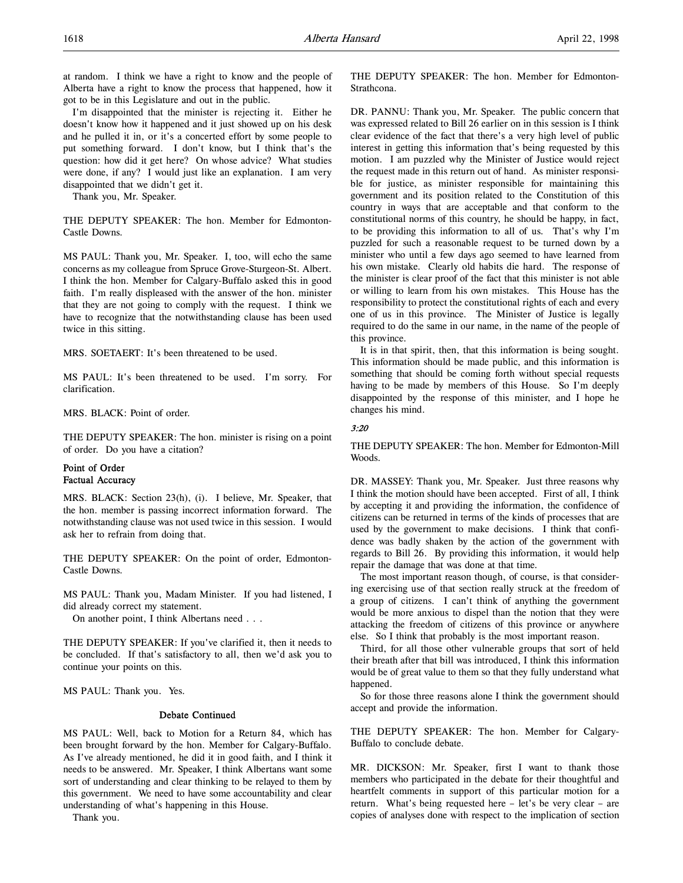at random. I think we have a right to know and the people of Alberta have a right to know the process that happened, how it got to be in this Legislature and out in the public.

I'm disappointed that the minister is rejecting it. Either he doesn't know how it happened and it just showed up on his desk and he pulled it in, or it's a concerted effort by some people to put something forward. I don't know, but I think that's the question: how did it get here? On whose advice? What studies were done, if any? I would just like an explanation. I am very disappointed that we didn't get it.

Thank you, Mr. Speaker.

THE DEPUTY SPEAKER: The hon. Member for Edmonton-Castle Downs.

MS PAUL: Thank you, Mr. Speaker. I, too, will echo the same concerns as my colleague from Spruce Grove-Sturgeon-St. Albert. I think the hon. Member for Calgary-Buffalo asked this in good faith. I'm really displeased with the answer of the hon. minister that they are not going to comply with the request. I think we have to recognize that the notwithstanding clause has been used twice in this sitting.

MRS. SOETAERT: It's been threatened to be used.

MS PAUL: It's been threatened to be used. I'm sorry. For clarification.

MRS. BLACK: Point of order.

THE DEPUTY SPEAKER: The hon. minister is rising on a point of order. Do you have a citation?

### Point of Order
### Factual Accuracy

MRS. BLACK: Section 23(h), (i). I believe, Mr. Speaker, that the hon. member is passing incorrect information forward. The notwithstanding clause was not used twice in this session. I would ask her to refrain from doing that.

THE DEPUTY SPEAKER: On the point of order, Edmonton-Castle Downs.

MS PAUL: Thank you, Madam Minister. If you had listened, I did already correct my statement.

On another point, I think Albertans need . . .

THE DEPUTY SPEAKER: If you've clarified it, then it needs to be concluded. If that's satisfactory to all, then we'd ask you to continue your points on this.

MS PAUL: Thank you. Yes.

### Debate Continued

MS PAUL: Well, back to Motion for a Return 84, which has been brought forward by the hon. Member for Calgary-Buffalo. As I've already mentioned, he did it in good faith, and I think it needs to be answered. Mr. Speaker, I think Albertans want some sort of understanding and clear thinking to be relayed to them by this government. We need to have some accountability and clear understanding of what's happening in this House.

Thank you.

THE DEPUTY SPEAKER: The hon. Member for Edmonton-Strathcona.

DR. PANNU: Thank you, Mr. Speaker. The public concern that was expressed related to Bill 26 earlier on in this session is I think clear evidence of the fact that there's a very high level of public interest in getting this information that's being requested by this motion. I am puzzled why the Minister of Justice would reject the request made in this return out of hand. As minister responsible for justice, as minister responsible for maintaining this government and its position related to the Constitution of this country in ways that are acceptable and that conform to the constitutional norms of this country, he should be happy, in fact, to be providing this information to all of us. That's why I'm puzzled for such a reasonable request to be turned down by a minister who until a few days ago seemed to have learned from his own mistake. Clearly old habits die hard. The response of the minister is clear proof of the fact that this minister is not able or willing to learn from his own mistakes. This House has the responsibility to protect the constitutional rights of each and every one of us in this province. The Minister of Justice is legally required to do the same in our name, in the name of the people of this province.

It is in that spirit, then, that this information is being sought. This information should be made public, and this information is something that should be coming forth without special requests having to be made by members of this House. So I'm deeply disappointed by the response of this minister, and I hope he changes his mind.

*3:20*

THE DEPUTY SPEAKER: The hon. Member for Edmonton-Mill Woods.

DR. MASSEY: Thank you, Mr. Speaker. Just three reasons why I think the motion should have been accepted. First of all, I think by accepting it and providing the information, the confidence of citizens can be returned in terms of the kinds of processes that are used by the government to make decisions. I think that confidence was badly shaken by the action of the government with regards to Bill 26. By providing this information, it would help repair the damage that was done at that time.

The most important reason though, of course, is that considering exercising use of that section really struck at the freedom of a group of citizens. I can't think of anything the government would be more anxious to dispel than the notion that they were attacking the freedom of citizens of this province or anywhere else. So I think that probably is the most important reason.

Third, for all those other vulnerable groups that sort of held their breath after that bill was introduced, I think this information would be of great value to them so that they fully understand what happened.

So for those three reasons alone I think the government should accept and provide the information.

THE DEPUTY SPEAKER: The hon. Member for Calgary-Buffalo to conclude debate.

MR. DICKSON: Mr. Speaker, first I want to thank those members who participated in the debate for their thoughtful and heartfelt comments in support of this particular motion for a return. What's being requested here – let's be very clear – are copies of analyses done with respect to the implication of section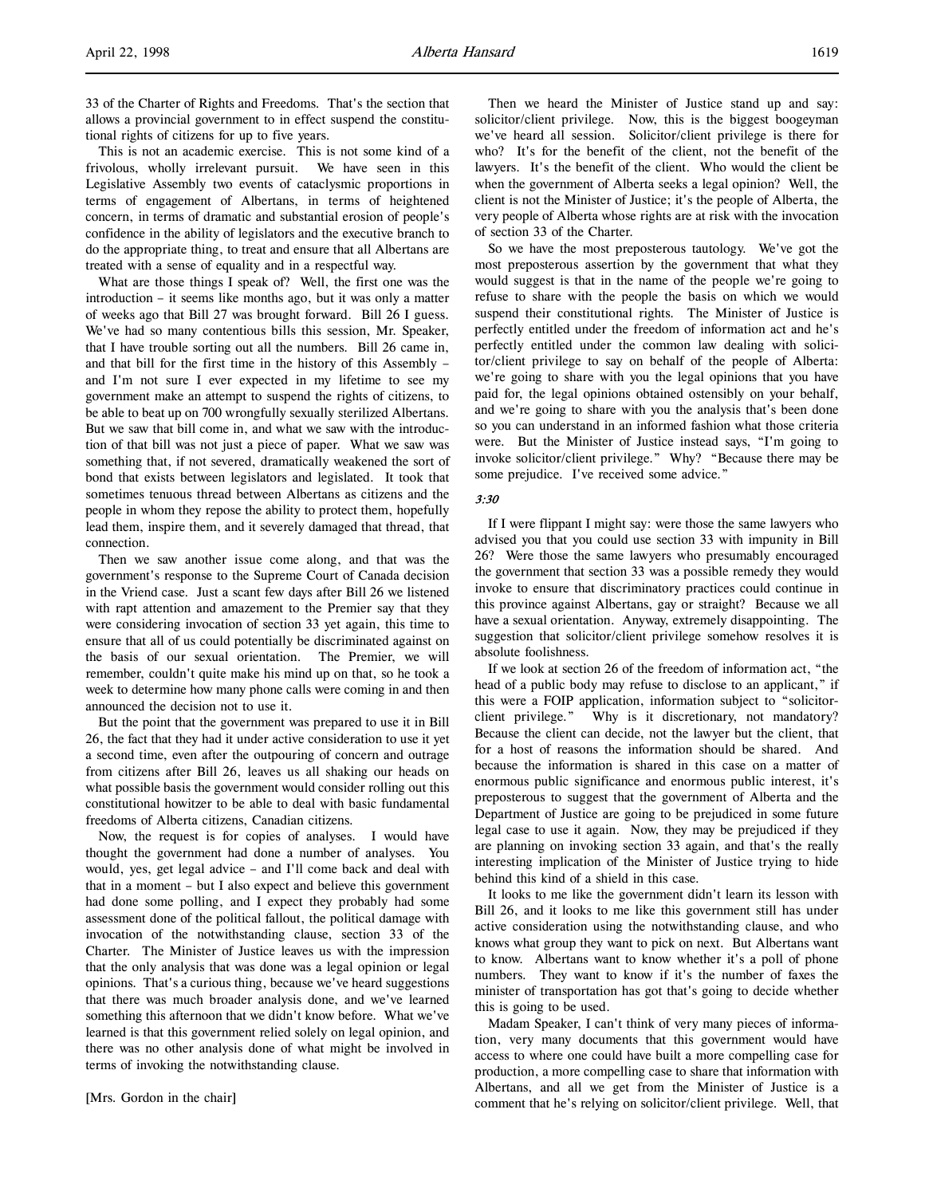33 of the Charter of Rights and Freedoms. That's the section that allows a provincial government to in effect suspend the constitutional rights of citizens for up to five years.

This is not an academic exercise. This is not some kind of a frivolous, wholly irrelevant pursuit. We have seen in this Legislative Assembly two events of cataclysmic proportions in terms of engagement of Albertans, in terms of heightened concern, in terms of dramatic and substantial erosion of people's confidence in the ability of legislators and the executive branch to do the appropriate thing, to treat and ensure that all Albertans are treated with a sense of equality and in a respectful way.

What are those things I speak of? Well, the first one was the introduction – it seems like months ago, but it was only a matter of weeks ago that Bill 27 was brought forward. Bill 26 I guess. We've had so many contentious bills this session, Mr. Speaker, that I have trouble sorting out all the numbers. Bill 26 came in, and that bill for the first time in the history of this Assembly – and I'm not sure I ever expected in my lifetime to see my government make an attempt to suspend the rights of citizens, to be able to beat up on 700 wrongfully sexually sterilized Albertans. But we saw that bill come in, and what we saw with the introduction of that bill was not just a piece of paper. What we saw was something that, if not severed, dramatically weakened the sort of bond that exists between legislators and legislated. It took that sometimes tenuous thread between Albertans as citizens and the people in whom they repose the ability to protect them, hopefully lead them, inspire them, and it severely damaged that thread, that connection.

Then we saw another issue come along, and that was the government's response to the Supreme Court of Canada decision in the Vriend case. Just a scant few days after Bill 26 we listened with rapt attention and amazement to the Premier say that they were considering invocation of section 33 yet again, this time to ensure that all of us could potentially be discriminated against on the basis of our sexual orientation. The Premier, we will remember, couldn't quite make his mind up on that, so he took a week to determine how many phone calls were coming in and then announced the decision not to use it.

But the point that the government was prepared to use it in Bill 26, the fact that they had it under active consideration to use it yet a second time, even after the outpouring of concern and outrage from citizens after Bill 26, leaves us all shaking our heads on what possible basis the government would consider rolling out this constitutional howitzer to be able to deal with basic fundamental freedoms of Alberta citizens, Canadian citizens.

Now, the request is for copies of analyses. I would have thought the government had done a number of analyses. You would, yes, get legal advice – and I'll come back and deal with that in a moment – but I also expect and believe this government had done some polling, and I expect they probably had some assessment done of the political fallout, the political damage with invocation of the notwithstanding clause, section 33 of the Charter. The Minister of Justice leaves us with the impression that the only analysis that was done was a legal opinion or legal opinions. That's a curious thing, because we've heard suggestions that there was much broader analysis done, and we've learned something this afternoon that we didn't know before. What we've learned is that this government relied solely on legal opinion, and there was no other analysis done of what might be involved in terms of invoking the notwithstanding clause.

[Mrs. Gordon in the chair]

Then we heard the Minister of Justice stand up and say: solicitor/client privilege. Now, this is the biggest boogeyman we've heard all session. Solicitor/client privilege is there for who? It's for the benefit of the client, not the benefit of the lawyers. It's the benefit of the client. Who would the client be when the government of Alberta seeks a legal opinion? Well, the client is not the Minister of Justice; it's the people of Alberta, the very people of Alberta whose rights are at risk with the invocation of section 33 of the Charter.

So we have the most preposterous tautology. We've got the most preposterous assertion by the government that what they would suggest is that in the name of the people we're going to refuse to share with the people the basis on which we would suspend their constitutional rights. The Minister of Justice is perfectly entitled under the freedom of information act and he's perfectly entitled under the common law dealing with solicitor/client privilege to say on behalf of the people of Alberta: we're going to share with you the legal opinions that you have paid for, the legal opinions obtained ostensibly on your behalf, and we're going to share with you the analysis that's been done so you can understand in an informed fashion what those criteria were. But the Minister of Justice instead says, "I'm going to invoke solicitor/client privilege." Why? "Because there may be some prejudice. I've received some advice."

*3:30*

If I were flippant I might say: were those the same lawyers who advised you that you could use section 33 with impunity in Bill 26? Were those the same lawyers who presumably encouraged the government that section 33 was a possible remedy they would invoke to ensure that discriminatory practices could continue in this province against Albertans, gay or straight? Because we all have a sexual orientation. Anyway, extremely disappointing. The suggestion that solicitor/client privilege somehow resolves it is absolute foolishness.

If we look at section 26 of the freedom of information act, "the head of a public body may refuse to disclose to an applicant," if this were a FOIP application, information subject to "solicitor-client privilege." Why is it discretionary, not mandatory? Because the client can decide, not the lawyer but the client, that for a host of reasons the information should be shared. And because the information is shared in this case on a matter of enormous public significance and enormous public interest, it's preposterous to suggest that the government of Alberta and the Department of Justice are going to be prejudiced in some future legal case to use it again. Now, they may be prejudiced if they are planning on invoking section 33 again, and that's the really interesting implication of the Minister of Justice trying to hide behind this kind of a shield in this case.

It looks to me like the government didn't learn its lesson with Bill 26, and it looks to me like this government still has under active consideration using the notwithstanding clause, and who knows what group they want to pick on next. But Albertans want to know. Albertans want to know whether it's a poll of phone numbers. They want to know if it's the number of faxes the minister of transportation has got that's going to decide whether this is going to be used.

Madam Speaker, I can't think of very many pieces of information, very many documents that this government would have access to where one could have built a more compelling case for production, a more compelling case to share that information with Albertans, and all we get from the Minister of Justice is a comment that he's relying on solicitor/client privilege. Well, that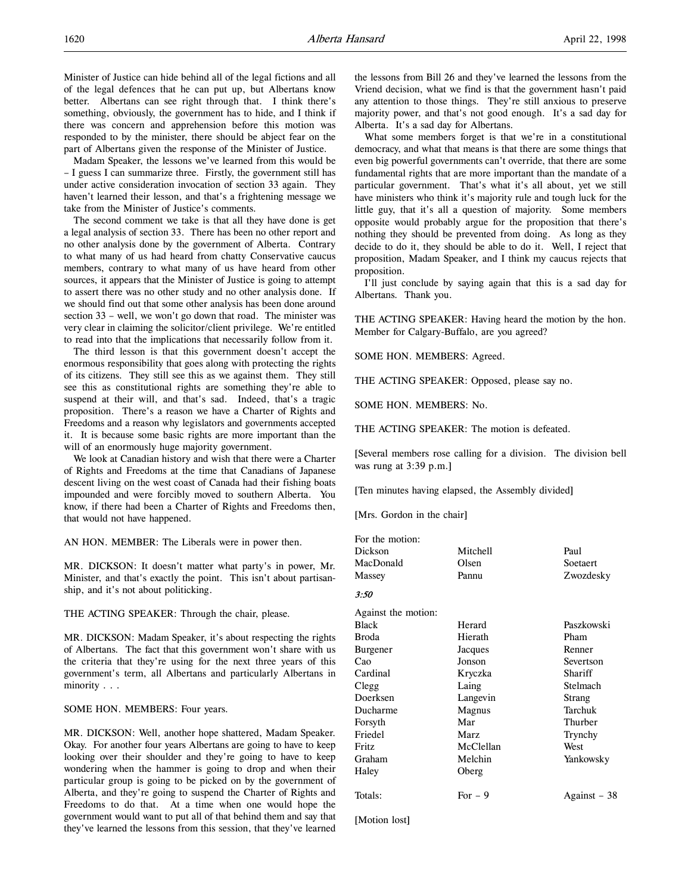Minister of Justice can hide behind all of the legal fictions and all of the legal defences that he can put up, but Albertans know better. Albertans can see right through that. I think there's something, obviously, the government has to hide, and I think if there was concern and apprehension before this motion was responded to by the minister, there should be abject fear on the part of Albertans given the response of the Minister of Justice.

Madam Speaker, the lessons we've learned from this would be – I guess I can summarize three. Firstly, the government still has under active consideration invocation of section 33 again. They haven't learned their lesson, and that's a frightening message we take from the Minister of Justice's comments.

The second comment we take is that all they have done is get a legal analysis of section 33. There has been no other report and no other analysis done by the government of Alberta. Contrary to what many of us had heard from chatty Conservative caucus members, contrary to what many of us have heard from other sources, it appears that the Minister of Justice is going to attempt to assert there was no other study and no other analysis done. If we should find out that some other analysis has been done around section 33 – well, we won't go down that road. The minister was very clear in claiming the solicitor/client privilege. We're entitled to read into that the implications that necessarily follow from it.

The third lesson is that this government doesn't accept the enormous responsibility that goes along with protecting the rights of its citizens. They still see this as we against them. They still see this as constitutional rights are something they're able to suspend at their will, and that's sad. Indeed, that's a tragic proposition. There's a reason we have a Charter of Rights and Freedoms and a reason why legislators and governments accepted it. It is because some basic rights are more important than the will of an enormously huge majority government.

We look at Canadian history and wish that there were a Charter of Rights and Freedoms at the time that Canadians of Japanese descent living on the west coast of Canada had their fishing boats impounded and were forcibly moved to southern Alberta. You know, if there had been a Charter of Rights and Freedoms then, that would not have happened.

AN HON. MEMBER: The Liberals were in power then.

MR. DICKSON: It doesn't matter what party's in power, Mr. Minister, and that's exactly the point. This isn't about partisanship, and it's not about politicking.

THE ACTING SPEAKER: Through the chair, please.

MR. DICKSON: Madam Speaker, it's about respecting the rights of Albertans. The fact that this government won't share with us the criteria that they're using for the next three years of this government's term, all Albertans and particularly Albertans in minority . . .

SOME HON. MEMBERS: Four years.

MR. DICKSON: Well, another hope shattered, Madam Speaker. Okay. For another four years Albertans are going to have to keep looking over their shoulder and they're going to have to keep wondering when the hammer is going to drop and when their particular group is going to be picked on by the government of Alberta, and they're going to suspend the Charter of Rights and Freedoms to do that. At a time when one would hope the government would want to put all of that behind them and say that they've learned the lessons from this session, that they've learned the lessons from Bill 26 and they've learned the lessons from the Vriend decision, what we find is that the government hasn't paid any attention to those things. They're still anxious to preserve majority power, and that's not good enough. It's a sad day for Alberta. It's a sad day for Albertans.

What some members forget is that we're in a constitutional democracy, and what that means is that there are some things that even big powerful governments can't override, that there are some fundamental rights that are more important than the mandate of a particular government. That's what it's all about, yet we still have ministers who think it's majority rule and tough luck for the little guy, that it's all a question of majority. Some members opposite would probably argue for the proposition that there's nothing they should be prevented from doing. As long as they decide to do it, they should be able to do it. Well, I reject that proposition, Madam Speaker, and I think my caucus rejects that proposition.

I'll just conclude by saying again that this is a sad day for Albertans. Thank you.

THE ACTING SPEAKER: Having heard the motion by the hon. Member for Calgary-Buffalo, are you agreed?

SOME HON. MEMBERS: Agreed.

THE ACTING SPEAKER: Opposed, please say no.

SOME HON. MEMBERS: No.

THE ACTING SPEAKER: The motion is defeated.

[Several members rose calling for a division. The division bell was rung at 3:39 p.m.]

[Ten minutes having elapsed, the Assembly divided]

[Mrs. Gordon in the chair]

For the motion:

| | | |
|---|---|---|
| Dickson | Mitchell | Paul |
| MacDonald | Olsen | Soetaert |
| Massey | Pannu | Zwozdesky |

*3:50*

Against the motion:

| | | |
|---|---|---|
| Black | Herard | Paszkowski |
| Broda | Hierath | Pham |
| Burgener | Jacques | Renner |
| Cao | Jonson | Severtson |
| Cardinal | Kryczka | Shariff |
| Clegg | Laing | Stelmach |
| Doerksen | Langevin | Strang |
| Ducharme | Magnus | Tarchuk |
| Forsyth | Mar | Thurber |
| Friedel | Marz | Trynchy |
| Fritz | McClellan | West |
| Graham | Melchin | Yankowsky |
| Haley | Oberg | |

| | | |
|---|---|---|
| Totals: | For – 9 | Against – 38 |

[Motion lost]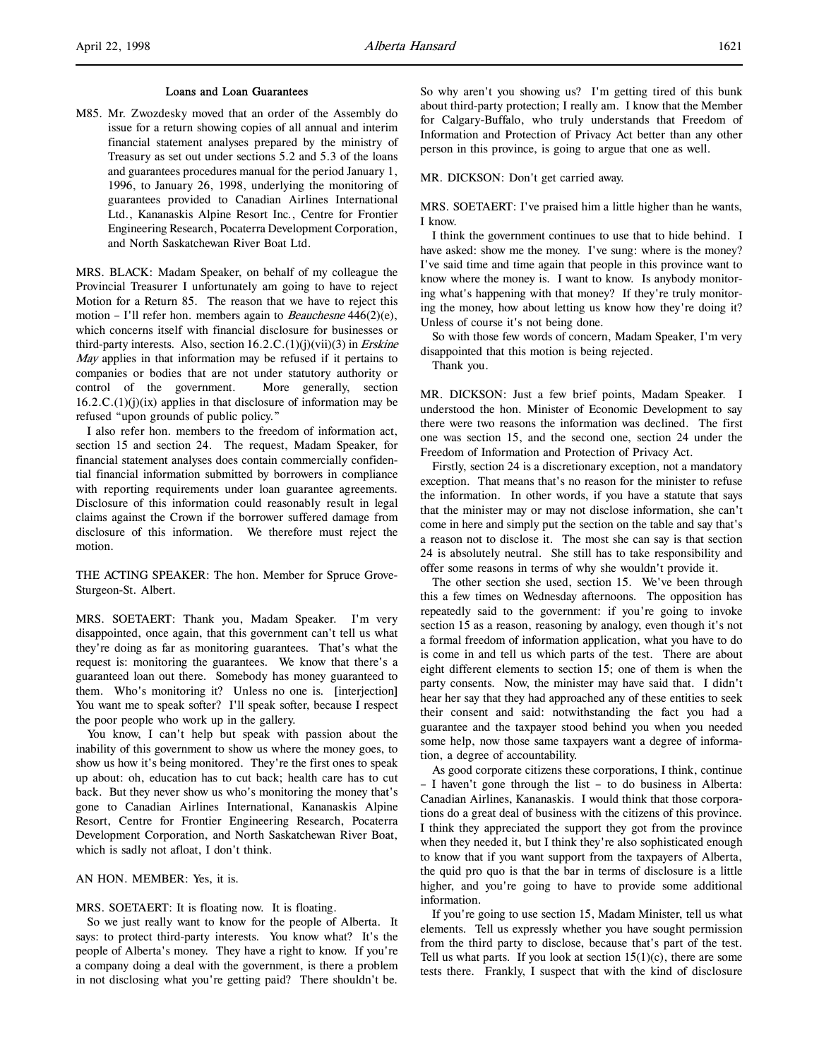### Loans and Loan Guarantees

M85. Mr. Zwozdesky moved that an order of the Assembly do issue for a return showing copies of all annual and interim financial statement analyses prepared by the ministry of Treasury as set out under sections 5.2 and 5.3 of the loans and guarantees procedures manual for the period January 1, 1996, to January 26, 1998, underlying the monitoring of guarantees provided to Canadian Airlines International Ltd., Kananaskis Alpine Resort Inc., Centre for Frontier Engineering Research, Pocaterra Development Corporation, and North Saskatchewan River Boat Ltd.

MRS. BLACK: Madam Speaker, on behalf of my colleague the Provincial Treasurer I unfortunately am going to have to reject Motion for a Return 85. The reason that we have to reject this motion – I'll refer hon. members again to *Beauchesne* 446(2)(e), which concerns itself with financial disclosure for businesses or third-party interests. Also, section 16.2.C.(1)(j)(vii)(3) in *Erskine May* applies in that information may be refused if it pertains to companies or bodies that are not under statutory authority or control of the government. More generally, section 16.2.C.(1)(j)(ix) applies in that disclosure of information may be refused "upon grounds of public policy."

I also refer hon. members to the freedom of information act, section 15 and section 24. The request, Madam Speaker, for financial statement analyses does contain commercially confidential financial information submitted by borrowers in compliance with reporting requirements under loan guarantee agreements. Disclosure of this information could reasonably result in legal claims against the Crown if the borrower suffered damage from disclosure of this information. We therefore must reject the motion.

THE ACTING SPEAKER: The hon. Member for Spruce Grove-Sturgeon-St. Albert.

MRS. SOETAERT: Thank you, Madam Speaker. I'm very disappointed, once again, that this government can't tell us what they're doing as far as monitoring guarantees. That's what the request is: monitoring the guarantees. We know that there's a guaranteed loan out there. Somebody has money guaranteed to them. Who's monitoring it? Unless no one is. [interjection] You want me to speak softer? I'll speak softer, because I respect the poor people who work up in the gallery.

You know, I can't help but speak with passion about the inability of this government to show us where the money goes, to show us how it's being monitored. They're the first ones to speak up about: oh, education has to cut back; health care has to cut back. But they never show us who's monitoring the money that's gone to Canadian Airlines International, Kananaskis Alpine Resort, Centre for Frontier Engineering Research, Pocaterra Development Corporation, and North Saskatchewan River Boat, which is sadly not afloat, I don't think.

AN HON. MEMBER: Yes, it is.

MRS. SOETAERT: It is floating now. It is floating.

So we just really want to know for the people of Alberta. It says: to protect third-party interests. You know what? It's the people of Alberta's money. They have a right to know. If you're a company doing a deal with the government, is there a problem in not disclosing what you're getting paid? There shouldn't be. So why aren't you showing us? I'm getting tired of this bunk about third-party protection; I really am. I know that the Member for Calgary-Buffalo, who truly understands that Freedom of Information and Protection of Privacy Act better than any other person in this province, is going to argue that one as well.

MR. DICKSON: Don't get carried away.

MRS. SOETAERT: I've praised him a little higher than he wants, I know.

I think the government continues to use that to hide behind. I have asked: show me the money. I've sung: where is the money? I've said time and time again that people in this province want to know where the money is. I want to know. Is anybody monitoring what's happening with that money? If they're truly monitoring the money, how about letting us know how they're doing it? Unless of course it's not being done.

So with those few words of concern, Madam Speaker, I'm very disappointed that this motion is being rejected.

Thank you.

MR. DICKSON: Just a few brief points, Madam Speaker. I understood the hon. Minister of Economic Development to say there were two reasons the information was declined. The first one was section 15, and the second one, section 24 under the Freedom of Information and Protection of Privacy Act.

Firstly, section 24 is a discretionary exception, not a mandatory exception. That means that's no reason for the minister to refuse the information. In other words, if you have a statute that says that the minister may or may not disclose information, she can't come in here and simply put the section on the table and say that's a reason not to disclose it. The most she can say is that section 24 is absolutely neutral. She still has to take responsibility and offer some reasons in terms of why she wouldn't provide it.

The other section she used, section 15. We've been through this a few times on Wednesday afternoons. The opposition has repeatedly said to the government: if you're going to invoke section 15 as a reason, reasoning by analogy, even though it's not a formal freedom of information application, what you have to do is come in and tell us which parts of the test. There are about eight different elements to section 15; one of them is when the party consents. Now, the minister may have said that. I didn't hear her say that they had approached any of these entities to seek their consent and said: notwithstanding the fact you had a guarantee and the taxpayer stood behind you when you needed some help, now those same taxpayers want a degree of information, a degree of accountability.

As good corporate citizens these corporations, I think, continue – I haven't gone through the list – to do business in Alberta: Canadian Airlines, Kananaskis. I would think that those corporations do a great deal of business with the citizens of this province. I think they appreciated the support they got from the province when they needed it, but I think they're also sophisticated enough to know that if you want support from the taxpayers of Alberta, the quid pro quo is that the bar in terms of disclosure is a little higher, and you're going to have to provide some additional information.

If you're going to use section 15, Madam Minister, tell us what elements. Tell us expressly whether you have sought permission from the third party to disclose, because that's part of the test. Tell us what parts. If you look at section 15(1)(c), there are some tests there. Frankly, I suspect that with the kind of disclosure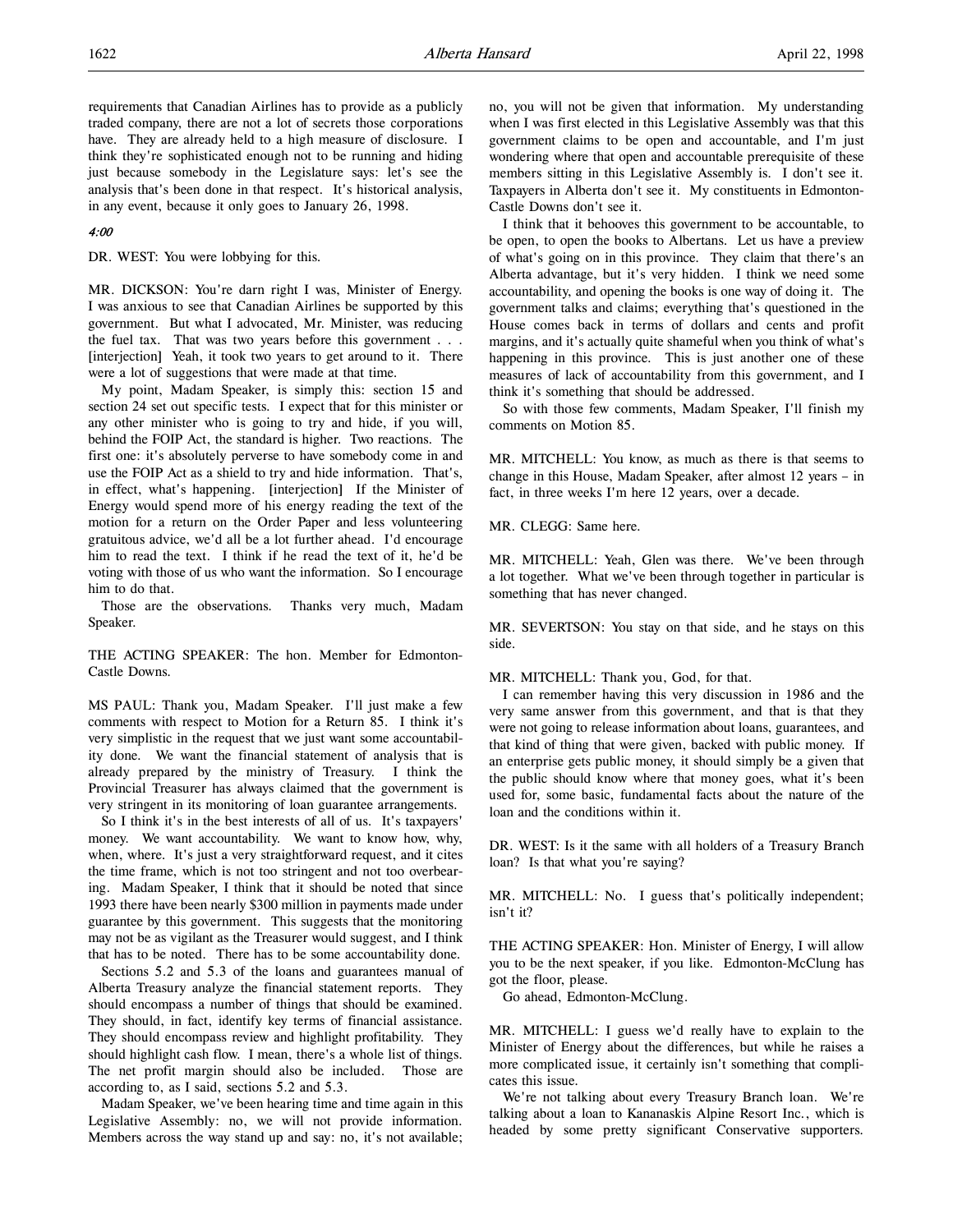requirements that Canadian Airlines has to provide as a publicly traded company, there are not a lot of secrets those corporations have. They are already held to a high measure of disclosure. I think they're sophisticated enough not to be running and hiding just because somebody in the Legislature says: let's see the analysis that's been done in that respect. It's historical analysis, in any event, because it only goes to January 26, 1998.

*4:00*

DR. WEST: You were lobbying for this.

MR. DICKSON: You're darn right I was, Minister of Energy. I was anxious to see that Canadian Airlines be supported by this government. But what I advocated, Mr. Minister, was reducing the fuel tax. That was two years before this government . . . [interjection] Yeah, it took two years to get around to it. There were a lot of suggestions that were made at that time.

My point, Madam Speaker, is simply this: section 15 and section 24 set out specific tests. I expect that for this minister or any other minister who is going to try and hide, if you will, behind the FOIP Act, the standard is higher. Two reactions. The first one: it's absolutely perverse to have somebody come in and use the FOIP Act as a shield to try and hide information. That's, in effect, what's happening. [interjection] If the Minister of Energy would spend more of his energy reading the text of the motion for a return on the Order Paper and less volunteering gratuitous advice, we'd all be a lot further ahead. I'd encourage him to read the text. I think if he read the text of it, he'd be voting with those of us who want the information. So I encourage him to do that.

Those are the observations. Thanks very much, Madam Speaker.

THE ACTING SPEAKER: The hon. Member for Edmonton-Castle Downs.

MS PAUL: Thank you, Madam Speaker. I'll just make a few comments with respect to Motion for a Return 85. I think it's very simplistic in the request that we just want some accountability done. We want the financial statement of analysis that is already prepared by the ministry of Treasury. I think the Provincial Treasurer has always claimed that the government is very stringent in its monitoring of loan guarantee arrangements.

So I think it's in the best interests of all of us. It's taxpayers' money. We want accountability. We want to know how, why, when, where. It's just a very straightforward request, and it cites the time frame, which is not too stringent and not too overbearing. Madam Speaker, I think that it should be noted that since 1993 there have been nearly $300 million in payments made under guarantee by this government. This suggests that the monitoring may not be as vigilant as the Treasurer would suggest, and I think that has to be noted. There has to be some accountability done.

Sections 5.2 and 5.3 of the loans and guarantees manual of Alberta Treasury analyze the financial statement reports. They should encompass a number of things that should be examined. They should, in fact, identify key terms of financial assistance. They should encompass review and highlight profitability. They should highlight cash flow. I mean, there's a whole list of things. The net profit margin should also be included. Those are according to, as I said, sections 5.2 and 5.3.

Madam Speaker, we've been hearing time and time again in this Legislative Assembly: no, we will not provide information. Members across the way stand up and say: no, it's not available; no, you will not be given that information. My understanding when I was first elected in this Legislative Assembly was that this government claims to be open and accountable, and I'm just wondering where that open and accountable prerequisite of these members sitting in this Legislative Assembly is. I don't see it. Taxpayers in Alberta don't see it. My constituents in Edmonton-Castle Downs don't see it.

I think that it behooves this government to be accountable, to be open, to open the books to Albertans. Let us have a preview of what's going on in this province. They claim that there's an Alberta advantage, but it's very hidden. I think we need some accountability, and opening the books is one way of doing it. The government talks and claims; everything that's questioned in the House comes back in terms of dollars and cents and profit margins, and it's actually quite shameful when you think of what's happening in this province. This is just another one of these measures of lack of accountability from this government, and I think it's something that should be addressed.

So with those few comments, Madam Speaker, I'll finish my comments on Motion 85.

MR. MITCHELL: You know, as much as there is that seems to change in this House, Madam Speaker, after almost 12 years – in fact, in three weeks I'm here 12 years, over a decade.

MR. CLEGG: Same here.

MR. MITCHELL: Yeah, Glen was there. We've been through a lot together. What we've been through together in particular is something that has never changed.

MR. SEVERTSON: You stay on that side, and he stays on this side.

MR. MITCHELL: Thank you, God, for that.

I can remember having this very discussion in 1986 and the very same answer from this government, and that is that they were not going to release information about loans, guarantees, and that kind of thing that were given, backed with public money. If an enterprise gets public money, it should simply be a given that the public should know where that money goes, what it's been used for, some basic, fundamental facts about the nature of the loan and the conditions within it.

DR. WEST: Is it the same with all holders of a Treasury Branch loan? Is that what you're saying?

MR. MITCHELL: No. I guess that's politically independent; isn't it?

THE ACTING SPEAKER: Hon. Minister of Energy, I will allow you to be the next speaker, if you like. Edmonton-McClung has got the floor, please.

Go ahead, Edmonton-McClung.

MR. MITCHELL: I guess we'd really have to explain to the Minister of Energy about the differences, but while he raises a more complicated issue, it certainly isn't something that complicates this issue.

We're not talking about every Treasury Branch loan. We're talking about a loan to Kananaskis Alpine Resort Inc., which is headed by some pretty significant Conservative supporters.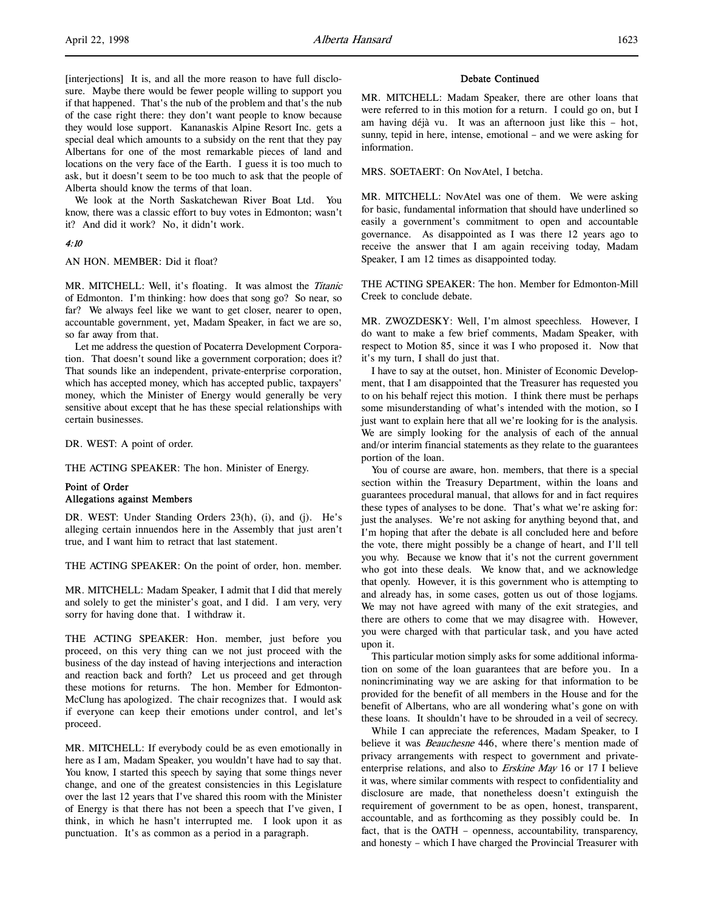[interjections] It is, and all the more reason to have full disclosure. Maybe there would be fewer people willing to support you if that happened. That's the nub of the problem and that's the nub of the case right there: they don't want people to know because they would lose support. Kananaskis Alpine Resort Inc. gets a special deal which amounts to a subsidy on the rent that they pay Albertans for one of the most remarkable pieces of land and locations on the very face of the Earth. I guess it is too much to ask, but it doesn't seem to be too much to ask that the people of Alberta should know the terms of that loan.

We look at the North Saskatchewan River Boat Ltd. You know, there was a classic effort to buy votes in Edmonton; wasn't it? And did it work? No, it didn't work.

*4:10*

AN HON. MEMBER: Did it float?

MR. MITCHELL: Well, it's floating. It was almost the *Titanic* of Edmonton. I'm thinking: how does that song go? So near, so far? We always feel like we want to get closer, nearer to open, accountable government, yet, Madam Speaker, in fact we are so, so far away from that.

Let me address the question of Pocaterra Development Corporation. That doesn't sound like a government corporation; does it? That sounds like an independent, private-enterprise corporation, which has accepted money, which has accepted public, taxpayers' money, which the Minister of Energy would generally be very sensitive about except that he has these special relationships with certain businesses.

DR. WEST: A point of order.

THE ACTING SPEAKER: The hon. Minister of Energy.

**Point of Order**
**Allegations against Members**

DR. WEST: Under Standing Orders 23(h), (i), and (j). He's alleging certain innuendos here in the Assembly that just aren't true, and I want him to retract that last statement.

THE ACTING SPEAKER: On the point of order, hon. member.

MR. MITCHELL: Madam Speaker, I admit that I did that merely and solely to get the minister's goat, and I did. I am very, very sorry for having done that. I withdraw it.

THE ACTING SPEAKER: Hon. member, just before you proceed, on this very thing can we not just proceed with the business of the day instead of having interjections and interaction and reaction back and forth? Let us proceed and get through these motions for returns. The hon. Member for Edmonton-McClung has apologized. The chair recognizes that. I would ask if everyone can keep their emotions under control, and let's proceed.

MR. MITCHELL: If everybody could be as even emotionally in here as I am, Madam Speaker, you wouldn't have had to say that. You know, I started this speech by saying that some things never change, and one of the greatest consistencies in this Legislature over the last 12 years that I've shared this room with the Minister of Energy is that there has not been a speech that I've given, I think, in which he hasn't interrupted me. I look upon it as punctuation. It's as common as a period in a paragraph.

**Debate Continued**

MR. MITCHELL: Madam Speaker, there are other loans that were referred to in this motion for a return. I could go on, but I am having déjà vu. It was an afternoon just like this – hot, sunny, tepid in here, intense, emotional – and we were asking for information.

MRS. SOETAERT: On NovAtel, I betcha.

MR. MITCHELL: NovAtel was one of them. We were asking for basic, fundamental information that should have underlined so easily a government's commitment to open and accountable governance. As disappointed as I was there 12 years ago to receive the answer that I am again receiving today, Madam Speaker, I am 12 times as disappointed today.

THE ACTING SPEAKER: The hon. Member for Edmonton-Mill Creek to conclude debate.

MR. ZWOZDESKY: Well, I'm almost speechless. However, I do want to make a few brief comments, Madam Speaker, with respect to Motion 85, since it was I who proposed it. Now that it's my turn, I shall do just that.

I have to say at the outset, hon. Minister of Economic Development, that I am disappointed that the Treasurer has requested you to on his behalf reject this motion. I think there must be perhaps some misunderstanding of what's intended with the motion, so I just want to explain here that all we're looking for is the analysis. We are simply looking for the analysis of each of the annual and/or interim financial statements as they relate to the guarantees portion of the loan.

You of course are aware, hon. members, that there is a special section within the Treasury Department, within the loans and guarantees procedural manual, that allows for and in fact requires these types of analyses to be done. That's what we're asking for: just the analyses. We're not asking for anything beyond that, and I'm hoping that after the debate is all concluded here and before the vote, there might possibly be a change of heart, and I'll tell you why. Because we know that it's not the current government who got into these deals. We know that, and we acknowledge that openly. However, it is this government who is attempting to and already has, in some cases, gotten us out of those logjams. We may not have agreed with many of the exit strategies, and there are others to come that we may disagree with. However, you were charged with that particular task, and you have acted upon it.

This particular motion simply asks for some additional information on some of the loan guarantees that are before you. In a nonincriminating way we are asking for that information to be provided for the benefit of all members in the House and for the benefit of Albertans, who are all wondering what's gone on with these loans. It shouldn't have to be shrouded in a veil of secrecy.

While I can appreciate the references, Madam Speaker, to I believe it was *Beauchesne* 446, where there's mention made of privacy arrangements with respect to government and private-enterprise relations, and also to *Erskine May* 16 or 17 I believe it was, where similar comments with respect to confidentiality and disclosure are made, that nonetheless doesn't extinguish the requirement of government to be as open, honest, transparent, accountable, and as forthcoming as they possibly could be. In fact, that is the OATH – openness, accountability, transparency, and honesty – which I have charged the Provincial Treasurer with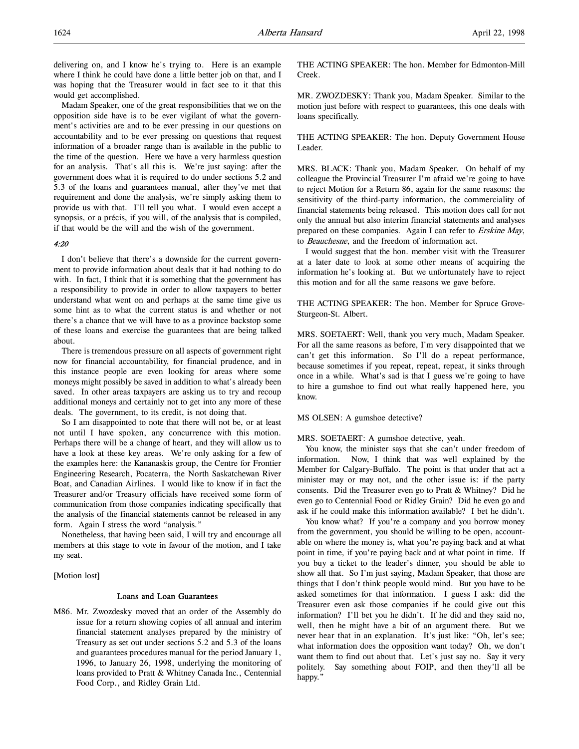delivering on, and I know he's trying to. Here is an example where I think he could have done a little better job on that, and I was hoping that the Treasurer would in fact see to it that this would get accomplished.

Madam Speaker, one of the great responsibilities that we on the opposition side have is to be ever vigilant of what the government's activities are and to be ever pressing in our questions on accountability and to be ever pressing on questions that request information of a broader range than is available in the public to the time of the question. Here we have a very harmless question for an analysis. That's all this is. We're just saying: after the government does what it is required to do under sections 5.2 and 5.3 of the loans and guarantees manual, after they've met that requirement and done the analysis, we're simply asking them to provide us with that. I'll tell you what. I would even accept a synopsis, or a précis, if you will, of the analysis that is compiled, if that would be the will and the wish of the government.

*4:20*

I don't believe that there's a downside for the current government to provide information about deals that it had nothing to do with. In fact, I think that it is something that the government has a responsibility to provide in order to allow taxpayers to better understand what went on and perhaps at the same time give us some hint as to what the current status is and whether or not there's a chance that we will have to as a province backstop some of these loans and exercise the guarantees that are being talked about.

There is tremendous pressure on all aspects of government right now for financial accountability, for financial prudence, and in this instance people are even looking for areas where some moneys might possibly be saved in addition to what's already been saved. In other areas taxpayers are asking us to try and recoup additional moneys and certainly not to get into any more of these deals. The government, to its credit, is not doing that.

So I am disappointed to note that there will not be, or at least not until I have spoken, any concurrence with this motion. Perhaps there will be a change of heart, and they will allow us to have a look at these key areas. We're only asking for a few of the examples here: the Kananaskis group, the Centre for Frontier Engineering Research, Pocaterra, the North Saskatchewan River Boat, and Canadian Airlines. I would like to know if in fact the Treasurer and/or Treasury officials have received some form of communication from those companies indicating specifically that the analysis of the financial statements cannot be released in any form. Again I stress the word "analysis."

Nonetheless, that having been said, I will try and encourage all members at this stage to vote in favour of the motion, and I take my seat.

[Motion lost]

### Loans and Loan Guarantees

M86. Mr. Zwozdesky moved that an order of the Assembly do issue for a return showing copies of all annual and interim financial statement analyses prepared by the ministry of Treasury as set out under sections 5.2 and 5.3 of the loans and guarantees procedures manual for the period January 1, 1996, to January 26, 1998, underlying the monitoring of loans provided to Pratt & Whitney Canada Inc., Centennial Food Corp., and Ridley Grain Ltd.

THE ACTING SPEAKER: The hon. Member for Edmonton-Mill Creek.

MR. ZWOZDESKY: Thank you, Madam Speaker. Similar to the motion just before with respect to guarantees, this one deals with loans specifically.

THE ACTING SPEAKER: The hon. Deputy Government House Leader.

MRS. BLACK: Thank you, Madam Speaker. On behalf of my colleague the Provincial Treasurer I'm afraid we're going to have to reject Motion for a Return 86, again for the same reasons: the sensitivity of the third-party information, the commerciality of financial statements being released. This motion does call for not only the annual but also interim financial statements and analyses prepared on these companies. Again I can refer to *Erskine May*, to *Beauchesne*, and the freedom of information act.

I would suggest that the hon. member visit with the Treasurer at a later date to look at some other means of acquiring the information he's looking at. But we unfortunately have to reject this motion and for all the same reasons we gave before.

THE ACTING SPEAKER: The hon. Member for Spruce Grove-Sturgeon-St. Albert.

MRS. SOETAERT: Well, thank you very much, Madam Speaker. For all the same reasons as before, I'm very disappointed that we can't get this information. So I'll do a repeat performance, because sometimes if you repeat, repeat, repeat, it sinks through once in a while. What's sad is that I guess we're going to have to hire a gumshoe to find out what really happened here, you know.

MS OLSEN: A gumshoe detective?

MRS. SOETAERT: A gumshoe detective, yeah.

You know, the minister says that she can't under freedom of information. Now, I think that was well explained by the Member for Calgary-Buffalo. The point is that under that act a minister may or may not, and the other issue is: if the party consents. Did the Treasurer even go to Pratt & Whitney? Did he even go to Centennial Food or Ridley Grain? Did he even go and ask if he could make this information available? I bet he didn't.

You know what? If you're a company and you borrow money from the government, you should be willing to be open, accountable on where the money is, what you're paying back and at what point in time, if you're paying back and at what point in time. If you buy a ticket to the leader's dinner, you should be able to show all that. So I'm just saying, Madam Speaker, that those are things that I don't think people would mind. But you have to be asked sometimes for that information. I guess I ask: did the Treasurer even ask those companies if he could give out this information? I'll bet you he didn't. If he did and they said no, well, then he might have a bit of an argument there. But we never hear that in an explanation. It's just like: "Oh, let's see; what information does the opposition want today? Oh, we don't want them to find out about that. Let's just say no. Say it very politely. Say something about FOIP, and then they'll all be happy."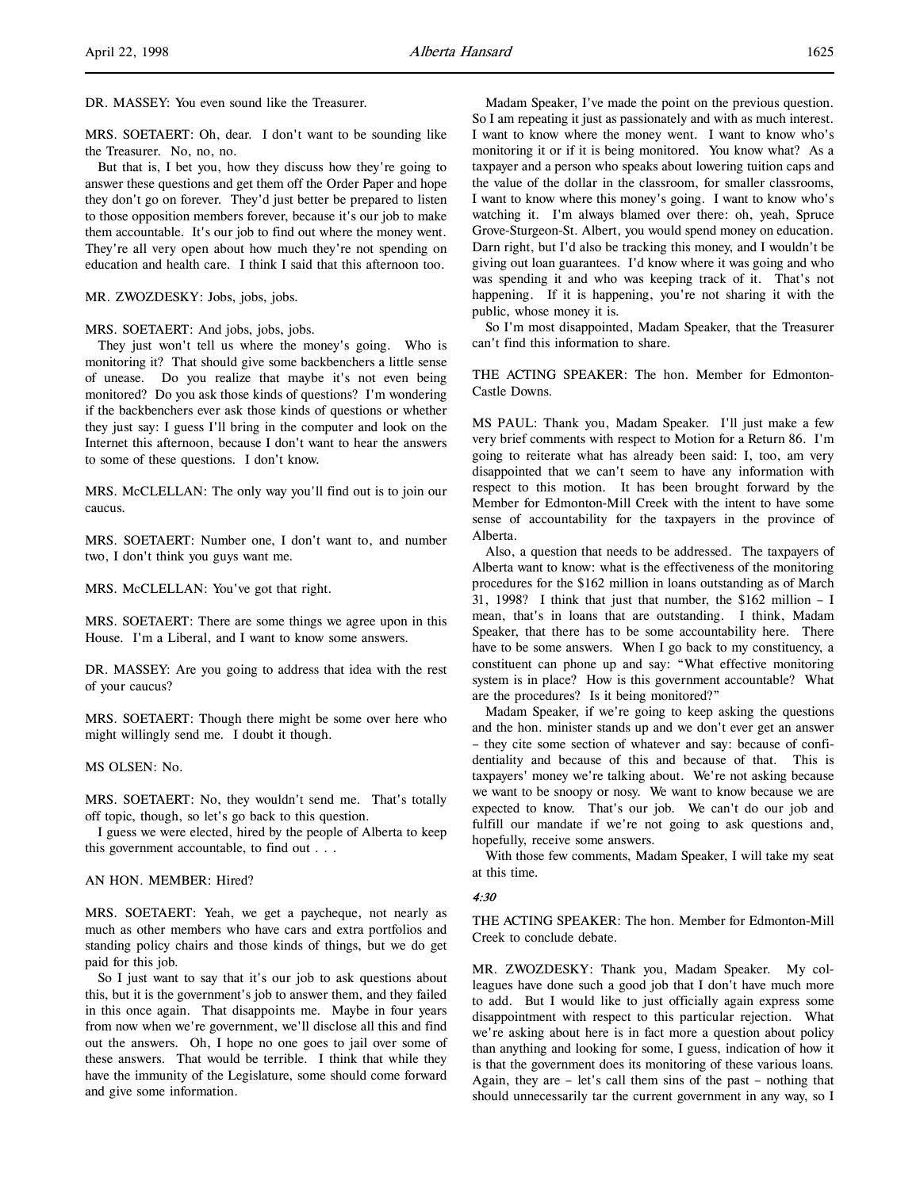DR. MASSEY: You even sound like the Treasurer.

MRS. SOETAERT: Oh, dear. I don't want to be sounding like the Treasurer. No, no, no.

But that is, I bet you, how they discuss how they're going to answer these questions and get them off the Order Paper and hope they don't go on forever. They'd just better be prepared to listen to those opposition members forever, because it's our job to make them accountable. It's our job to find out where the money went. They're all very open about how much they're not spending on education and health care. I think I said that this afternoon too.

MR. ZWOZDESKY: Jobs, jobs, jobs.

MRS. SOETAERT: And jobs, jobs, jobs.

They just won't tell us where the money's going. Who is monitoring it? That should give some backbenchers a little sense of unease. Do you realize that maybe it's not even being monitored? Do you ask those kinds of questions? I'm wondering if the backbenchers ever ask those kinds of questions or whether they just say: I guess I'll bring in the computer and look on the Internet this afternoon, because I don't want to hear the answers to some of these questions. I don't know.

MRS. McCLELLAN: The only way you'll find out is to join our caucus.

MRS. SOETAERT: Number one, I don't want to, and number two, I don't think you guys want me.

MRS. McCLELLAN: You've got that right.

MRS. SOETAERT: There are some things we agree upon in this House. I'm a Liberal, and I want to know some answers.

DR. MASSEY: Are you going to address that idea with the rest of your caucus?

MRS. SOETAERT: Though there might be some over here who might willingly send me. I doubt it though.

MS OLSEN: No.

MRS. SOETAERT: No, they wouldn't send me. That's totally off topic, though, so let's go back to this question.

I guess we were elected, hired by the people of Alberta to keep this government accountable, to find out . . .

AN HON. MEMBER: Hired?

MRS. SOETAERT: Yeah, we get a paycheque, not nearly as much as other members who have cars and extra portfolios and standing policy chairs and those kinds of things, but we do get paid for this job.

So I just want to say that it's our job to ask questions about this, but it is the government's job to answer them, and they failed in this once again. That disappoints me. Maybe in four years from now when we're government, we'll disclose all this and find out the answers. Oh, I hope no one goes to jail over some of these answers. That would be terrible. I think that while they have the immunity of the Legislature, some should come forward and give some information.

Madam Speaker, I've made the point on the previous question. So I am repeating it just as passionately and with as much interest. I want to know where the money went. I want to know who's monitoring it or if it is being monitored. You know what? As a taxpayer and a person who speaks about lowering tuition caps and the value of the dollar in the classroom, for smaller classrooms, I want to know where this money's going. I want to know who's watching it. I'm always blamed over there: oh, yeah, Spruce Grove-Sturgeon-St. Albert, you would spend money on education. Darn right, but I'd also be tracking this money, and I wouldn't be giving out loan guarantees. I'd know where it was going and who was spending it and who was keeping track of it. That's not happening. If it is happening, you're not sharing it with the public, whose money it is.

So I'm most disappointed, Madam Speaker, that the Treasurer can't find this information to share.

THE ACTING SPEAKER: The hon. Member for Edmonton-Castle Downs.

MS PAUL: Thank you, Madam Speaker. I'll just make a few very brief comments with respect to Motion for a Return 86. I'm going to reiterate what has already been said: I, too, am very disappointed that we can't seem to have any information with respect to this motion. It has been brought forward by the Member for Edmonton-Mill Creek with the intent to have some sense of accountability for the taxpayers in the province of Alberta.

Also, a question that needs to be addressed. The taxpayers of Alberta want to know: what is the effectiveness of the monitoring procedures for the $162 million in loans outstanding as of March 31, 1998? I think that just that number, the $162 million – I mean, that's in loans that are outstanding. I think, Madam Speaker, that there has to be some accountability here. There have to be some answers. When I go back to my constituency, a constituent can phone up and say: "What effective monitoring system is in place? How is this government accountable? What are the procedures? Is it being monitored?"

Madam Speaker, if we're going to keep asking the questions and the hon. minister stands up and we don't ever get an answer – they cite some section of whatever and say: because of confidentiality and because of this and because of that. This is taxpayers' money we're talking about. We're not asking because we want to be snoopy or nosy. We want to know because we are expected to know. That's our job. We can't do our job and fulfill our mandate if we're not going to ask questions and, hopefully, receive some answers.

With those few comments, Madam Speaker, I will take my seat at this time.

*4:30*

THE ACTING SPEAKER: The hon. Member for Edmonton-Mill Creek to conclude debate.

MR. ZWOZDESKY: Thank you, Madam Speaker. My colleagues have done such a good job that I don't have much more to add. But I would like to just officially again express some disappointment with respect to this particular rejection. What we're asking about here is in fact more a question about policy than anything and looking for some, I guess, indication of how it is that the government does its monitoring of these various loans. Again, they are – let's call them sins of the past – nothing that should unnecessarily tar the current government in any way, so I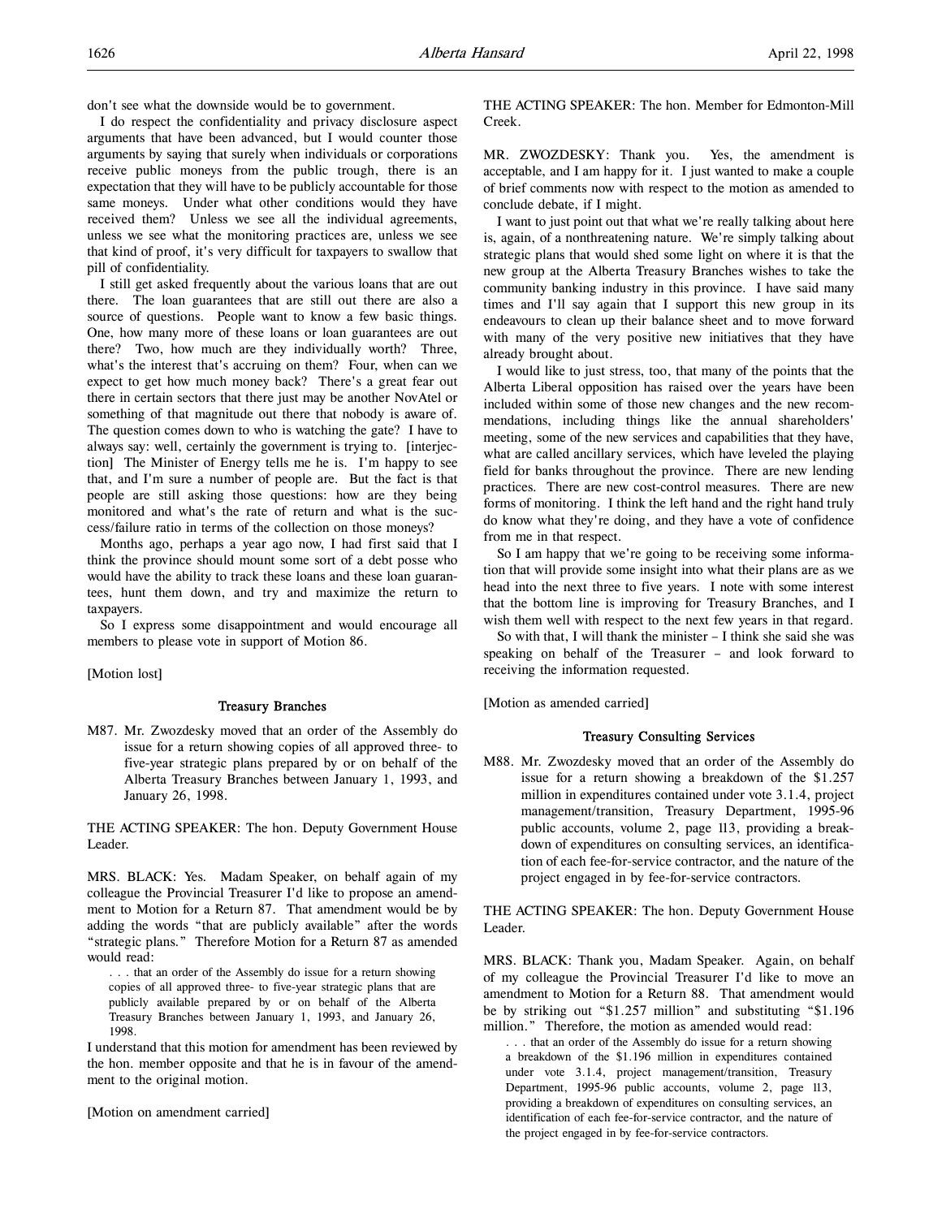don't see what the downside would be to government.

I do respect the confidentiality and privacy disclosure aspect arguments that have been advanced, but I would counter those arguments by saying that surely when individuals or corporations receive public moneys from the public trough, there is an expectation that they will have to be publicly accountable for those same moneys. Under what other conditions would they have received them? Unless we see all the individual agreements, unless we see what the monitoring practices are, unless we see that kind of proof, it's very difficult for taxpayers to swallow that pill of confidentiality.

I still get asked frequently about the various loans that are out there. The loan guarantees that are still out there are also a source of questions. People want to know a few basic things. One, how many more of these loans or loan guarantees are out there? Two, how much are they individually worth? Three, what's the interest that's accruing on them? Four, when can we expect to get how much money back? There's a great fear out there in certain sectors that there just may be another NovAtel or something of that magnitude out there that nobody is aware of. The question comes down to who is watching the gate? I have to always say: well, certainly the government is trying to. [interjection] The Minister of Energy tells me he is. I'm happy to see that, and I'm sure a number of people are. But the fact is that people are still asking those questions: how are they being monitored and what's the rate of return and what is the success/failure ratio in terms of the collection on those moneys?

Months ago, perhaps a year ago now, I had first said that I think the province should mount some sort of a debt posse who would have the ability to track these loans and these loan guarantees, hunt them down, and try and maximize the return to taxpayers.

So I express some disappointment and would encourage all members to please vote in support of Motion 86.

[Motion lost]

### Treasury Branches

M87. Mr. Zwozdesky moved that an order of the Assembly do issue for a return showing copies of all approved three- to five-year strategic plans prepared by or on behalf of the Alberta Treasury Branches between January 1, 1993, and January 26, 1998.

THE ACTING SPEAKER: The hon. Deputy Government House Leader.

MRS. BLACK: Yes. Madam Speaker, on behalf again of my colleague the Provincial Treasurer I'd like to propose an amendment to Motion for a Return 87. That amendment would be by adding the words "that are publicly available" after the words "strategic plans." Therefore Motion for a Return 87 as amended would read:

> . . . that an order of the Assembly do issue for a return showing copies of all approved three- to five-year strategic plans that are publicly available prepared by or on behalf of the Alberta Treasury Branches between January 1, 1993, and January 26, 1998.

I understand that this motion for amendment has been reviewed by the hon. member opposite and that he is in favour of the amendment to the original motion.

[Motion on amendment carried]

THE ACTING SPEAKER: The hon. Member for Edmonton-Mill Creek.

MR. ZWOZDESKY: Thank you. Yes, the amendment is acceptable, and I am happy for it. I just wanted to make a couple of brief comments now with respect to the motion as amended to conclude debate, if I might.

I want to just point out that what we're really talking about here is, again, of a nonthreatening nature. We're simply talking about strategic plans that would shed some light on where it is that the new group at the Alberta Treasury Branches wishes to take the community banking industry in this province. I have said many times and I'll say again that I support this new group in its endeavours to clean up their balance sheet and to move forward with many of the very positive new initiatives that they have already brought about.

I would like to just stress, too, that many of the points that the Alberta Liberal opposition has raised over the years have been included within some of those new changes and the new recommendations, including things like the annual shareholders' meeting, some of the new services and capabilities that they have, what are called ancillary services, which have leveled the playing field for banks throughout the province. There are new lending practices. There are new cost-control measures. There are new forms of monitoring. I think the left hand and the right hand truly do know what they're doing, and they have a vote of confidence from me in that respect.

So I am happy that we're going to be receiving some information that will provide some insight into what their plans are as we head into the next three to five years. I note with some interest that the bottom line is improving for Treasury Branches, and I wish them well with respect to the next few years in that regard.

So with that, I will thank the minister – I think she said she was speaking on behalf of the Treasurer – and look forward to receiving the information requested.

[Motion as amended carried]

### Treasury Consulting Services

M88. Mr. Zwozdesky moved that an order of the Assembly do issue for a return showing a breakdown of the $1.257 million in expenditures contained under vote 3.1.4, project management/transition, Treasury Department, 1995-96 public accounts, volume 2, page 113, providing a breakdown of expenditures on consulting services, an identification of each fee-for-service contractor, and the nature of the project engaged in by fee-for-service contractors.

THE ACTING SPEAKER: The hon. Deputy Government House Leader.

MRS. BLACK: Thank you, Madam Speaker. Again, on behalf of my colleague the Provincial Treasurer I'd like to move an amendment to Motion for a Return 88. That amendment would be by striking out "$1.257 million" and substituting "$1.196 million." Therefore, the motion as amended would read:

> . . . that an order of the Assembly do issue for a return showing a breakdown of the $1.196 million in expenditures contained under vote 3.1.4, project management/transition, Treasury Department, 1995-96 public accounts, volume 2, page 113, providing a breakdown of expenditures on consulting services, an identification of each fee-for-service contractor, and the nature of the project engaged in by fee-for-service contractors.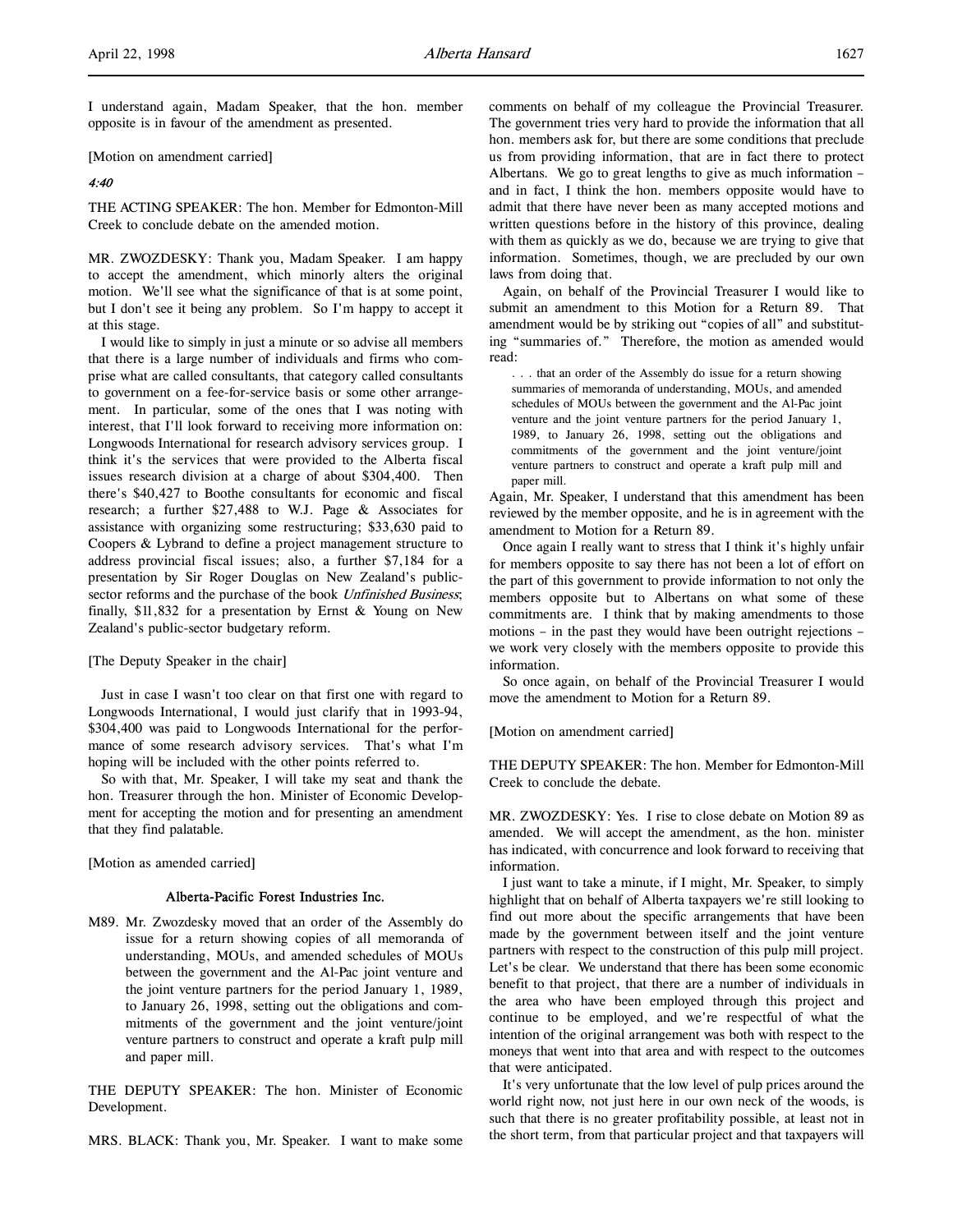I understand again, Madam Speaker, that the hon. member opposite is in favour of the amendment as presented.

[Motion on amendment carried]

*4:40*

THE ACTING SPEAKER: The hon. Member for Edmonton-Mill Creek to conclude debate on the amended motion.

MR. ZWOZDESKY: Thank you, Madam Speaker. I am happy to accept the amendment, which minorly alters the original motion. We'll see what the significance of that is at some point, but I don't see it being any problem. So I'm happy to accept it at this stage.

I would like to simply in just a minute or so advise all members that there is a large number of individuals and firms who comprise what are called consultants, that category called consultants to government on a fee-for-service basis or some other arrangement. In particular, some of the ones that I was noting with interest, that I'll look forward to receiving more information on: Longwoods International for research advisory services group. I think it's the services that were provided to the Alberta fiscal issues research division at a charge of about $304,400. Then there's $40,427 to Boothe consultants for economic and fiscal research; a further $27,488 to W.J. Page & Associates for assistance with organizing some restructuring; $33,630 paid to Coopers & Lybrand to define a project management structure to address provincial fiscal issues; also, a further $7,184 for a presentation by Sir Roger Douglas on New Zealand's public-sector reforms and the purchase of the book *Unfinished Business*; finally, $11,832 for a presentation by Ernst & Young on New Zealand's public-sector budgetary reform.

[The Deputy Speaker in the chair]

Just in case I wasn't too clear on that first one with regard to Longwoods International, I would just clarify that in 1993-94, $304,400 was paid to Longwoods International for the performance of some research advisory services. That's what I'm hoping will be included with the other points referred to.

So with that, Mr. Speaker, I will take my seat and thank the hon. Treasurer through the hon. Minister of Economic Development for accepting the motion and for presenting an amendment that they find palatable.

[Motion as amended carried]

## Alberta-Pacific Forest Industries Inc.

M89. Mr. Zwozdesky moved that an order of the Assembly do issue for a return showing copies of all memoranda of understanding, MOUs, and amended schedules of MOUs between the government and the Al-Pac joint venture and the joint venture partners for the period January 1, 1989, to January 26, 1998, setting out the obligations and commitments of the government and the joint venture/joint venture partners to construct and operate a kraft pulp mill and paper mill.

THE DEPUTY SPEAKER: The hon. Minister of Economic Development.

MRS. BLACK: Thank you, Mr. Speaker. I want to make some comments on behalf of my colleague the Provincial Treasurer. The government tries very hard to provide the information that all hon. members ask for, but there are some conditions that preclude us from providing information, that are in fact there to protect Albertans. We go to great lengths to give as much information – and in fact, I think the hon. members opposite would have to admit that there have never been as many accepted motions and written questions before in the history of this province, dealing with them as quickly as we do, because we are trying to give that information. Sometimes, though, we are precluded by our own laws from doing that.

Again, on behalf of the Provincial Treasurer I would like to submit an amendment to this Motion for a Return 89. That amendment would be by striking out "copies of all" and substituting "summaries of." Therefore, the motion as amended would read:

> . . . that an order of the Assembly do issue for a return showing summaries of memoranda of understanding, MOUs, and amended schedules of MOUs between the government and the Al-Pac joint venture and the joint venture partners for the period January 1, 1989, to January 26, 1998, setting out the obligations and commitments of the government and the joint venture/joint venture partners to construct and operate a kraft pulp mill and paper mill.

Again, Mr. Speaker, I understand that this amendment has been reviewed by the member opposite, and he is in agreement with the amendment to Motion for a Return 89.

Once again I really want to stress that I think it's highly unfair for members opposite to say there has not been a lot of effort on the part of this government to provide information to not only the members opposite but to Albertans on what some of these commitments are. I think that by making amendments to those motions – in the past they would have been outright rejections – we work very closely with the members opposite to provide this information.

So once again, on behalf of the Provincial Treasurer I would move the amendment to Motion for a Return 89.

[Motion on amendment carried]

THE DEPUTY SPEAKER: The hon. Member for Edmonton-Mill Creek to conclude the debate.

MR. ZWOZDESKY: Yes. I rise to close debate on Motion 89 as amended. We will accept the amendment, as the hon. minister has indicated, with concurrence and look forward to receiving that information.

I just want to take a minute, if I might, Mr. Speaker, to simply highlight that on behalf of Alberta taxpayers we're still looking to find out more about the specific arrangements that have been made by the government between itself and the joint venture partners with respect to the construction of this pulp mill project. Let's be clear. We understand that there has been some economic benefit to that project, that there are a number of individuals in the area who have been employed through this project and continue to be employed, and we're respectful of what the intention of the original arrangement was both with respect to the moneys that went into that area and with respect to the outcomes that were anticipated.

It's very unfortunate that the low level of pulp prices around the world right now, not just here in our own neck of the woods, is such that there is no greater profitability possible, at least not in the short term, from that particular project and that taxpayers will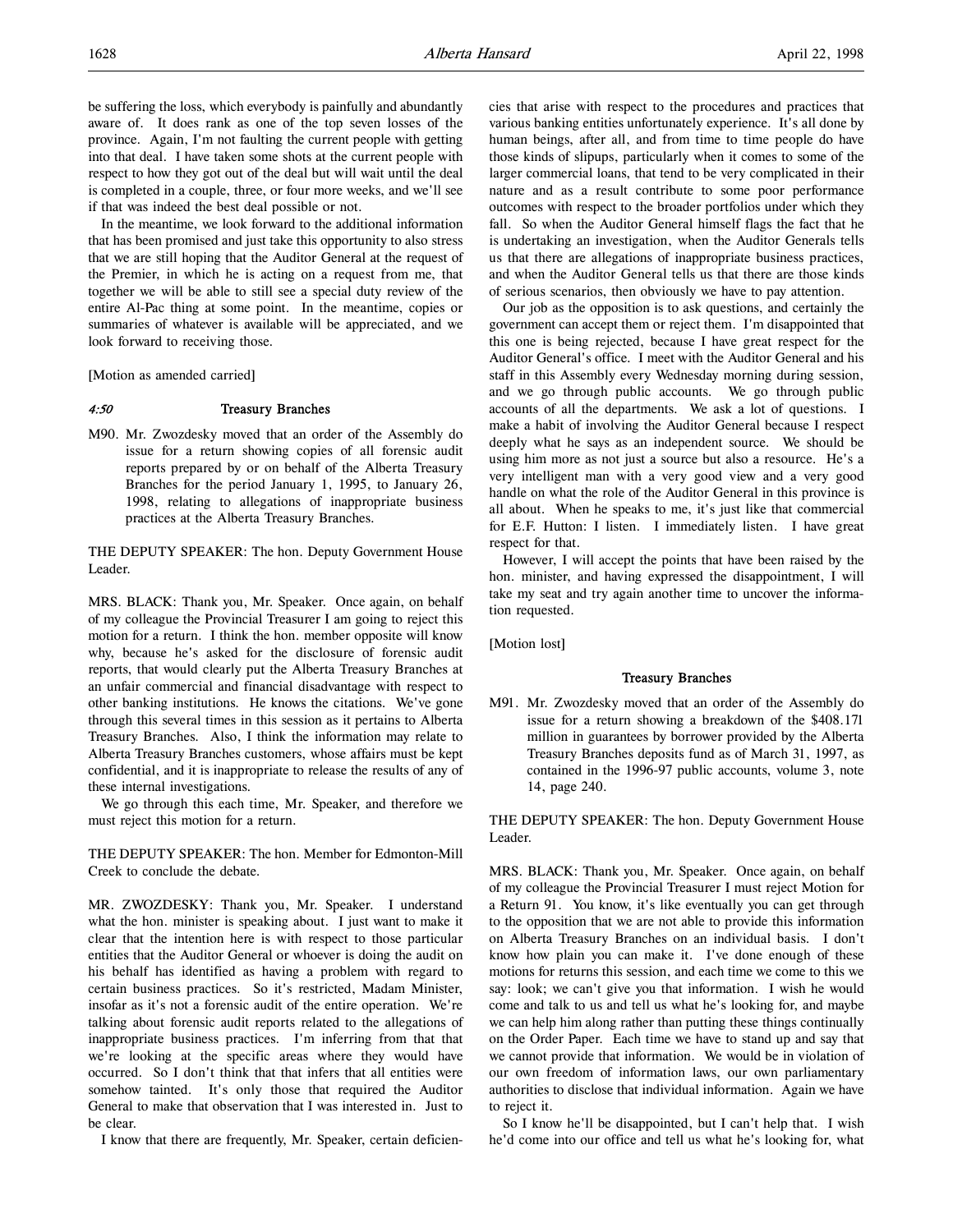be suffering the loss, which everybody is painfully and abundantly aware of. It does rank as one of the top seven losses of the province. Again, I'm not faulting the current people with getting into that deal. I have taken some shots at the current people with respect to how they got out of the deal but will wait until the deal is completed in a couple, three, or four more weeks, and we'll see if that was indeed the best deal possible or not.

In the meantime, we look forward to the additional information that has been promised and just take this opportunity to also stress that we are still hoping that the Auditor General at the request of the Premier, in which he is acting on a request from me, that together we will be able to still see a special duty review of the entire Al-Pac thing at some point. In the meantime, copies or summaries of whatever is available will be appreciated, and we look forward to receiving those.

[Motion as amended carried]

*4:50* **Treasury Branches**

M90. Mr. Zwozdesky moved that an order of the Assembly do issue for a return showing copies of all forensic audit reports prepared by or on behalf of the Alberta Treasury Branches for the period January 1, 1995, to January 26, 1998, relating to allegations of inappropriate business practices at the Alberta Treasury Branches.

THE DEPUTY SPEAKER: The hon. Deputy Government House Leader.

MRS. BLACK: Thank you, Mr. Speaker. Once again, on behalf of my colleague the Provincial Treasurer I am going to reject this motion for a return. I think the hon. member opposite will know why, because he's asked for the disclosure of forensic audit reports, that would clearly put the Alberta Treasury Branches at an unfair commercial and financial disadvantage with respect to other banking institutions. He knows the citations. We've gone through this several times in this session as it pertains to Alberta Treasury Branches. Also, I think the information may relate to Alberta Treasury Branches customers, whose affairs must be kept confidential, and it is inappropriate to release the results of any of these internal investigations.

We go through this each time, Mr. Speaker, and therefore we must reject this motion for a return.

THE DEPUTY SPEAKER: The hon. Member for Edmonton-Mill Creek to conclude the debate.

MR. ZWOZDESKY: Thank you, Mr. Speaker. I understand what the hon. minister is speaking about. I just want to make it clear that the intention here is with respect to those particular entities that the Auditor General or whoever is doing the audit on his behalf has identified as having a problem with regard to certain business practices. So it's restricted, Madam Minister, insofar as it's not a forensic audit of the entire operation. We're talking about forensic audit reports related to the allegations of inappropriate business practices. I'm inferring from that that we're looking at the specific areas where they would have occurred. So I don't think that that infers that all entities were somehow tainted. It's only those that required the Auditor General to make that observation that I was interested in. Just to be clear.

I know that there are frequently, Mr. Speaker, certain deficiencies that arise with respect to the procedures and practices that various banking entities unfortunately experience. It's all done by human beings, after all, and from time to time people do have those kinds of slipups, particularly when it comes to some of the larger commercial loans, that tend to be very complicated in their nature and as a result contribute to some poor performance outcomes with respect to the broader portfolios under which they fall. So when the Auditor General himself flags the fact that he is undertaking an investigation, when the Auditor Generals tells us that there are allegations of inappropriate business practices, and when the Auditor General tells us that there are those kinds of serious scenarios, then obviously we have to pay attention.

Our job as the opposition is to ask questions, and certainly the government can accept them or reject them. I'm disappointed that this one is being rejected, because I have great respect for the Auditor General's office. I meet with the Auditor General and his staff in this Assembly every Wednesday morning during session, and we go through public accounts. We go through public accounts of all the departments. We ask a lot of questions. I make a habit of involving the Auditor General because I respect deeply what he says as an independent source. We should be using him more as not just a source but also a resource. He's a very intelligent man with a very good view and a very good handle on what the role of the Auditor General in this province is all about. When he speaks to me, it's just like that commercial for E.F. Hutton: I listen. I immediately listen. I have great respect for that.

However, I will accept the points that have been raised by the hon. minister, and having expressed the disappointment, I will take my seat and try again another time to uncover the information requested.

[Motion lost]

**Treasury Branches**

M91. Mr. Zwozdesky moved that an order of the Assembly do issue for a return showing a breakdown of the $408.171 million in guarantees by borrower provided by the Alberta Treasury Branches deposits fund as of March 31, 1997, as contained in the 1996-97 public accounts, volume 3, note 14, page 240.

THE DEPUTY SPEAKER: The hon. Deputy Government House Leader.

MRS. BLACK: Thank you, Mr. Speaker. Once again, on behalf of my colleague the Provincial Treasurer I must reject Motion for a Return 91. You know, it's like eventually you can get through to the opposition that we are not able to provide this information on Alberta Treasury Branches on an individual basis. I don't know how plain you can make it. I've done enough of these motions for returns this session, and each time we come to this we say: look; we can't give you that information. I wish he would come and talk to us and tell us what he's looking for, and maybe we can help him along rather than putting these things continually on the Order Paper. Each time we have to stand up and say that we cannot provide that information. We would be in violation of our own freedom of information laws, our own parliamentary authorities to disclose that individual information. Again we have to reject it.

So I know he'll be disappointed, but I can't help that. I wish he'd come into our office and tell us what he's looking for, what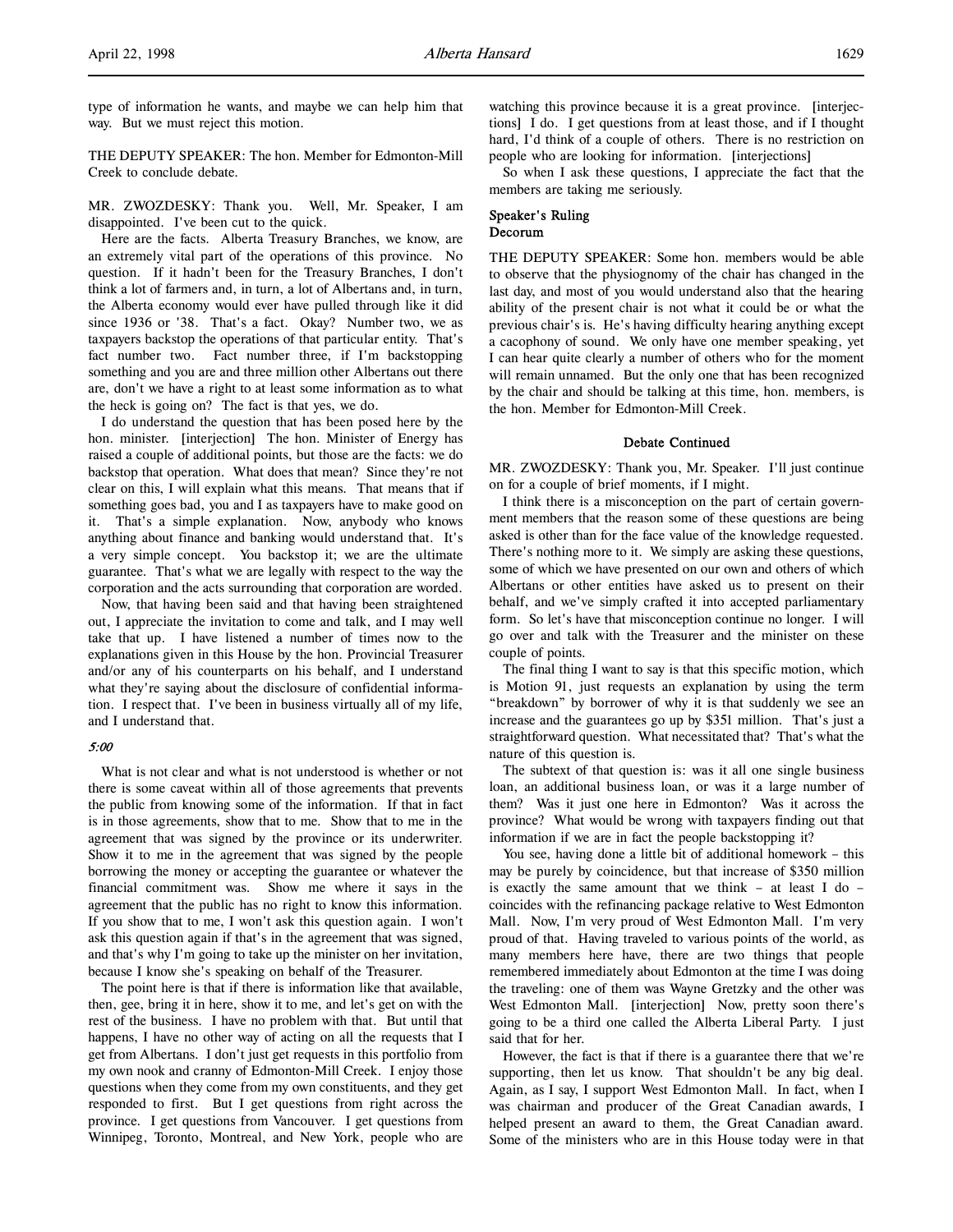type of information he wants, and maybe we can help him that way. But we must reject this motion.

THE DEPUTY SPEAKER: The hon. Member for Edmonton-Mill Creek to conclude debate.

MR. ZWOZDESKY: Thank you. Well, Mr. Speaker, I am disappointed. I've been cut to the quick.

Here are the facts. Alberta Treasury Branches, we know, are an extremely vital part of the operations of this province. No question. If it hadn't been for the Treasury Branches, I don't think a lot of farmers and, in turn, a lot of Albertans and, in turn, the Alberta economy would ever have pulled through like it did since 1936 or '38. That's a fact. Okay? Number two, we as taxpayers backstop the operations of that particular entity. That's fact number two. Fact number three, if I'm backstopping something and you are and three million other Albertans out there are, don't we have a right to at least some information as to what the heck is going on? The fact is that yes, we do.

I do understand the question that has been posed here by the hon. minister. [interjection] The hon. Minister of Energy has raised a couple of additional points, but those are the facts: we do backstop that operation. What does that mean? Since they're not clear on this, I will explain what this means. That means that if something goes bad, you and I as taxpayers have to make good on it. That's a simple explanation. Now, anybody who knows anything about finance and banking would understand that. It's a very simple concept. You backstop it; we are the ultimate guarantee. That's what we are legally with respect to the way the corporation and the acts surrounding that corporation are worded.

Now, that having been said and that having been straightened out, I appreciate the invitation to come and talk, and I may well take that up. I have listened a number of times now to the explanations given in this House by the hon. Provincial Treasurer and/or any of his counterparts on his behalf, and I understand what they're saying about the disclosure of confidential information. I respect that. I've been in business virtually all of my life, and I understand that.

*5:00*

What is not clear and what is not understood is whether or not there is some caveat within all of those agreements that prevents the public from knowing some of the information. If that in fact is in those agreements, show that to me. Show that to me in the agreement that was signed by the province or its underwriter. Show it to me in the agreement that was signed by the people borrowing the money or accepting the guarantee or whatever the financial commitment was. Show me where it says in the agreement that the public has no right to know this information. If you show that to me, I won't ask this question again. I won't ask this question again if that's in the agreement that was signed, and that's why I'm going to take up the minister on her invitation, because I know she's speaking on behalf of the Treasurer.

The point here is that if there is information like that available, then, gee, bring it in here, show it to me, and let's get on with the rest of the business. I have no problem with that. But until that happens, I have no other way of acting on all the requests that I get from Albertans. I don't just get requests in this portfolio from my own nook and cranny of Edmonton-Mill Creek. I enjoy those questions when they come from my own constituents, and they get responded to first. But I get questions from right across the province. I get questions from Vancouver. I get questions from Winnipeg, Toronto, Montreal, and New York, people who are watching this province because it is a great province. [interjections] I do. I get questions from at least those, and if I thought hard, I'd think of a couple of others. There is no restriction on people who are looking for information. [interjections]

So when I ask these questions, I appreciate the fact that the members are taking me seriously.

### Speaker's Ruling
### Decorum

THE DEPUTY SPEAKER: Some hon. members would be able to observe that the physiognomy of the chair has changed in the last day, and most of you would understand also that the hearing ability of the present chair is not what it could be or what the previous chair's is. He's having difficulty hearing anything except a cacophony of sound. We only have one member speaking, yet I can hear quite clearly a number of others who for the moment will remain unnamed. But the only one that has been recognized by the chair and should be talking at this time, hon. members, is the hon. Member for Edmonton-Mill Creek.

### Debate Continued

MR. ZWOZDESKY: Thank you, Mr. Speaker. I'll just continue on for a couple of brief moments, if I might.

I think there is a misconception on the part of certain government members that the reason some of these questions are being asked is other than for the face value of the knowledge requested. There's nothing more to it. We simply are asking these questions, some of which we have presented on our own and others of which Albertans or other entities have asked us to present on their behalf, and we've simply crafted it into accepted parliamentary form. So let's have that misconception continue no longer. I will go over and talk with the Treasurer and the minister on these couple of points.

The final thing I want to say is that this specific motion, which is Motion 91, just requests an explanation by using the term "breakdown" by borrower of why it is that suddenly we see an increase and the guarantees go up by $351 million. That's just a straightforward question. What necessitated that? That's what the nature of this question is.

The subtext of that question is: was it all one single business loan, an additional business loan, or was it a large number of them? Was it just one here in Edmonton? Was it across the province? What would be wrong with taxpayers finding out that information if we are in fact the people backstopping it?

You see, having done a little bit of additional homework – this may be purely by coincidence, but that increase of $350 million is exactly the same amount that we think – at least I do – coincides with the refinancing package relative to West Edmonton Mall. Now, I'm very proud of West Edmonton Mall. I'm very proud of that. Having traveled to various points of the world, as many members here have, there are two things that people remembered immediately about Edmonton at the time I was doing the traveling: one of them was Wayne Gretzky and the other was West Edmonton Mall. [interjection] Now, pretty soon there's going to be a third one called the Alberta Liberal Party. I just said that for her.

However, the fact is that if there is a guarantee there that we're supporting, then let us know. That shouldn't be any big deal. Again, as I say, I support West Edmonton Mall. In fact, when I was chairman and producer of the Great Canadian awards, I helped present an award to them, the Great Canadian award. Some of the ministers who are in this House today were in that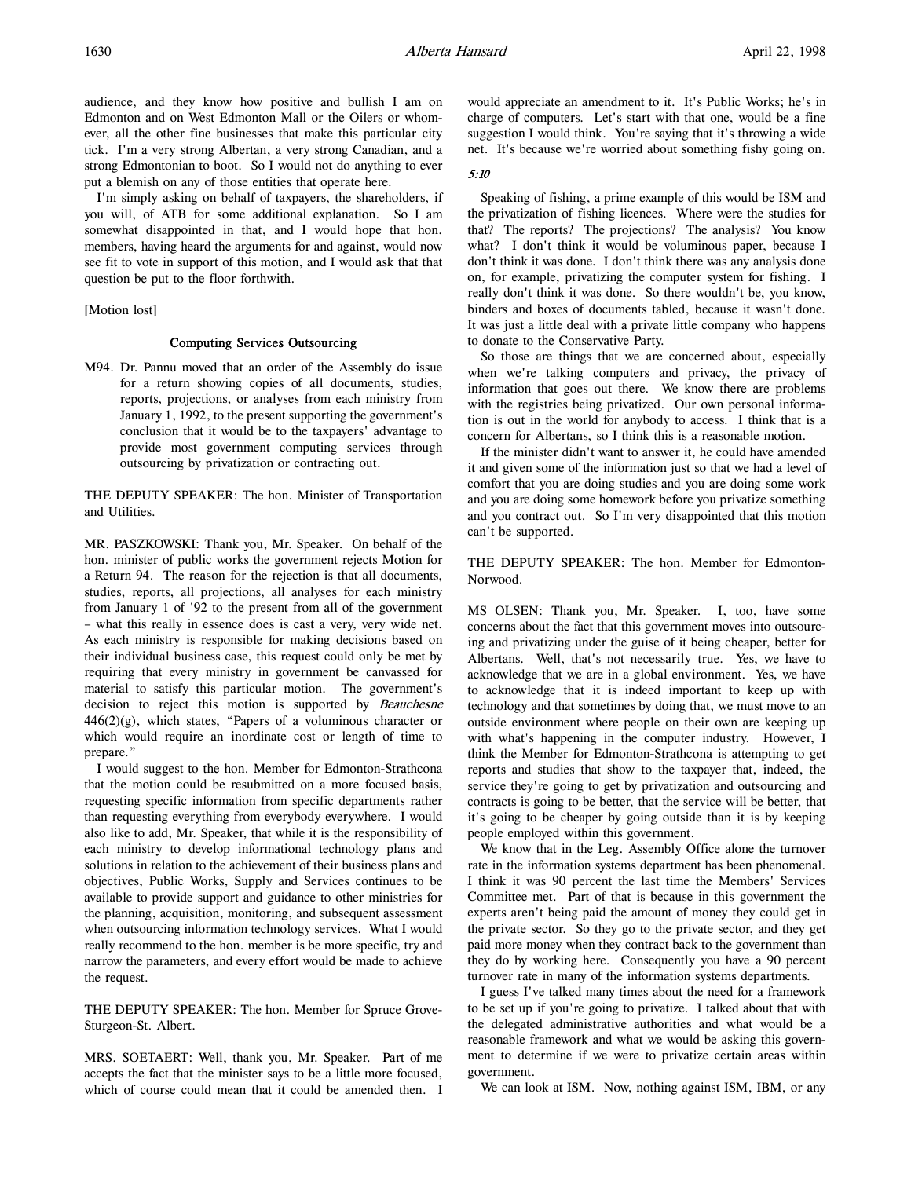audience, and they know how positive and bullish I am on Edmonton and on West Edmonton Mall or the Oilers or whomever, all the other fine businesses that make this particular city tick. I'm a very strong Albertan, a very strong Canadian, and a strong Edmontonian to boot. So I would not do anything to ever put a blemish on any of those entities that operate here.

I'm simply asking on behalf of taxpayers, the shareholders, if you will, of ATB for some additional explanation. So I am somewhat disappointed in that, and I would hope that hon. members, having heard the arguments for and against, would now see fit to vote in support of this motion, and I would ask that that question be put to the floor forthwith.

[Motion lost]

### Computing Services Outsourcing

M94. Dr. Pannu moved that an order of the Assembly do issue for a return showing copies of all documents, studies, reports, projections, or analyses from each ministry from January 1, 1992, to the present supporting the government's conclusion that it would be to the taxpayers' advantage to provide most government computing services through outsourcing by privatization or contracting out.

THE DEPUTY SPEAKER: The hon. Minister of Transportation and Utilities.

MR. PASZKOWSKI: Thank you, Mr. Speaker. On behalf of the hon. minister of public works the government rejects Motion for a Return 94. The reason for the rejection is that all documents, studies, reports, all projections, all analyses for each ministry from January 1 of '92 to the present from all of the government – what this really in essence does is cast a very, very wide net. As each ministry is responsible for making decisions based on their individual business case, this request could only be met by requiring that every ministry in government be canvassed for material to satisfy this particular motion. The government's decision to reject this motion is supported by *Beauchesne* 446(2)(g), which states, "Papers of a voluminous character or which would require an inordinate cost or length of time to prepare."

I would suggest to the hon. Member for Edmonton-Strathcona that the motion could be resubmitted on a more focused basis, requesting specific information from specific departments rather than requesting everything from everybody everywhere. I would also like to add, Mr. Speaker, that while it is the responsibility of each ministry to develop informational technology plans and solutions in relation to the achievement of their business plans and objectives, Public Works, Supply and Services continues to be available to provide support and guidance to other ministries for the planning, acquisition, monitoring, and subsequent assessment when outsourcing information technology services. What I would really recommend to the hon. member is be more specific, try and narrow the parameters, and every effort would be made to achieve the request.

THE DEPUTY SPEAKER: The hon. Member for Spruce Grove-Sturgeon-St. Albert.

MRS. SOETAERT: Well, thank you, Mr. Speaker. Part of me accepts the fact that the minister says to be a little more focused, which of course could mean that it could be amended then. I would appreciate an amendment to it. It's Public Works; he's in charge of computers. Let's start with that one, would be a fine suggestion I would think. You're saying that it's throwing a wide net. It's because we're worried about something fishy going on.

*5:10*

Speaking of fishing, a prime example of this would be ISM and the privatization of fishing licences. Where were the studies for that? The reports? The projections? The analysis? You know what? I don't think it would be voluminous paper, because I don't think it was done. I don't think there was any analysis done on, for example, privatizing the computer system for fishing. I really don't think it was done. So there wouldn't be, you know, binders and boxes of documents tabled, because it wasn't done. It was just a little deal with a private little company who happens to donate to the Conservative Party.

So those are things that we are concerned about, especially when we're talking computers and privacy, the privacy of information that goes out there. We know there are problems with the registries being privatized. Our own personal information is out in the world for anybody to access. I think that is a concern for Albertans, so I think this is a reasonable motion.

If the minister didn't want to answer it, he could have amended it and given some of the information just so that we had a level of comfort that you are doing studies and you are doing some work and you are doing some homework before you privatize something and you contract out. So I'm very disappointed that this motion can't be supported.

THE DEPUTY SPEAKER: The hon. Member for Edmonton-Norwood.

MS OLSEN: Thank you, Mr. Speaker. I, too, have some concerns about the fact that this government moves into outsourcing and privatizing under the guise of it being cheaper, better for Albertans. Well, that's not necessarily true. Yes, we have to acknowledge that we are in a global environment. Yes, we have to acknowledge that it is indeed important to keep up with technology and that sometimes by doing that, we must move to an outside environment where people on their own are keeping up with what's happening in the computer industry. However, I think the Member for Edmonton-Strathcona is attempting to get reports and studies that show to the taxpayer that, indeed, the service they're going to get by privatization and outsourcing and contracts is going to be better, that the service will be better, that it's going to be cheaper by going outside than it is by keeping people employed within this government.

We know that in the Leg. Assembly Office alone the turnover rate in the information systems department has been phenomenal. I think it was 90 percent the last time the Members' Services Committee met. Part of that is because in this government the experts aren't being paid the amount of money they could get in the private sector. So they go to the private sector, and they get paid more money when they contract back to the government than they do by working here. Consequently you have a 90 percent turnover rate in many of the information systems departments.

I guess I've talked many times about the need for a framework to be set up if you're going to privatize. I talked about that with the delegated administrative authorities and what would be a reasonable framework and what we would be asking this government to determine if we were to privatize certain areas within government.

We can look at ISM. Now, nothing against ISM, IBM, or any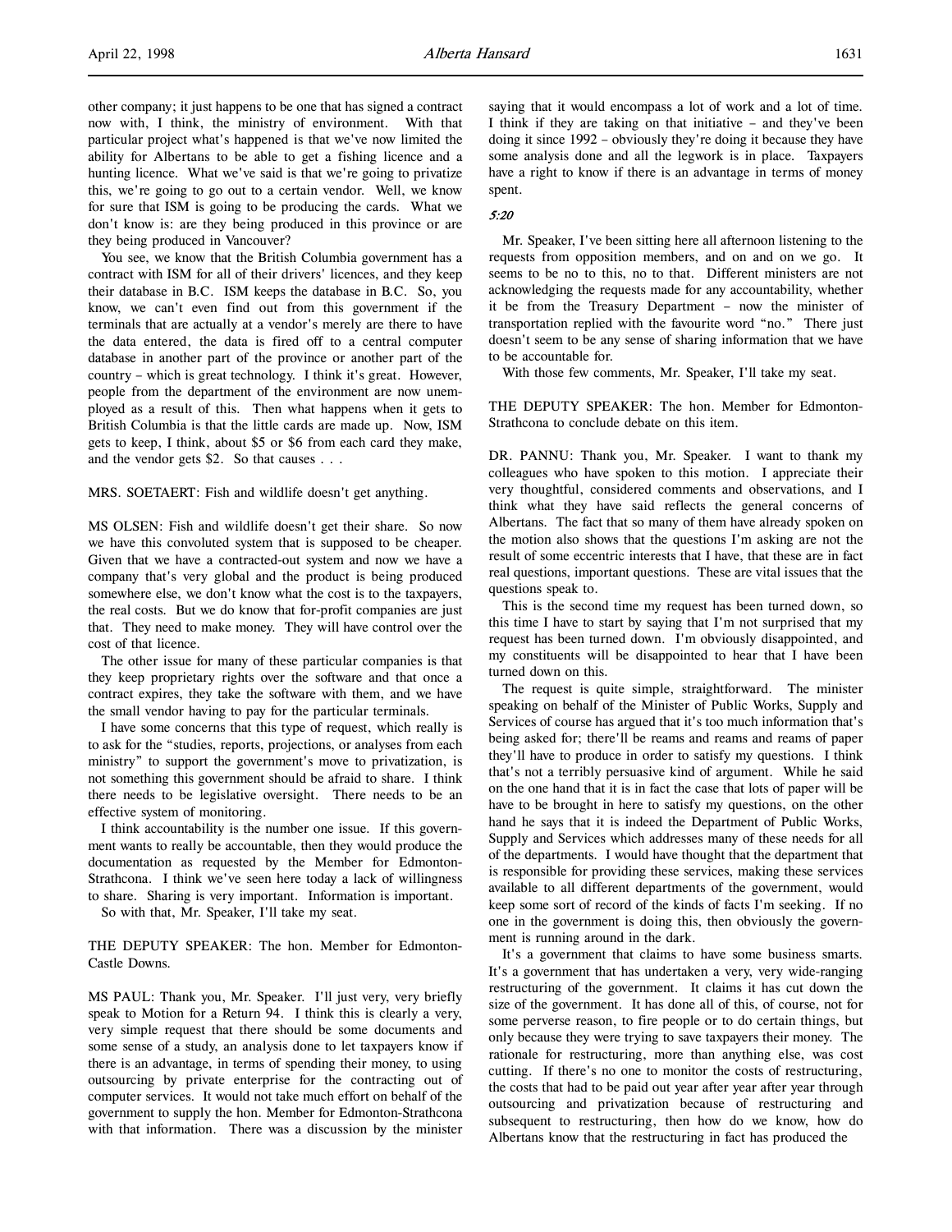other company; it just happens to be one that has signed a contract now with, I think, the ministry of environment. With that particular project what's happened is that we've now limited the ability for Albertans to be able to get a fishing licence and a hunting licence. What we've said is that we're going to privatize this, we're going to go out to a certain vendor. Well, we know for sure that ISM is going to be producing the cards. What we don't know is: are they being produced in this province or are they being produced in Vancouver?

You see, we know that the British Columbia government has a contract with ISM for all of their drivers' licences, and they keep their database in B.C. ISM keeps the database in B.C. So, you know, we can't even find out from this government if the terminals that are actually at a vendor's merely are there to have the data entered, the data is fired off to a central computer database in another part of the province or another part of the country – which is great technology. I think it's great. However, people from the department of the environment are now unemployed as a result of this. Then what happens when it gets to British Columbia is that the little cards are made up. Now, ISM gets to keep, I think, about $5 or $6 from each card they make, and the vendor gets $2. So that causes . . .

MRS. SOETAERT: Fish and wildlife doesn't get anything.

MS OLSEN: Fish and wildlife doesn't get their share. So now we have this convoluted system that is supposed to be cheaper. Given that we have a contracted-out system and now we have a company that's very global and the product is being produced somewhere else, we don't know what the cost is to the taxpayers, the real costs. But we do know that for-profit companies are just that. They need to make money. They will have control over the cost of that licence.

The other issue for many of these particular companies is that they keep proprietary rights over the software and that once a contract expires, they take the software with them, and we have the small vendor having to pay for the particular terminals.

I have some concerns that this type of request, which really is to ask for the "studies, reports, projections, or analyses from each ministry" to support the government's move to privatization, is not something this government should be afraid to share. I think there needs to be legislative oversight. There needs to be an effective system of monitoring.

I think accountability is the number one issue. If this government wants to really be accountable, then they would produce the documentation as requested by the Member for Edmonton-Strathcona. I think we've seen here today a lack of willingness to share. Sharing is very important. Information is important.

So with that, Mr. Speaker, I'll take my seat.

THE DEPUTY SPEAKER: The hon. Member for Edmonton-Castle Downs.

MS PAUL: Thank you, Mr. Speaker. I'll just very, very briefly speak to Motion for a Return 94. I think this is clearly a very, very simple request that there should be some documents and some sense of a study, an analysis done to let taxpayers know if there is an advantage, in terms of spending their money, to using outsourcing by private enterprise for the contracting out of computer services. It would not take much effort on behalf of the government to supply the hon. Member for Edmonton-Strathcona with that information. There was a discussion by the minister saying that it would encompass a lot of work and a lot of time. I think if they are taking on that initiative – and they've been doing it since 1992 – obviously they're doing it because they have some analysis done and all the legwork is in place. Taxpayers have a right to know if there is an advantage in terms of money spent.

*5:20*

Mr. Speaker, I've been sitting here all afternoon listening to the requests from opposition members, and on and on we go. It seems to be no to this, no to that. Different ministers are not acknowledging the requests made for any accountability, whether it be from the Treasury Department – now the minister of transportation replied with the favourite word "no." There just doesn't seem to be any sense of sharing information that we have to be accountable for.

With those few comments, Mr. Speaker, I'll take my seat.

THE DEPUTY SPEAKER: The hon. Member for Edmonton-Strathcona to conclude debate on this item.

DR. PANNU: Thank you, Mr. Speaker. I want to thank my colleagues who have spoken to this motion. I appreciate their very thoughtful, considered comments and observations, and I think what they have said reflects the general concerns of Albertans. The fact that so many of them have already spoken on the motion also shows that the questions I'm asking are not the result of some eccentric interests that I have, that these are in fact real questions, important questions. These are vital issues that the questions speak to.

This is the second time my request has been turned down, so this time I have to start by saying that I'm not surprised that my request has been turned down. I'm obviously disappointed, and my constituents will be disappointed to hear that I have been turned down on this.

The request is quite simple, straightforward. The minister speaking on behalf of the Minister of Public Works, Supply and Services of course has argued that it's too much information that's being asked for; there'll be reams and reams and reams of paper they'll have to produce in order to satisfy my questions. I think that's not a terribly persuasive kind of argument. While he said on the one hand that it is in fact the case that lots of paper will be have to be brought in here to satisfy my questions, on the other hand he says that it is indeed the Department of Public Works, Supply and Services which addresses many of these needs for all of the departments. I would have thought that the department that is responsible for providing these services, making these services available to all different departments of the government, would keep some sort of record of the kinds of facts I'm seeking. If no one in the government is doing this, then obviously the government is running around in the dark.

It's a government that claims to have some business smarts. It's a government that has undertaken a very, very wide-ranging restructuring of the government. It claims it has cut down the size of the government. It has done all of this, of course, not for some perverse reason, to fire people or to do certain things, but only because they were trying to save taxpayers their money. The rationale for restructuring, more than anything else, was cost cutting. If there's no one to monitor the costs of restructuring, the costs that had to be paid out year after year after year through outsourcing and privatization because of restructuring and subsequent to restructuring, then how do we know, how do Albertans know that the restructuring in fact has produced the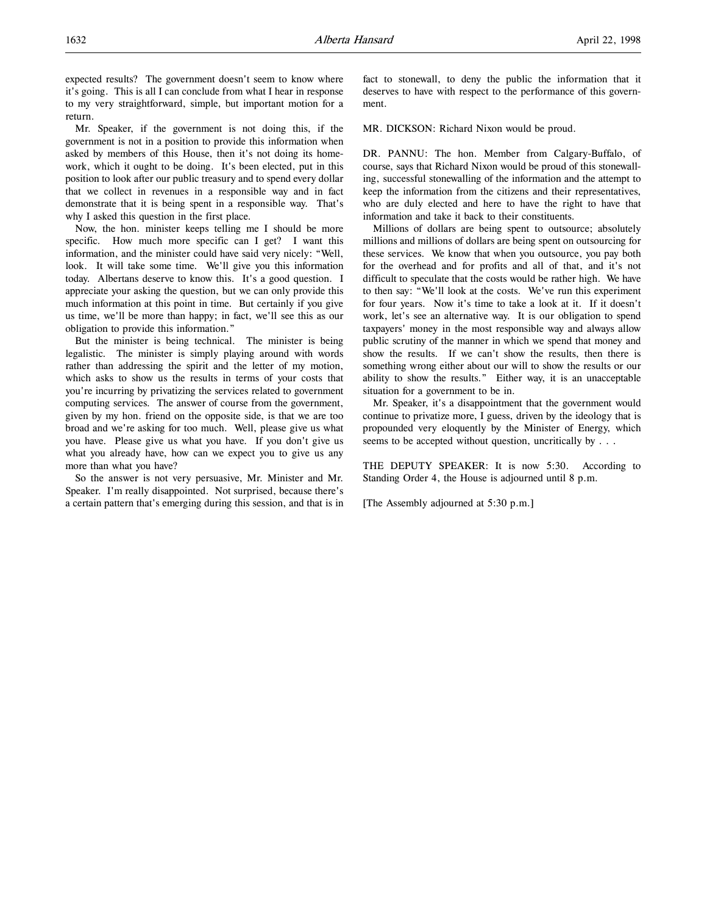expected results? The government doesn't seem to know where it's going. This is all I can conclude from what I hear in response to my very straightforward, simple, but important motion for a return.

Mr. Speaker, if the government is not doing this, if the government is not in a position to provide this information when asked by members of this House, then it's not doing its homework, which it ought to be doing. It's been elected, put in this position to look after our public treasury and to spend every dollar that we collect in revenues in a responsible way and in fact demonstrate that it is being spent in a responsible way. That's why I asked this question in the first place.

Now, the hon. minister keeps telling me I should be more specific. How much more specific can I get? I want this information, and the minister could have said very nicely: "Well, look. It will take some time. We'll give you this information today. Albertans deserve to know this. It's a good question. I appreciate your asking the question, but we can only provide this much information at this point in time. But certainly if you give us time, we'll be more than happy; in fact, we'll see this as our obligation to provide this information."

But the minister is being technical. The minister is being legalistic. The minister is simply playing around with words rather than addressing the spirit and the letter of my motion, which asks to show us the results in terms of your costs that you're incurring by privatizing the services related to government computing services. The answer of course from the government, given by my hon. friend on the opposite side, is that we are too broad and we're asking for too much. Well, please give us what you have. Please give us what you have. If you don't give us what you already have, how can we expect you to give us any more than what you have?

So the answer is not very persuasive, Mr. Minister and Mr. Speaker. I'm really disappointed. Not surprised, because there's a certain pattern that's emerging during this session, and that is in fact to stonewall, to deny the public the information that it deserves to have with respect to the performance of this government.

MR. DICKSON: Richard Nixon would be proud.

DR. PANNU: The hon. Member from Calgary-Buffalo, of course, says that Richard Nixon would be proud of this stonewalling, successful stonewalling of the information and the attempt to keep the information from the citizens and their representatives, who are duly elected and here to have the right to have that information and take it back to their constituents.

Millions of dollars are being spent to outsource; absolutely millions and millions of dollars are being spent on outsourcing for these services. We know that when you outsource, you pay both for the overhead and for profits and all of that, and it's not difficult to speculate that the costs would be rather high. We have to then say: "We'll look at the costs. We've run this experiment for four years. Now it's time to take a look at it. If it doesn't work, let's see an alternative way. It is our obligation to spend taxpayers' money in the most responsible way and always allow public scrutiny of the manner in which we spend that money and show the results. If we can't show the results, then there is something wrong either about our will to show the results or our ability to show the results." Either way, it is an unacceptable situation for a government to be in.

Mr. Speaker, it's a disappointment that the government would continue to privatize more, I guess, driven by the ideology that is propounded very eloquently by the Minister of Energy, which seems to be accepted without question, uncritically by . . .

THE DEPUTY SPEAKER: It is now 5:30. According to Standing Order 4, the House is adjourned until 8 p.m.

[The Assembly adjourned at 5:30 p.m.]